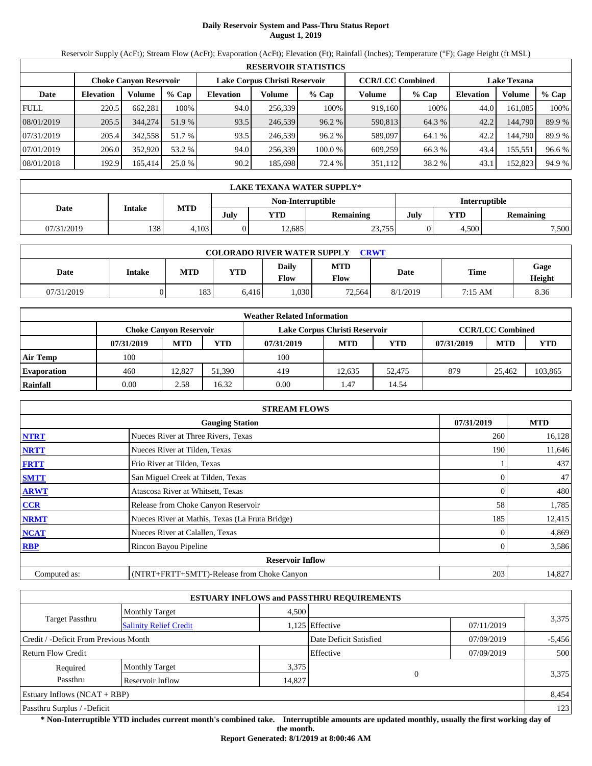# Daily Reservoir System and Pass-Thru Status Report
## August 1, 2019

Reservoir Supply (AcFt); Stream Flow (AcFt); Evaporation (AcFt); Elevation (Ft); Rainfall (Inches); Temperature (°F); Gage Height (ft MSL)

| RESERVOIR STATISTICS | | | | | | | | | | | |
|---|---|---|---|---|---|---|---|---|---|---|---|
| | Choke Canyon Reservoir | | | Lake Corpus Christi Reservoir | | | CCR/LCC Combined | | Lake Texana | | |
| Date | Elevation | Volume | % Cap | Elevation | Volume | % Cap | Volume | % Cap | Elevation | Volume | % Cap |
| FULL | 220.5 | 662,281 | 100% | 94.0 | 256,339 | 100% | 919,160 | 100% | 44.0 | 161,085 | 100% |
| 08/01/2019 | 205.5 | 344,274 | 51.9 % | 93.5 | 246,539 | 96.2 % | 590,813 | 64.3 % | 42.2 | 144,790 | 89.9 % |
| 07/31/2019 | 205.4 | 342,558 | 51.7 % | 93.5 | 246,539 | 96.2 % | 589,097 | 64.1 % | 42.2 | 144,790 | 89.9 % |
| 07/01/2019 | 206.0 | 352,920 | 53.2 % | 94.0 | 256,339 | 100.0 % | 609,259 | 66.3 % | 43.4 | 155,551 | 96.6 % |
| 08/01/2018 | 192.9 | 165,414 | 25.0 % | 90.2 | 185,698 | 72.4 % | 351,112 | 38.2 % | 43.1 | 152,823 | 94.9 % |

| LAKE TEXANA WATER SUPPLY* | | | | | | | | |
|---|---|---|---|---|---|---|---|---|
| Date | Intake | MTD | Non-Interruptible | | | Interruptible | | |
| | | | July | YTD | Remaining | July | YTD | Remaining |
| 07/31/2019 | 138 | 4,103 | 0 | 12,685 | 23,755 | 0 | 4,500 | 7,500 |

| COLORADO RIVER WATER SUPPLY CRWT | | | | | | | | |
|---|---|---|---|---|---|---|---|---|
| Date | Intake | MTD | YTD | Daily Flow | MTD Flow | Date | Time | Gage Height |
| 07/31/2019 | 0 | 183 | 6,416 | 1,030 | 72,564 | 8/1/2019 | 7:15 AM | 8.36 |

| Weather Related Information | | | | | | | | | |
|---|---|---|---|---|---|---|---|---|---|
| | Choke Canyon Reservoir | | | Lake Corpus Christi Reservoir | | | CCR/LCC Combined | | |
| | 07/31/2019 | MTD | YTD | 07/31/2019 | MTD | YTD | 07/31/2019 | MTD | YTD |
| Air Temp | 100 | | | 100 | | | | | |
| Evaporation | 460 | 12,827 | 51,390 | 419 | 12,635 | 52,475 | 879 | 25,462 | 103,865 |
| Rainfall | 0.00 | 2.58 | 16.32 | 0.00 | 1.47 | 14.54 | | | |

| STREAM FLOWS | | | |
|---|---|---|---|
| | Gauging Station | 07/31/2019 | MTD |
| NTRT | Nueces River at Three Rivers, Texas | 260 | 16,128 |
| NRTT | Nueces River at Tilden, Texas | 190 | 11,646 |
| FRTT | Frio River at Tilden, Texas | 1 | 437 |
| SMTT | San Miguel Creek at Tilden, Texas | 0 | 47 |
| ARWT | Atascosa River at Whitsett, Texas | 0 | 480 |
| CCR | Release from Choke Canyon Reservoir | 58 | 1,785 |
| NRMT | Nueces River at Mathis, Texas (La Fruta Bridge) | 185 | 12,415 |
| NCAT | Nueces River at Calallen, Texas | 0 | 4,869 |
| RBP | Rincon Bayou Pipeline | 0 | 3,586 |
| | **Reservoir Inflow** | | |
| Computed as: | (NTRT+FRTT+SMTT)-Release from Choke Canyon | 203 | 14,827 |

| ESTUARY INFLOWS and PASSTHRU REQUIREMENTS | | | | | |
|---|---|---|---|---|---|
| Target Passthru | Monthly Target | 4,500 | | | 3,375 |
| | Salinity Relief Credit | 1,125 | Effective | 07/11/2019 | |
| Credit / -Deficit From Previous Month | | | Date Deficit Satisfied | 07/09/2019 | -5,456 |
| Return Flow Credit | | | Effective | 07/09/2019 | 500 |
| Required Passthru | Monthly Target | 3,375 | 0 | | 3,375 |
| | Reservoir Inflow | 14,827 | | | |
| Estuary Inflows (NCAT + RBP) | | | | | 8,454 |
| Passthru Surplus / -Deficit | | | | | 123 |

**\* Non-Interruptible YTD includes current month's combined take. Interruptible amounts are updated monthly, usually the first working day of the month.**

**Report Generated: 8/1/2019 at 8:00:46 AM**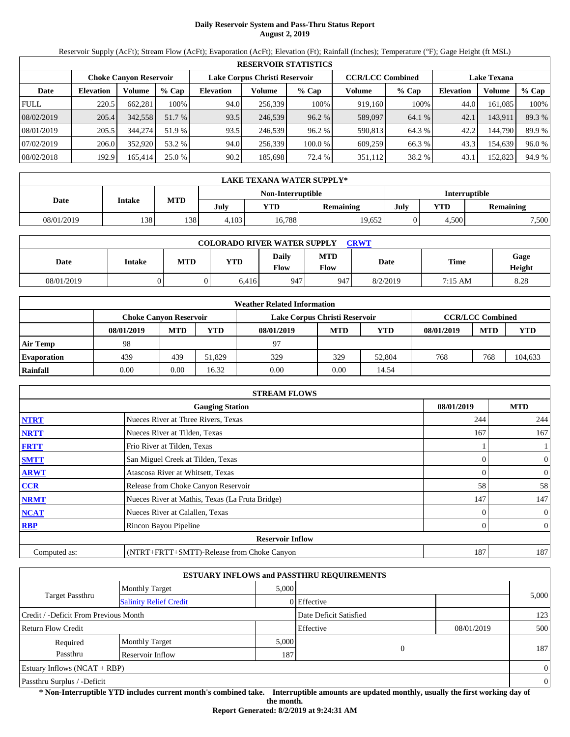# Daily Reservoir System and Pass-Thru Status Report
**August 2, 2019**

Reservoir Supply (AcFt); Stream Flow (AcFt); Evaporation (AcFt); Elevation (Ft); Rainfall (Inches); Temperature (°F); Gage Height (ft MSL)

| RESERVOIR STATISTICS | | | | | | | | | | | |
|---|---|---|---|---|---|---|---|---|---|---|---|
| | Choke Canyon Reservoir | | | Lake Corpus Christi Reservoir | | | CCR/LCC Combined | | Lake Texana | | |
| Date | Elevation | Volume | % Cap | Elevation | Volume | % Cap | Volume | % Cap | Elevation | Volume | % Cap |
| FULL | 220.5 | 662,281 | 100% | 94.0 | 256,339 | 100% | 919,160 | 100% | 44.0 | 161,085 | 100% |
| 08/02/2019 | 205.4 | 342,558 | 51.7 % | 93.5 | 246,539 | 96.2 % | 589,097 | 64.1 % | 42.1 | 143,911 | 89.3 % |
| 08/01/2019 | 205.5 | 344,274 | 51.9 % | 93.5 | 246,539 | 96.2 % | 590,813 | 64.3 % | 42.2 | 144,790 | 89.9 % |
| 07/02/2019 | 206.0 | 352,920 | 53.2 % | 94.0 | 256,339 | 100.0 % | 609,259 | 66.3 % | 43.3 | 154,639 | 96.0 % |
| 08/02/2018 | 192.9 | 165,414 | 25.0 % | 90.2 | 185,698 | 72.4 % | 351,112 | 38.2 % | 43.1 | 152,823 | 94.9 % |

| LAKE TEXANA WATER SUPPLY* | | | | | | | | |
|---|---|---|---|---|---|---|---|---|
| Date | Intake | MTD | Non-Interruptible | | | Interruptible | | |
| | | | July | YTD | Remaining | July | YTD | Remaining |
| 08/01/2019 | 138 | 138 | 4,103 | 16,788 | 19,652 | 0 | 4,500 | 7,500 |

| COLORADO RIVER WATER SUPPLY CRWT | | | | | | | | |
|---|---|---|---|---|---|---|---|---|
| Date | Intake | MTD | YTD | Daily Flow | MTD Flow | Date | Time | Gage Height |
| 08/01/2019 | 0 | 0 | 6,416 | 947 | 947 | 8/2/2019 | 7:15 AM | 8.28 |

| Weather Related Information | | | | | | | | | |
|---|---|---|---|---|---|---|---|---|---|
| | Choke Canyon Reservoir | | | Lake Corpus Christi Reservoir | | | CCR/LCC Combined | | |
| | 08/01/2019 | MTD | YTD | 08/01/2019 | MTD | YTD | 08/01/2019 | MTD | YTD |
| **Air Temp** | 98 | | | 97 | | | | | |
| **Evaporation** | 439 | 439 | 51,829 | 329 | 329 | 52,804 | 768 | 768 | 104,633 |
| **Rainfall** | 0.00 | 0.00 | 16.32 | 0.00 | 0.00 | 14.54 | | | |

| STREAM FLOWS | | | |
|---|---|---|---|
| | Gauging Station | 08/01/2019 | MTD |
| **NTRT** | Nueces River at Three Rivers, Texas | 244 | 244 |
| **NRTT** | Nueces River at Tilden, Texas | 167 | 167 |
| **FRTT** | Frio River at Tilden, Texas | 1 | 1 |
| **SMTT** | San Miguel Creek at Tilden, Texas | 0 | 0 |
| **ARWT** | Atascosa River at Whitsett, Texas | 0 | 0 |
| **CCR** | Release from Choke Canyon Reservoir | 58 | 58 |
| **NRMT** | Nueces River at Mathis, Texas (La Fruta Bridge) | 147 | 147 |
| **NCAT** | Nueces River at Calallen, Texas | 0 | 0 |
| **RBP** | Rincon Bayou Pipeline | 0 | 0 |
| | **Reservoir Inflow** | | |
| Computed as: | (NTRT+FRTT+SMTT)-Release from Choke Canyon | 187 | 187 |

| ESTUARY INFLOWS and PASSTHRU REQUIREMENTS | | | | | |
|---|---|---|---|---|---|
| Target Passthru | Monthly Target | 5,000 | | | 5,000 |
| | Salinity Relief Credit | 0 | Effective | | |
| Credit / -Deficit From Previous Month | | | Date Deficit Satisfied | | 123 |
| Return Flow Credit | | | Effective | 08/01/2019 | 500 |
| Required Passthru | Monthly Target | 5,000 | 0 | | 187 |
| | Reservoir Inflow | 187 | | | |
| Estuary Inflows (NCAT + RBP) | | | | | 0 |
| Passthru Surplus / -Deficit | | | | | 0 |

**\* Non-Interruptible YTD includes current month's combined take. Interruptible amounts are updated monthly, usually the first working day of the month.**

**Report Generated: 8/2/2019 at 9:24:31 AM**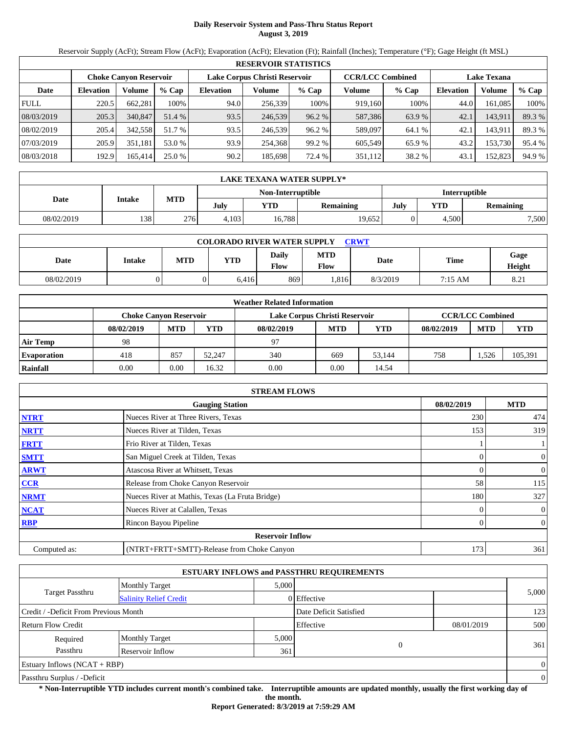# Daily Reservoir System and Pass-Thru Status Report
## August 3, 2019

Reservoir Supply (AcFt); Stream Flow (AcFt); Evaporation (AcFt); Elevation (Ft); Rainfall (Inches); Temperature (°F); Gage Height (ft MSL)

| RESERVOIR STATISTICS | | | | | | | | | | | |
|---|---|---|---|---|---|---|---|---|---|---|---|
| | Choke Canyon Reservoir | | | Lake Corpus Christi Reservoir | | | CCR/LCC Combined | | Lake Texana | | |
| Date | Elevation | Volume | % Cap | Elevation | Volume | % Cap | Volume | % Cap | Elevation | Volume | % Cap |
| FULL | 220.5 | 662,281 | 100% | 94.0 | 256,339 | 100% | 919,160 | 100% | 44.0 | 161,085 | 100% |
| 08/03/2019 | 205.3 | 340,847 | 51.4 % | 93.5 | 246,539 | 96.2 % | 587,386 | 63.9 % | 42.1 | 143,911 | 89.3 % |
| 08/02/2019 | 205.4 | 342,558 | 51.7 % | 93.5 | 246,539 | 96.2 % | 589,097 | 64.1 % | 42.1 | 143,911 | 89.3 % |
| 07/03/2019 | 205.9 | 351,181 | 53.0 % | 93.9 | 254,368 | 99.2 % | 605,549 | 65.9 % | 43.2 | 153,730 | 95.4 % |
| 08/03/2018 | 192.9 | 165,414 | 25.0 % | 90.2 | 185,698 | 72.4 % | 351,112 | 38.2 % | 43.1 | 152,823 | 94.9 % |

| LAKE TEXANA WATER SUPPLY* | | | | | | | | |
|---|---|---|---|---|---|---|---|---|
| Date | Intake | MTD | Non-Interruptible | | | Interruptible | | |
| | | | July | YTD | Remaining | July | YTD | Remaining |
| 08/02/2019 | 138 | 276 | 4,103 | 16,788 | 19,652 | 0 | 4,500 | 7,500 |

| COLORADO RIVER WATER SUPPLY CRWT | | | | | | | | |
|---|---|---|---|---|---|---|---|---|
| Date | Intake | MTD | YTD | Daily Flow | MTD Flow | Date | Time | Gage Height |
| 08/02/2019 | 0 | 0 | 6,416 | 869 | 1,816 | 8/3/2019 | 7:15 AM | 8.21 |

| Weather Related Information | | | | | | | | | |
|---|---|---|---|---|---|---|---|---|---|
| | Choke Canyon Reservoir | | | Lake Corpus Christi Reservoir | | | CCR/LCC Combined | | |
| | 08/02/2019 | MTD | YTD | 08/02/2019 | MTD | YTD | 08/02/2019 | MTD | YTD |
| Air Temp | 98 | | | 97 | | | | | |
| Evaporation | 418 | 857 | 52,247 | 340 | 669 | 53,144 | 758 | 1,526 | 105,391 |
| Rainfall | 0.00 | 0.00 | 16.32 | 0.00 | 0.00 | 14.54 | | | |

| STREAM FLOWS | | | |
|---|---|---|---|
| | Gauging Station | 08/02/2019 | MTD |
| NTRT | Nueces River at Three Rivers, Texas | 230 | 474 |
| NRTT | Nueces River at Tilden, Texas | 153 | 319 |
| FRTT | Frio River at Tilden, Texas | 1 | 1 |
| SMTT | San Miguel Creek at Tilden, Texas | 0 | 0 |
| ARWT | Atascosa River at Whitsett, Texas | 0 | 0 |
| CCR | Release from Choke Canyon Reservoir | 58 | 115 |
| NRMT | Nueces River at Mathis, Texas (La Fruta Bridge) | 180 | 327 |
| NCAT | Nueces River at Calallen, Texas | 0 | 0 |
| RBP | Rincon Bayou Pipeline | 0 | 0 |
| Reservoir Inflow | | | |
| Computed as: | (NTRT+FRTT+SMTT)-Release from Choke Canyon | 173 | 361 |

| ESTUARY INFLOWS and PASSTHRU REQUIREMENTS | | | | | |
|---|---|---|---|---|---|
| Target Passthru | Monthly Target | 5,000 | | | 5,000 |
| | Salinity Relief Credit | 0 | Effective | | |
| Credit / -Deficit From Previous Month | | | Date Deficit Satisfied | | 123 |
| Return Flow Credit | | | Effective | 08/01/2019 | 500 |
| Required Passthru | Monthly Target | 5,000 | 0 | | 361 |
| | Reservoir Inflow | 361 | | | |
| Estuary Inflows (NCAT + RBP) | | | | | 0 |
| Passthru Surplus / -Deficit | | | | | 0 |

**\* Non-Interruptible YTD includes current month's combined take. Interruptible amounts are updated monthly, usually the first working day of the month.**

**Report Generated: 8/3/2019 at 7:59:29 AM**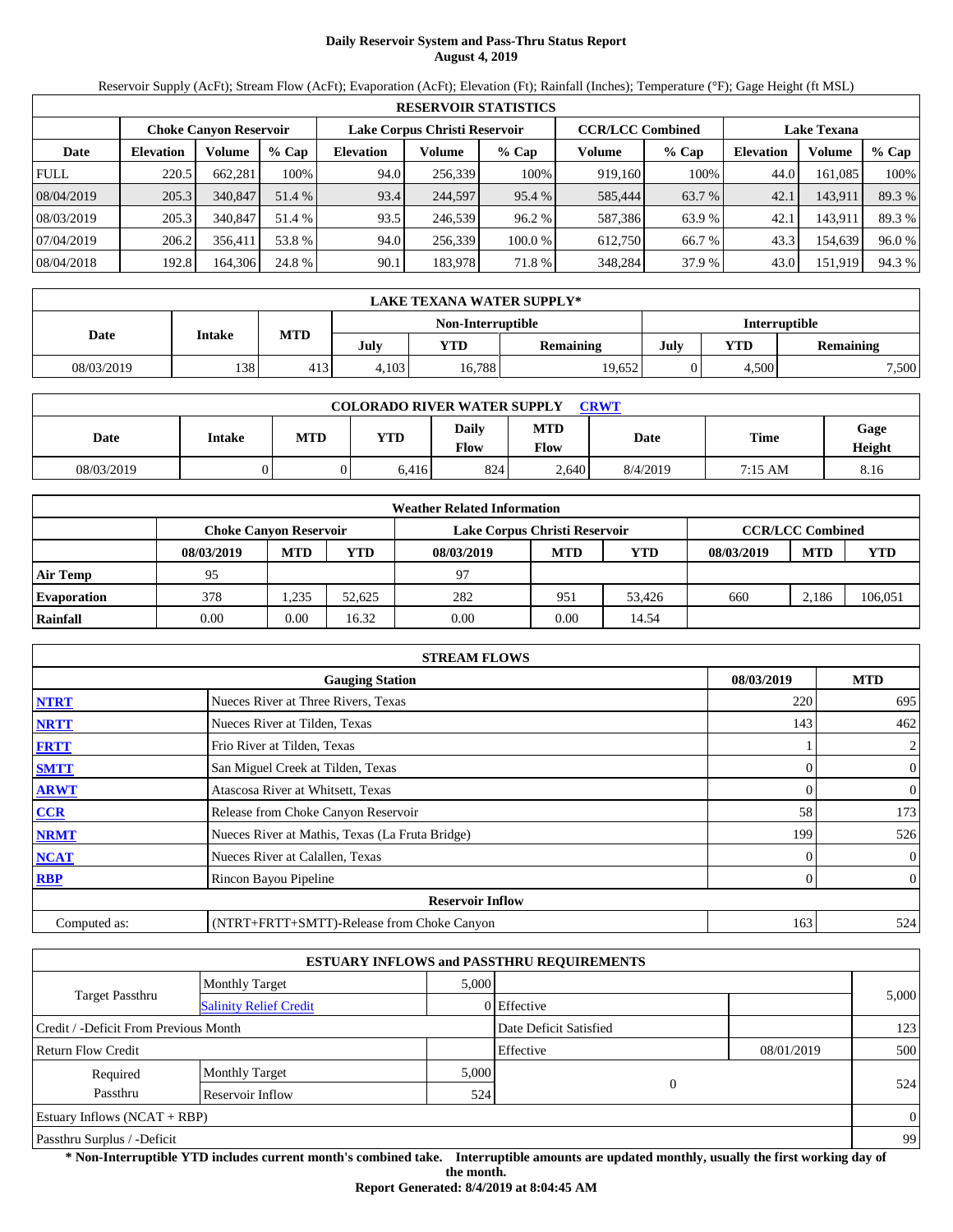# Daily Reservoir System and Pass-Thru Status Report
**August 4, 2019**

Reservoir Supply (AcFt); Stream Flow (AcFt); Evaporation (AcFt); Elevation (Ft); Rainfall (Inches); Temperature (°F); Gage Height (ft MSL)

| RESERVOIR STATISTICS | | | | | | | | | | | |
|---|---|---|---|---|---|---|---|---|---|---|---|
| | Choke Canyon Reservoir | | | Lake Corpus Christi Reservoir | | | CCR/LCC Combined | | Lake Texana | | |
| Date | Elevation | Volume | % Cap | Elevation | Volume | % Cap | Volume | % Cap | Elevation | Volume | % Cap |
| FULL | 220.5 | 662,281 | 100% | 94.0 | 256,339 | 100% | 919,160 | 100% | 44.0 | 161,085 | 100% |
| 08/04/2019 | 205.3 | 340,847 | 51.4 % | 93.4 | 244,597 | 95.4 % | 585,444 | 63.7 % | 42.1 | 143,911 | 89.3 % |
| 08/03/2019 | 205.3 | 340,847 | 51.4 % | 93.5 | 246,539 | 96.2 % | 587,386 | 63.9 % | 42.1 | 143,911 | 89.3 % |
| 07/04/2019 | 206.2 | 356,411 | 53.8 % | 94.0 | 256,339 | 100.0 % | 612,750 | 66.7 % | 43.3 | 154,639 | 96.0 % |
| 08/04/2018 | 192.8 | 164,306 | 24.8 % | 90.1 | 183,978 | 71.8 % | 348,284 | 37.9 % | 43.0 | 151,919 | 94.3 % |

| LAKE TEXANA WATER SUPPLY* | | | | | | | | |
|---|---|---|---|---|---|---|---|---|
| Date | Intake | MTD | Non-Interruptible | | | Interruptible | | |
| | | | July | YTD | Remaining | July | YTD | Remaining |
| 08/03/2019 | 138 | 413 | 4,103 | 16,788 | 19,652 | 0 | 4,500 | 7,500 |

| COLORADO RIVER WATER SUPPLY CRWT | | | | | | | | |
|---|---|---|---|---|---|---|---|---|
| Date | Intake | MTD | YTD | Daily Flow | MTD Flow | Date | Time | Gage Height |
| 08/03/2019 | 0 | 0 | 6,416 | 824 | 2,640 | 8/4/2019 | 7:15 AM | 8.16 |

| Weather Related Information | | | | | | | | | |
|---|---|---|---|---|---|---|---|---|---|
| | Choke Canyon Reservoir | | | Lake Corpus Christi Reservoir | | | CCR/LCC Combined | | |
| | 08/03/2019 | MTD | YTD | 08/03/2019 | MTD | YTD | 08/03/2019 | MTD | YTD |
| Air Temp | 95 | | | 97 | | | | | |
| Evaporation | 378 | 1,235 | 52,625 | 282 | 951 | 53,426 | 660 | 2,186 | 106,051 |
| Rainfall | 0.00 | 0.00 | 16.32 | 0.00 | 0.00 | 14.54 | | | |

| STREAM FLOWS | | | |
|---|---|---|---|
| | Gauging Station | 08/03/2019 | MTD |
| NTRT | Nueces River at Three Rivers, Texas | 220 | 695 |
| NRTT | Nueces River at Tilden, Texas | 143 | 462 |
| FRTT | Frio River at Tilden, Texas | 1 | 2 |
| SMTT | San Miguel Creek at Tilden, Texas | 0 | 0 |
| ARWT | Atascosa River at Whitsett, Texas | 0 | 0 |
| CCR | Release from Choke Canyon Reservoir | 58 | 173 |
| NRMT | Nueces River at Mathis, Texas (La Fruta Bridge) | 199 | 526 |
| NCAT | Nueces River at Calallen, Texas | 0 | 0 |
| RBP | Rincon Bayou Pipeline | 0 | 0 |
| | **Reservoir Inflow** | | |
| Computed as: | (NTRT+FRTT+SMTT)-Release from Choke Canyon | 163 | 524 |

| ESTUARY INFLOWS and PASSTHRU REQUIREMENTS | | | | | |
|---|---|---|---|---|---|
| Target Passthru | Monthly Target | 5,000 | | | 5,000 |
| | Salinity Relief Credit | 0 | Effective | | |
| Credit / -Deficit From Previous Month | | | Date Deficit Satisfied | | 123 |
| Return Flow Credit | | | Effective | 08/01/2019 | 500 |
| Required Passthru | Monthly Target | 5,000 | 0 | | 524 |
| | Reservoir Inflow | 524 | | | |
| Estuary Inflows (NCAT + RBP) | | | | | 0 |
| Passthru Surplus / -Deficit | | | | | 99 |

**\* Non-Interruptible YTD includes current month's combined take. Interruptible amounts are updated monthly, usually the first working day of the month.**

**Report Generated: 8/4/2019 at 8:04:45 AM**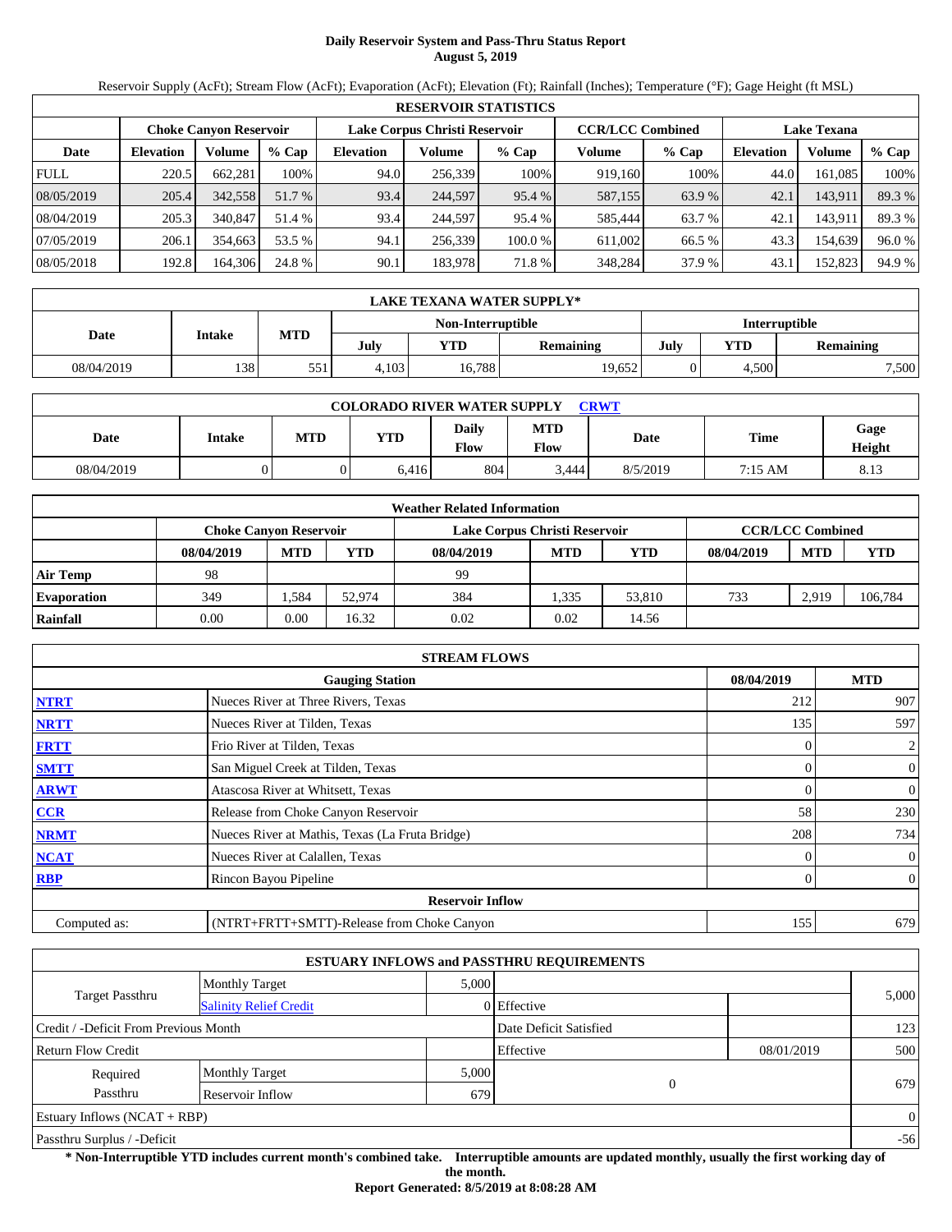# Daily Reservoir System and Pass-Thru Status Report
## August 5, 2019

Reservoir Supply (AcFt); Stream Flow (AcFt); Evaporation (AcFt); Elevation (Ft); Rainfall (Inches); Temperature (°F); Gage Height (ft MSL)

| RESERVOIR STATISTICS | | | | | | | | | | | |
|---|---|---|---|---|---|---|---|---|---|---|---|
| | Choke Canyon Reservoir | | | Lake Corpus Christi Reservoir | | | CCR/LCC Combined | | Lake Texana | | |
| Date | Elevation | Volume | % Cap | Elevation | Volume | % Cap | Volume | % Cap | Elevation | Volume | % Cap |
| FULL | 220.5 | 662,281 | 100% | 94.0 | 256,339 | 100% | 919,160 | 100% | 44.0 | 161,085 | 100% |
| 08/05/2019 | 205.4 | 342,558 | 51.7 % | 93.4 | 244,597 | 95.4 % | 587,155 | 63.9 % | 42.1 | 143,911 | 89.3 % |
| 08/04/2019 | 205.3 | 340,847 | 51.4 % | 93.4 | 244,597 | 95.4 % | 585,444 | 63.7 % | 42.1 | 143,911 | 89.3 % |
| 07/05/2019 | 206.1 | 354,663 | 53.5 % | 94.1 | 256,339 | 100.0 % | 611,002 | 66.5 % | 43.3 | 154,639 | 96.0 % |
| 08/05/2018 | 192.8 | 164,306 | 24.8 % | 90.1 | 183,978 | 71.8 % | 348,284 | 37.9 % | 43.1 | 152,823 | 94.9 % |

| LAKE TEXANA WATER SUPPLY* | | | | | | | | |
|---|---|---|---|---|---|---|---|---|
| Date | Intake | MTD | Non-Interruptible | | | Interruptible | | |
| | | | July | YTD | Remaining | July | YTD | Remaining |
| 08/04/2019 | 138 | 551 | 4,103 | 16,788 | 19,652 | 0 | 4,500 | 7,500 |

| COLORADO RIVER WATER SUPPLY CRWT | | | | | | | | |
|---|---|---|---|---|---|---|---|---|
| Date | Intake | MTD | YTD | Daily Flow | MTD Flow | Date | Time | Gage Height |
| 08/04/2019 | 0 | 0 | 6,416 | 804 | 3,444 | 8/5/2019 | 7:15 AM | 8.13 |

| Weather Related Information | | | | | | | | | |
|---|---|---|---|---|---|---|---|---|---|
| | Choke Canyon Reservoir | | | Lake Corpus Christi Reservoir | | | CCR/LCC Combined | | |
| | 08/04/2019 | MTD | YTD | 08/04/2019 | MTD | YTD | 08/04/2019 | MTD | YTD |
| Air Temp | 98 | | | 99 | | | | | |
| Evaporation | 349 | 1,584 | 52,974 | 384 | 1,335 | 53,810 | 733 | 2,919 | 106,784 |
| Rainfall | 0.00 | 0.00 | 16.32 | 0.02 | 0.02 | 14.56 | | | |

| STREAM FLOWS | | | |
|---|---|---|---|
| | Gauging Station | 08/04/2019 | MTD |
| NTRT | Nueces River at Three Rivers, Texas | 212 | 907 |
| NRTT | Nueces River at Tilden, Texas | 135 | 597 |
| FRTT | Frio River at Tilden, Texas | 0 | 2 |
| SMTT | San Miguel Creek at Tilden, Texas | 0 | 0 |
| ARWT | Atascosa River at Whitsett, Texas | 0 | 0 |
| CCR | Release from Choke Canyon Reservoir | 58 | 230 |
| NRMT | Nueces River at Mathis, Texas (La Fruta Bridge) | 208 | 734 |
| NCAT | Nueces River at Calallen, Texas | 0 | 0 |
| RBP | Rincon Bayou Pipeline | 0 | 0 |
| Reservoir Inflow | | | |
| Computed as: | (NTRT+FRTT+SMTT)-Release from Choke Canyon | 155 | 679 |

| ESTUARY INFLOWS and PASSTHRU REQUIREMENTS | | | | | |
|---|---|---|---|---|---|
| Target Passthru | Monthly Target | 5,000 | | | 5,000 |
| | Salinity Relief Credit | 0 | Effective | | |
| Credit / -Deficit From Previous Month | | | Date Deficit Satisfied | | 123 |
| Return Flow Credit | | | Effective | 08/01/2019 | 500 |
| Required Passthru | Monthly Target | 5,000 | 0 | | 679 |
| | Reservoir Inflow | 679 | | | |
| Estuary Inflows (NCAT + RBP) | | | | | 0 |
| Passthru Surplus / -Deficit | | | | | -56 |

**\* Non-Interruptible YTD includes current month's combined take. Interruptible amounts are updated monthly, usually the first working day of the month.**

**Report Generated: 8/5/2019 at 8:08:28 AM**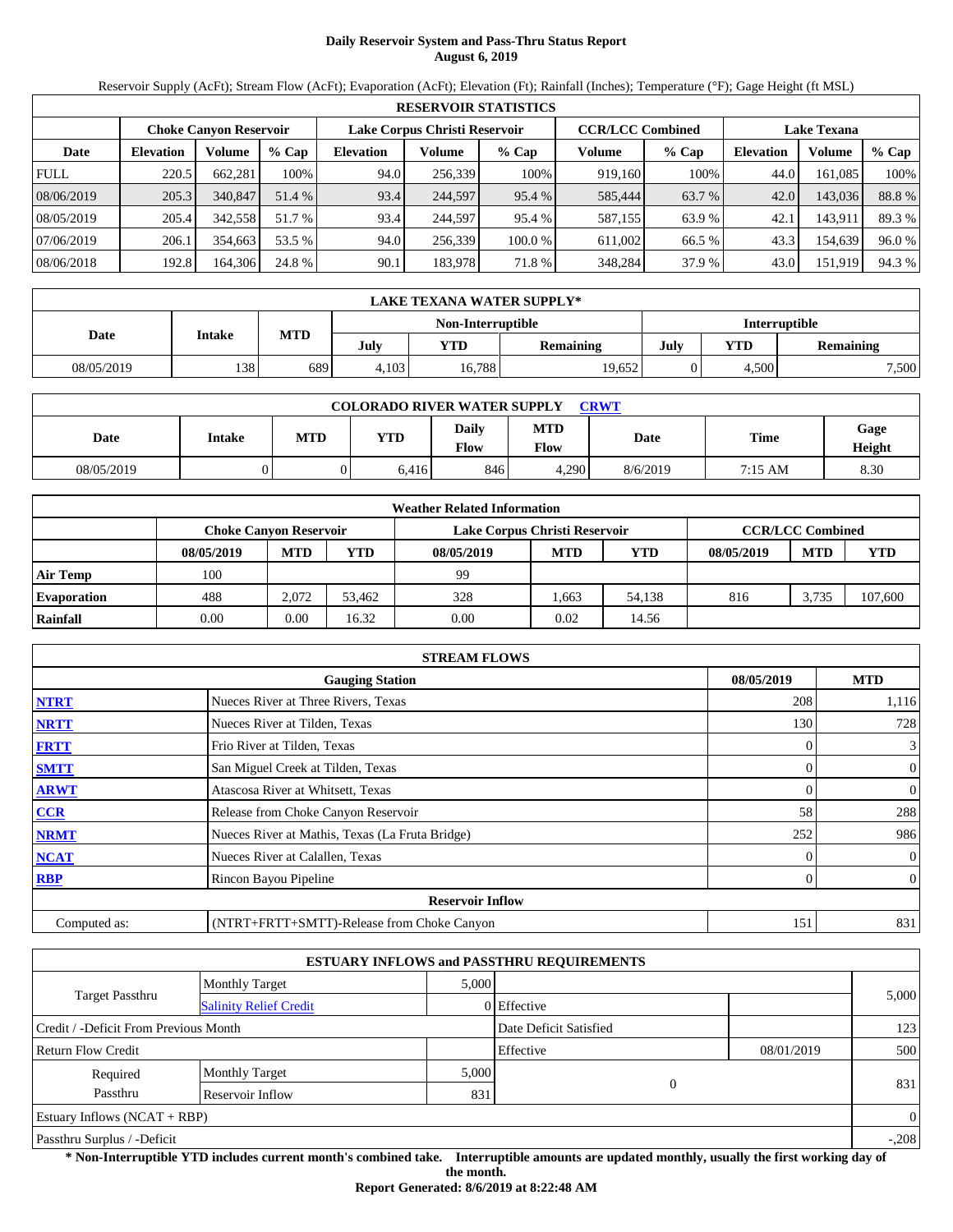# Daily Reservoir System and Pass-Thru Status Report
## August 6, 2019

Reservoir Supply (AcFt); Stream Flow (AcFt); Evaporation (AcFt); Elevation (Ft); Rainfall (Inches); Temperature (°F); Gage Height (ft MSL)

| RESERVOIR STATISTICS | | | | | | | | | | | |
|---|---|---|---|---|---|---|---|---|---|---|---|
| | Choke Canyon Reservoir | | | Lake Corpus Christi Reservoir | | | CCR/LCC Combined | | Lake Texana | | |
| Date | Elevation | Volume | % Cap | Elevation | Volume | % Cap | Volume | % Cap | Elevation | Volume | % Cap |
| FULL | 220.5 | 662,281 | 100% | 94.0 | 256,339 | 100% | 919,160 | 100% | 44.0 | 161,085 | 100% |
| 08/06/2019 | 205.3 | 340,847 | 51.4 % | 93.4 | 244,597 | 95.4 % | 585,444 | 63.7 % | 42.0 | 143,036 | 88.8 % |
| 08/05/2019 | 205.4 | 342,558 | 51.7 % | 93.4 | 244,597 | 95.4 % | 587,155 | 63.9 % | 42.1 | 143,911 | 89.3 % |
| 07/06/2019 | 206.1 | 354,663 | 53.5 % | 94.0 | 256,339 | 100.0 % | 611,002 | 66.5 % | 43.3 | 154,639 | 96.0 % |
| 08/06/2018 | 192.8 | 164,306 | 24.8 % | 90.1 | 183,978 | 71.8 % | 348,284 | 37.9 % | 43.0 | 151,919 | 94.3 % |

| LAKE TEXANA WATER SUPPLY* | | | | | | | | |
|---|---|---|---|---|---|---|---|---|
| Date | Intake | MTD | Non-Interruptible | | | Interruptible | | |
| | | | July | YTD | Remaining | July | YTD | Remaining |
| 08/05/2019 | 138 | 689 | 4,103 | 16,788 | 19,652 | 0 | 4,500 | 7,500 |

| COLORADO RIVER WATER SUPPLY CRWT | | | | | | | | |
|---|---|---|---|---|---|---|---|---|
| Date | Intake | MTD | YTD | Daily Flow | MTD Flow | Date | Time | Gage Height |
| 08/05/2019 | 0 | 0 | 6,416 | 846 | 4,290 | 8/6/2019 | 7:15 AM | 8.30 |

| Weather Related Information | | | | | | | | | |
|---|---|---|---|---|---|---|---|---|---|
| | Choke Canyon Reservoir | | | Lake Corpus Christi Reservoir | | | CCR/LCC Combined | | |
| | 08/05/2019 | MTD | YTD | 08/05/2019 | MTD | YTD | 08/05/2019 | MTD | YTD |
| Air Temp | 100 | | | 99 | | | | | |
| Evaporation | 488 | 2,072 | 53,462 | 328 | 1,663 | 54,138 | 816 | 3,735 | 107,600 |
| Rainfall | 0.00 | 0.00 | 16.32 | 0.00 | 0.02 | 14.56 | | | |

| STREAM FLOWS | | | |
|---|---|---|---|
| | Gauging Station | 08/05/2019 | MTD |
| NTRT | Nueces River at Three Rivers, Texas | 208 | 1,116 |
| NRTT | Nueces River at Tilden, Texas | 130 | 728 |
| FRTT | Frio River at Tilden, Texas | 0 | 3 |
| SMTT | San Miguel Creek at Tilden, Texas | 0 | 0 |
| ARWT | Atascosa River at Whitsett, Texas | 0 | 0 |
| CCR | Release from Choke Canyon Reservoir | 58 | 288 |
| NRMT | Nueces River at Mathis, Texas (La Fruta Bridge) | 252 | 986 |
| NCAT | Nueces River at Calallen, Texas | 0 | 0 |
| RBP | Rincon Bayou Pipeline | 0 | 0 |
| | Reservoir Inflow | | |
| Computed as: | (NTRT+FRTT+SMTT)-Release from Choke Canyon | 151 | 831 |

| ESTUARY INFLOWS and PASSTHRU REQUIREMENTS | | | | | |
|---|---|---|---|---|---|
| Target Passthru | Monthly Target | 5,000 | | | 5,000 |
| | Salinity Relief Credit | 0 | Effective | | |
| Credit / -Deficit From Previous Month | | | Date Deficit Satisfied | | 123 |
| Return Flow Credit | | | Effective | 08/01/2019 | 500 |
| Required Passthru | Monthly Target | 5,000 | 0 | | 831 |
| | Reservoir Inflow | 831 | | | |
| Estuary Inflows (NCAT + RBP) | | | | | 0 |
| Passthru Surplus / -Deficit | | | | | -,208 |

**\* Non-Interruptible YTD includes current month's combined take. Interruptible amounts are updated monthly, usually the first working day of the month.**

**Report Generated: 8/6/2019 at 8:22:48 AM**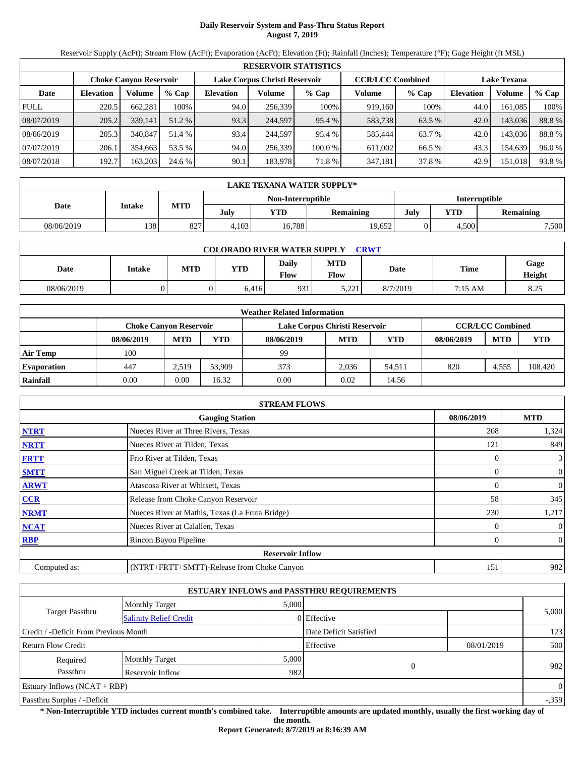# Daily Reservoir System and Pass-Thru Status Report
**August 7, 2019**

Reservoir Supply (AcFt); Stream Flow (AcFt); Evaporation (AcFt); Elevation (Ft); Rainfall (Inches); Temperature (°F); Gage Height (ft MSL)

| RESERVOIR STATISTICS | | | | | | | | | | | |
|---|---|---|---|---|---|---|---|---|---|---|---|
| | Choke Canyon Reservoir | | | Lake Corpus Christi Reservoir | | | CCR/LCC Combined | | Lake Texana | | |
| Date | Elevation | Volume | % Cap | Elevation | Volume | % Cap | Volume | % Cap | Elevation | Volume | % Cap |
| FULL | 220.5 | 662,281 | 100% | 94.0 | 256,339 | 100% | 919,160 | 100% | 44.0 | 161,085 | 100% |
| 08/07/2019 | 205.2 | 339,141 | 51.2 % | 93.3 | 244,597 | 95.4 % | 583,738 | 63.5 % | 42.0 | 143,036 | 88.8 % |
| 08/06/2019 | 205.3 | 340,847 | 51.4 % | 93.4 | 244,597 | 95.4 % | 585,444 | 63.7 % | 42.0 | 143,036 | 88.8 % |
| 07/07/2019 | 206.1 | 354,663 | 53.5 % | 94.0 | 256,339 | 100.0 % | 611,002 | 66.5 % | 43.3 | 154,639 | 96.0 % |
| 08/07/2018 | 192.7 | 163,203 | 24.6 % | 90.1 | 183,978 | 71.8 % | 347,181 | 37.8 % | 42.9 | 151,018 | 93.8 % |

| LAKE TEXANA WATER SUPPLY* | | | | | | | | |
|---|---|---|---|---|---|---|---|---|
| Date | Intake | MTD | Non-Interruptible | | | Interruptible | | |
| | | | July | YTD | Remaining | July | YTD | Remaining |
| 08/06/2019 | 138 | 827 | 4,103 | 16,788 | 19,652 | 0 | 4,500 | 7,500 |

| COLORADO RIVER WATER SUPPLY CRWT | | | | | | | | |
|---|---|---|---|---|---|---|---|---|
| Date | Intake | MTD | YTD | Daily Flow | MTD Flow | Date | Time | Gage Height |
| 08/06/2019 | 0 | 0 | 6,416 | 931 | 5,221 | 8/7/2019 | 7:15 AM | 8.25 |

| Weather Related Information | | | | | | | | | |
|---|---|---|---|---|---|---|---|---|---|
| | Choke Canyon Reservoir | | | Lake Corpus Christi Reservoir | | | CCR/LCC Combined | | |
| | 08/06/2019 | MTD | YTD | 08/06/2019 | MTD | YTD | 08/06/2019 | MTD | YTD |
| Air Temp | 100 | | | 99 | | | | | |
| Evaporation | 447 | 2,519 | 53,909 | 373 | 2,036 | 54,511 | 820 | 4,555 | 108,420 |
| Rainfall | 0.00 | 0.00 | 16.32 | 0.00 | 0.02 | 14.56 | | | |

| STREAM FLOWS | | | |
|---|---|---|---|
| | Gauging Station | 08/06/2019 | MTD |
| NTRT | Nueces River at Three Rivers, Texas | 208 | 1,324 |
| NRTT | Nueces River at Tilden, Texas | 121 | 849 |
| FRTT | Frio River at Tilden, Texas | 0 | 3 |
| SMTT | San Miguel Creek at Tilden, Texas | 0 | 0 |
| ARWT | Atascosa River at Whitsett, Texas | 0 | 0 |
| CCR | Release from Choke Canyon Reservoir | 58 | 345 |
| NRMT | Nueces River at Mathis, Texas (La Fruta Bridge) | 230 | 1,217 |
| NCAT | Nueces River at Calallen, Texas | 0 | 0 |
| RBP | Rincon Bayou Pipeline | 0 | 0 |
| | **Reservoir Inflow** | | |
| Computed as: | (NTRT+FRTT+SMTT)-Release from Choke Canyon | 151 | 982 |

| ESTUARY INFLOWS and PASSTHRU REQUIREMENTS | | | | | |
|---|---|---|---|---|---|
| Target Passthru | Monthly Target | 5,000 | | | 5,000 |
| | Salinity Relief Credit | 0 | Effective | | |
| Credit / -Deficit From Previous Month | | | Date Deficit Satisfied | | 123 |
| Return Flow Credit | | | Effective | 08/01/2019 | 500 |
| Required Passthru | Monthly Target | 5,000 | 0 | | 982 |
| | Reservoir Inflow | 982 | | | |
| Estuary Inflows (NCAT + RBP) | | | | | 0 |
| Passthru Surplus / -Deficit | | | | | -,359 |

**\* Non-Interruptible YTD includes current month's combined take. Interruptible amounts are updated monthly, usually the first working day of the month.**

**Report Generated: 8/7/2019 at 8:16:39 AM**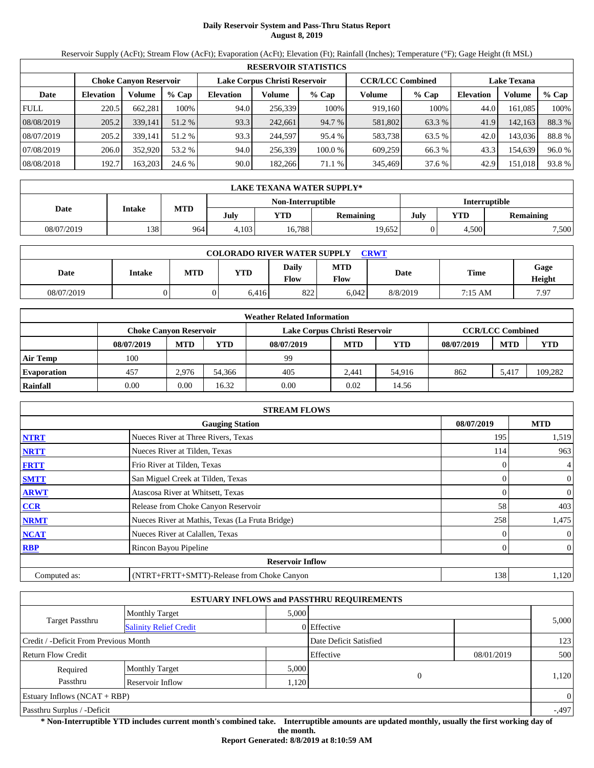# Daily Reservoir System and Pass-Thru Status Report
**August 8, 2019**

Reservoir Supply (AcFt); Stream Flow (AcFt); Evaporation (AcFt); Elevation (Ft); Rainfall (Inches); Temperature (°F); Gage Height (ft MSL)

| RESERVOIR STATISTICS | | | | | | | | | | | |
|---|---|---|---|---|---|---|---|---|---|---|---|
| | Choke Canyon Reservoir | | | Lake Corpus Christi Reservoir | | | CCR/LCC Combined | | Lake Texana | | |
| Date | Elevation | Volume | % Cap | Elevation | Volume | % Cap | Volume | % Cap | Elevation | Volume | % Cap |
| FULL | 220.5 | 662,281 | 100% | 94.0 | 256,339 | 100% | 919,160 | 100% | 44.0 | 161,085 | 100% |
| 08/08/2019 | 205.2 | 339,141 | 51.2 % | 93.3 | 242,661 | 94.7 % | 581,802 | 63.3 % | 41.9 | 142,163 | 88.3 % |
| 08/07/2019 | 205.2 | 339,141 | 51.2 % | 93.3 | 244,597 | 95.4 % | 583,738 | 63.5 % | 42.0 | 143,036 | 88.8 % |
| 07/08/2019 | 206.0 | 352,920 | 53.2 % | 94.0 | 256,339 | 100.0 % | 609,259 | 66.3 % | 43.3 | 154,639 | 96.0 % |
| 08/08/2018 | 192.7 | 163,203 | 24.6 % | 90.0 | 182,266 | 71.1 % | 345,469 | 37.6 % | 42.9 | 151,018 | 93.8 % |

| LAKE TEXANA WATER SUPPLY* | | | | | | | | |
|---|---|---|---|---|---|---|---|---|
| Date | Intake | MTD | Non-Interruptible | | | Interruptible | | |
| | | | July | YTD | Remaining | July | YTD | Remaining |
| 08/07/2019 | 138 | 964 | 4,103 | 16,788 | 19,652 | 0 | 4,500 | 7,500 |

| COLORADO RIVER WATER SUPPLY CRWT | | | | | | | | |
|---|---|---|---|---|---|---|---|---|
| Date | Intake | MTD | YTD | Daily Flow | MTD Flow | Date | Time | Gage Height |
| 08/07/2019 | 0 | 0 | 6,416 | 822 | 6,042 | 8/8/2019 | 7:15 AM | 7.97 |

| Weather Related Information | | | | | | | | | |
|---|---|---|---|---|---|---|---|---|---|
| | Choke Canyon Reservoir | | | Lake Corpus Christi Reservoir | | | CCR/LCC Combined | | |
| | 08/07/2019 | MTD | YTD | 08/07/2019 | MTD | YTD | 08/07/2019 | MTD | YTD |
| Air Temp | 100 | | | 99 | | | | | |
| Evaporation | 457 | 2,976 | 54,366 | 405 | 2,441 | 54,916 | 862 | 5,417 | 109,282 |
| Rainfall | 0.00 | 0.00 | 16.32 | 0.00 | 0.02 | 14.56 | | | |

| STREAM FLOWS | | | |
|---|---|---|---|
| | Gauging Station | 08/07/2019 | MTD |
| NTRT | Nueces River at Three Rivers, Texas | 195 | 1,519 |
| NRTT | Nueces River at Tilden, Texas | 114 | 963 |
| FRTT | Frio River at Tilden, Texas | 0 | 4 |
| SMTT | San Miguel Creek at Tilden, Texas | 0 | 0 |
| ARWT | Atascosa River at Whitsett, Texas | 0 | 0 |
| CCR | Release from Choke Canyon Reservoir | 58 | 403 |
| NRMT | Nueces River at Mathis, Texas (La Fruta Bridge) | 258 | 1,475 |
| NCAT | Nueces River at Calallen, Texas | 0 | 0 |
| RBP | Rincon Bayou Pipeline | 0 | 0 |
| | **Reservoir Inflow** | | |
| Computed as: | (NTRT+FRTT+SMTT)-Release from Choke Canyon | 138 | 1,120 |

| ESTUARY INFLOWS and PASSTHRU REQUIREMENTS | | | | | |
|---|---|---|---|---|---|
| Target Passthru | Monthly Target | 5,000 | | | 5,000 |
| | Salinity Relief Credit | 0 | Effective | | |
| Credit / -Deficit From Previous Month | | | Date Deficit Satisfied | | 123 |
| Return Flow Credit | | | Effective | 08/01/2019 | 500 |
| Required Passthru | Monthly Target | 5,000 | 0 | | 1,120 |
| | Reservoir Inflow | 1,120 | | | |
| Estuary Inflows (NCAT + RBP) | | | | | 0 |
| Passthru Surplus / -Deficit | | | | | -,497 |

**\* Non-Interruptible YTD includes current month's combined take. Interruptible amounts are updated monthly, usually the first working day of the month.**

**Report Generated: 8/8/2019 at 8:10:59 AM**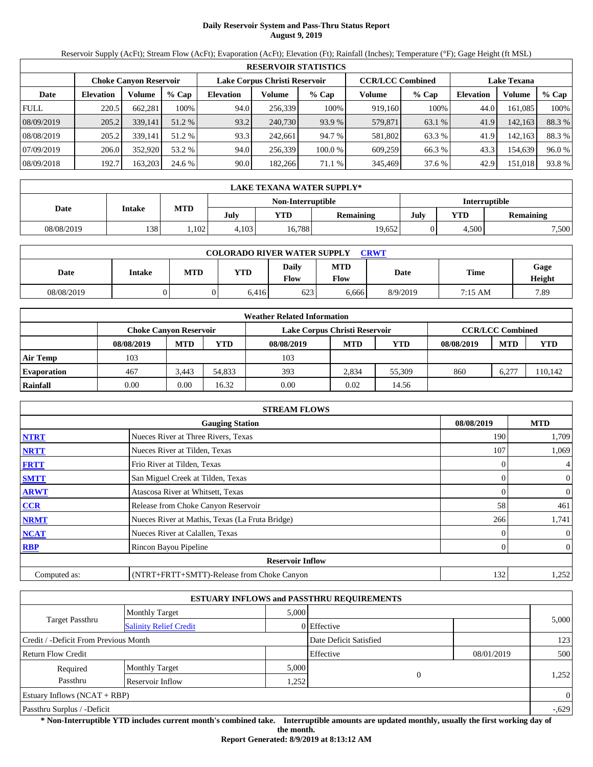# Daily Reservoir System and Pass-Thru Status Report
## August 9, 2019

Reservoir Supply (AcFt); Stream Flow (AcFt); Evaporation (AcFt); Elevation (Ft); Rainfall (Inches); Temperature (°F); Gage Height (ft MSL)

| RESERVOIR STATISTICS | | | | | | | | | | | |
|---|---|---|---|---|---|---|---|---|---|---|---|
| | Choke Canyon Reservoir | | | Lake Corpus Christi Reservoir | | | CCR/LCC Combined | | Lake Texana | | |
| Date | Elevation | Volume | % Cap | Elevation | Volume | % Cap | Volume | % Cap | Elevation | Volume | % Cap |
| FULL | 220.5 | 662,281 | 100% | 94.0 | 256,339 | 100% | 919,160 | 100% | 44.0 | 161,085 | 100% |
| 08/09/2019 | 205.2 | 339,141 | 51.2 % | 93.2 | 240,730 | 93.9 % | 579,871 | 63.1 % | 41.9 | 142,163 | 88.3 % |
| 08/08/2019 | 205.2 | 339,141 | 51.2 % | 93.3 | 242,661 | 94.7 % | 581,802 | 63.3 % | 41.9 | 142,163 | 88.3 % |
| 07/09/2019 | 206.0 | 352,920 | 53.2 % | 94.0 | 256,339 | 100.0 % | 609,259 | 66.3 % | 43.3 | 154,639 | 96.0 % |
| 08/09/2018 | 192.7 | 163,203 | 24.6 % | 90.0 | 182,266 | 71.1 % | 345,469 | 37.6 % | 42.9 | 151,018 | 93.8 % |

| LAKE TEXANA WATER SUPPLY* | | | | | | | | |
|---|---|---|---|---|---|---|---|---|
| Date | Intake | MTD | Non-Interruptible | | | Interruptible | | |
| | | | July | YTD | Remaining | July | YTD | Remaining |
| 08/08/2019 | 138 | 1,102 | 4,103 | 16,788 | 19,652 | 0 | 4,500 | 7,500 |

| COLORADO RIVER WATER SUPPLY CRWT | | | | | | | | |
|---|---|---|---|---|---|---|---|---|
| Date | Intake | MTD | YTD | Daily Flow | MTD Flow | Date | Time | Gage Height |
| 08/08/2019 | 0 | 0 | 6,416 | 623 | 6,666 | 8/9/2019 | 7:15 AM | 7.89 |

| Weather Related Information | | | | | | | | | |
|---|---|---|---|---|---|---|---|---|---|
| | Choke Canyon Reservoir | | | Lake Corpus Christi Reservoir | | | CCR/LCC Combined | | |
| | 08/08/2019 | MTD | YTD | 08/08/2019 | MTD | YTD | 08/08/2019 | MTD | YTD |
| Air Temp | 103 | | | 103 | | | | | |
| Evaporation | 467 | 3,443 | 54,833 | 393 | 2,834 | 55,309 | 860 | 6,277 | 110,142 |
| Rainfall | 0.00 | 0.00 | 16.32 | 0.00 | 0.02 | 14.56 | | | |

| STREAM FLOWS | | | |
|---|---|---|---|
| | Gauging Station | 08/08/2019 | MTD |
| NTRT | Nueces River at Three Rivers, Texas | 190 | 1,709 |
| NRTT | Nueces River at Tilden, Texas | 107 | 1,069 |
| FRTT | Frio River at Tilden, Texas | 0 | 4 |
| SMTT | San Miguel Creek at Tilden, Texas | 0 | 0 |
| ARWT | Atascosa River at Whitsett, Texas | 0 | 0 |
| CCR | Release from Choke Canyon Reservoir | 58 | 461 |
| NRMT | Nueces River at Mathis, Texas (La Fruta Bridge) | 266 | 1,741 |
| NCAT | Nueces River at Calallen, Texas | 0 | 0 |
| RBP | Rincon Bayou Pipeline | 0 | 0 |
| | Reservoir Inflow | | |
| Computed as: | (NTRT+FRTT+SMTT)-Release from Choke Canyon | 132 | 1,252 |

| ESTUARY INFLOWS and PASSTHRU REQUIREMENTS | | | | | |
|---|---|---|---|---|---|
| Target Passthru | Monthly Target | 5,000 | | | 5,000 |
| | Salinity Relief Credit | 0 | Effective | | |
| Credit / -Deficit From Previous Month | | | Date Deficit Satisfied | | 123 |
| Return Flow Credit | | | Effective | 08/01/2019 | 500 |
| Required Passthru | Monthly Target | 5,000 | 0 | | 1,252 |
| | Reservoir Inflow | 1,252 | | | |
| Estuary Inflows (NCAT + RBP) | | | | | 0 |
| Passthru Surplus / -Deficit | | | | | -,629 |

**\* Non-Interruptible YTD includes current month's combined take. Interruptible amounts are updated monthly, usually the first working day of the month.**

**Report Generated: 8/9/2019 at 8:13:12 AM**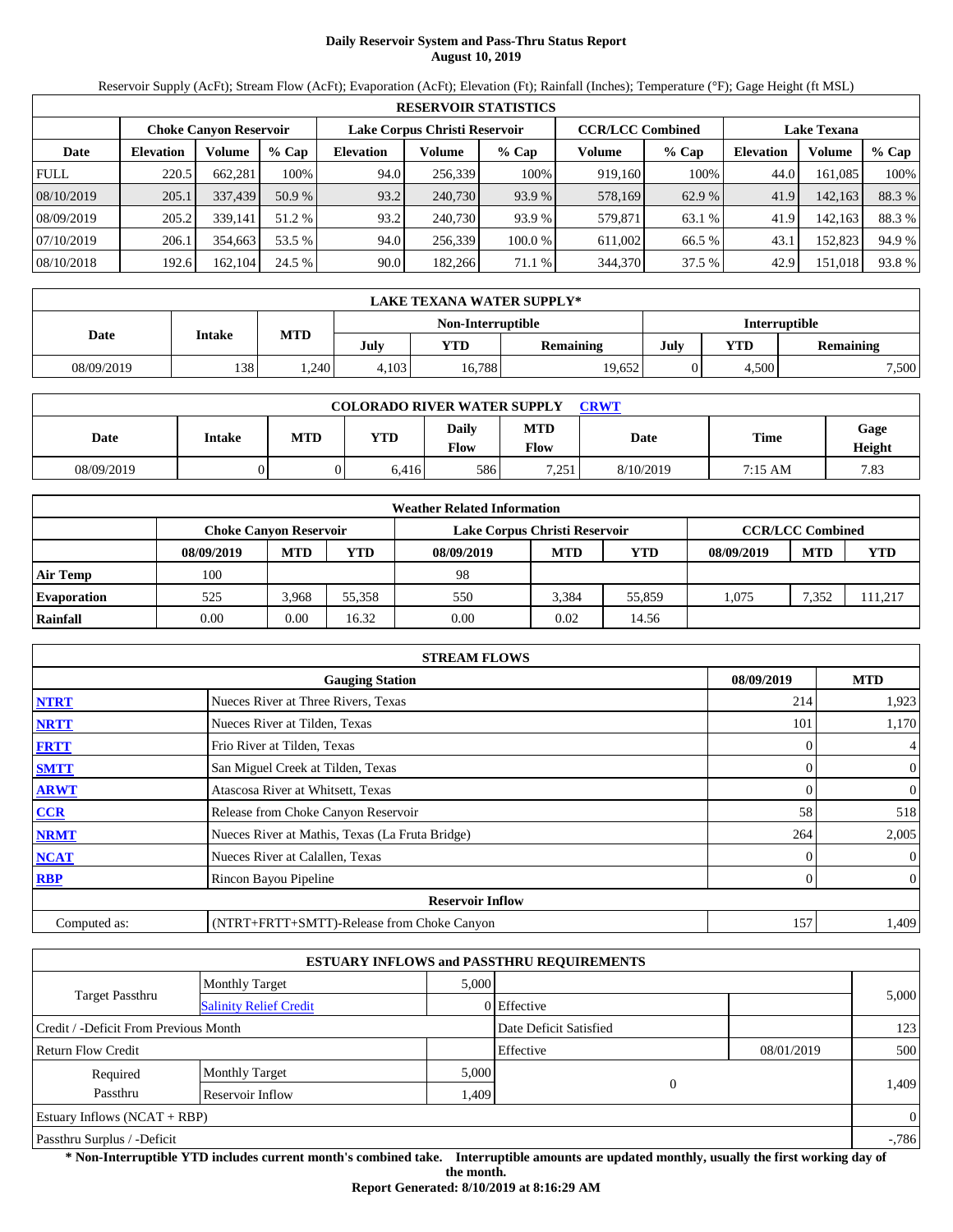# Daily Reservoir System and Pass-Thru Status Report
**August 10, 2019**

Reservoir Supply (AcFt); Stream Flow (AcFt); Evaporation (AcFt); Elevation (Ft); Rainfall (Inches); Temperature (°F); Gage Height (ft MSL)

| RESERVOIR STATISTICS | | | | | | | | | | | |
|---|---|---|---|---|---|---|---|---|---|---|---|
| | Choke Canyon Reservoir | | | Lake Corpus Christi Reservoir | | | CCR/LCC Combined | | Lake Texana | | |
| Date | Elevation | Volume | % Cap | Elevation | Volume | % Cap | Volume | % Cap | Elevation | Volume | % Cap |
| FULL | 220.5 | 662,281 | 100% | 94.0 | 256,339 | 100% | 919,160 | 100% | 44.0 | 161,085 | 100% |
| 08/10/2019 | 205.1 | 337,439 | 50.9 % | 93.2 | 240,730 | 93.9 % | 578,169 | 62.9 % | 41.9 | 142,163 | 88.3 % |
| 08/09/2019 | 205.2 | 339,141 | 51.2 % | 93.2 | 240,730 | 93.9 % | 579,871 | 63.1 % | 41.9 | 142,163 | 88.3 % |
| 07/10/2019 | 206.1 | 354,663 | 53.5 % | 94.0 | 256,339 | 100.0 % | 611,002 | 66.5 % | 43.1 | 152,823 | 94.9 % |
| 08/10/2018 | 192.6 | 162,104 | 24.5 % | 90.0 | 182,266 | 71.1 % | 344,370 | 37.5 % | 42.9 | 151,018 | 93.8 % |

| LAKE TEXANA WATER SUPPLY* | | | | | | | | |
|---|---|---|---|---|---|---|---|---|
| | | | Non-Interruptible | | | Interruptible | | |
| Date | Intake | MTD | July | YTD | Remaining | July | YTD | Remaining |
| 08/09/2019 | 138 | 1,240 | 4,103 | 16,788 | 19,652 | 0 | 4,500 | 7,500 |

| COLORADO RIVER WATER SUPPLY CRWT | | | | | | | | |
|---|---|---|---|---|---|---|---|---|
| Date | Intake | MTD | YTD | Daily Flow | MTD Flow | Date | Time | Gage Height |
| 08/09/2019 | 0 | 0 | 6,416 | 586 | 7,251 | 8/10/2019 | 7:15 AM | 7.83 |

| Weather Related Information | | | | | | | | | |
|---|---|---|---|---|---|---|---|---|---|
| | Choke Canyon Reservoir | | | Lake Corpus Christi Reservoir | | | CCR/LCC Combined | | |
| | 08/09/2019 | MTD | YTD | 08/09/2019 | MTD | YTD | 08/09/2019 | MTD | YTD |
| Air Temp | 100 | | | 98 | | | | | |
| Evaporation | 525 | 3,968 | 55,358 | 550 | 3,384 | 55,859 | 1,075 | 7,352 | 111,217 |
| Rainfall | 0.00 | 0.00 | 16.32 | 0.00 | 0.02 | 14.56 | | | |

| STREAM FLOWS | | | |
|---|---|---|---|
| | Gauging Station | 08/09/2019 | MTD |
| NTRT | Nueces River at Three Rivers, Texas | 214 | 1,923 |
| NRTT | Nueces River at Tilden, Texas | 101 | 1,170 |
| FRTT | Frio River at Tilden, Texas | 0 | 4 |
| SMTT | San Miguel Creek at Tilden, Texas | 0 | 0 |
| ARWT | Atascosa River at Whitsett, Texas | 0 | 0 |
| CCR | Release from Choke Canyon Reservoir | 58 | 518 |
| NRMT | Nueces River at Mathis, Texas (La Fruta Bridge) | 264 | 2,005 |
| NCAT | Nueces River at Calallen, Texas | 0 | 0 |
| RBP | Rincon Bayou Pipeline | 0 | 0 |
| | Reservoir Inflow | | |
| Computed as: | (NTRT+FRTT+SMTT)-Release from Choke Canyon | 157 | 1,409 |

| ESTUARY INFLOWS and PASSTHRU REQUIREMENTS | | | | | |
|---|---|---|---|---|---|
| Target Passthru | Monthly Target | 5,000 | | | 5,000 |
| | Salinity Relief Credit | 0 | Effective | | |
| Credit / -Deficit From Previous Month | | | Date Deficit Satisfied | | 123 |
| Return Flow Credit | | | Effective | 08/01/2019 | 500 |
| Required Passthru | Monthly Target | 5,000 | 0 | | 1,409 |
| | Reservoir Inflow | 1,409 | | | |
| Estuary Inflows (NCAT + RBP) | | | | | 0 |
| Passthru Surplus / -Deficit | | | | | -,786 |

**\* Non-Interruptible YTD includes current month's combined take. Interruptible amounts are updated monthly, usually the first working day of the month.**

**Report Generated: 8/10/2019 at 8:16:29 AM**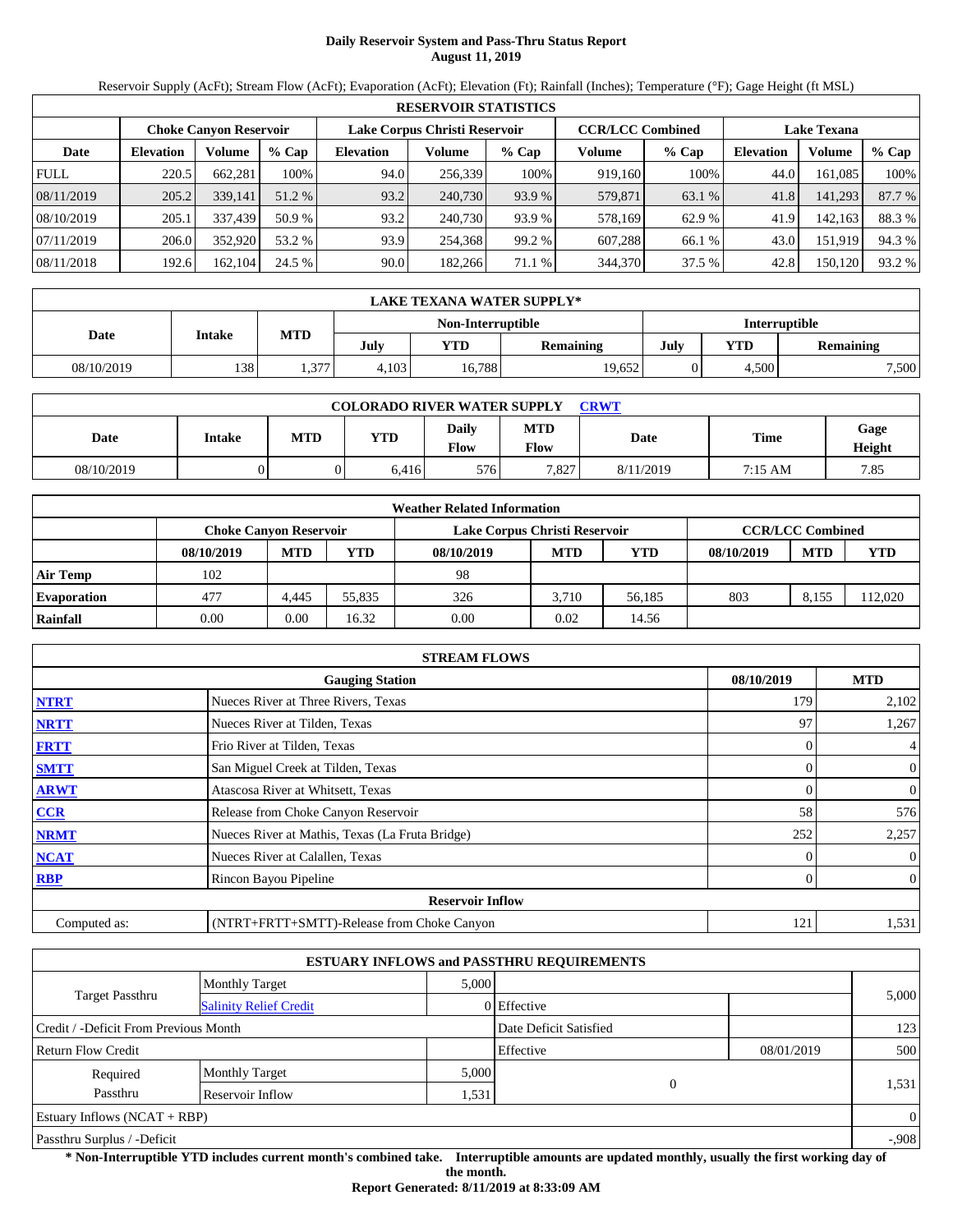# Daily Reservoir System and Pass-Thru Status Report
## August 11, 2019

Reservoir Supply (AcFt); Stream Flow (AcFt); Evaporation (AcFt); Elevation (Ft); Rainfall (Inches); Temperature (°F); Gage Height (ft MSL)

| RESERVOIR STATISTICS | | | | | | | | | | | |
|---|---|---|---|---|---|---|---|---|---|---|---|
| | Choke Canyon Reservoir | | | Lake Corpus Christi Reservoir | | | CCR/LCC Combined | | Lake Texana | | |
| Date | Elevation | Volume | % Cap | Elevation | Volume | % Cap | Volume | % Cap | Elevation | Volume | % Cap |
| FULL | 220.5 | 662,281 | 100% | 94.0 | 256,339 | 100% | 919,160 | 100% | 44.0 | 161,085 | 100% |
| 08/11/2019 | 205.2 | 339,141 | 51.2 % | 93.2 | 240,730 | 93.9 % | 579,871 | 63.1 % | 41.8 | 141,293 | 87.7 % |
| 08/10/2019 | 205.1 | 337,439 | 50.9 % | 93.2 | 240,730 | 93.9 % | 578,169 | 62.9 % | 41.9 | 142,163 | 88.3 % |
| 07/11/2019 | 206.0 | 352,920 | 53.2 % | 93.9 | 254,368 | 99.2 % | 607,288 | 66.1 % | 43.0 | 151,919 | 94.3 % |
| 08/11/2018 | 192.6 | 162,104 | 24.5 % | 90.0 | 182,266 | 71.1 % | 344,370 | 37.5 % | 42.8 | 150,120 | 93.2 % |

| LAKE TEXANA WATER SUPPLY* | | | | | | | | |
|---|---|---|---|---|---|---|---|---|
| Date | Intake | MTD | Non-Interruptible | | | Interruptible | | |
| | | | July | YTD | Remaining | July | YTD | Remaining |
| 08/10/2019 | 138 | 1,377 | 4,103 | 16,788 | 19,652 | 0 | 4,500 | 7,500 |

| COLORADO RIVER WATER SUPPLY CRWT | | | | | | | | |
|---|---|---|---|---|---|---|---|---|
| Date | Intake | MTD | YTD | Daily Flow | MTD Flow | Date | Time | Gage Height |
| 08/10/2019 | 0 | 0 | 6,416 | 576 | 7,827 | 8/11/2019 | 7:15 AM | 7.85 |

| Weather Related Information | | | | | | | | | |
|---|---|---|---|---|---|---|---|---|---|
| | Choke Canyon Reservoir | | | Lake Corpus Christi Reservoir | | | CCR/LCC Combined | | |
| | 08/10/2019 | MTD | YTD | 08/10/2019 | MTD | YTD | 08/10/2019 | MTD | YTD |
| Air Temp | 102 | | | 98 | | | | | |
| Evaporation | 477 | 4,445 | 55,835 | 326 | 3,710 | 56,185 | 803 | 8,155 | 112,020 |
| Rainfall | 0.00 | 0.00 | 16.32 | 0.00 | 0.02 | 14.56 | | | |

| STREAM FLOWS | | | |
|---|---|---|---|
| | Gauging Station | 08/10/2019 | MTD |
| NTRT | Nueces River at Three Rivers, Texas | 179 | 2,102 |
| NRTT | Nueces River at Tilden, Texas | 97 | 1,267 |
| FRTT | Frio River at Tilden, Texas | 0 | 4 |
| SMTT | San Miguel Creek at Tilden, Texas | 0 | 0 |
| ARWT | Atascosa River at Whitsett, Texas | 0 | 0 |
| CCR | Release from Choke Canyon Reservoir | 58 | 576 |
| NRMT | Nueces River at Mathis, Texas (La Fruta Bridge) | 252 | 2,257 |
| NCAT | Nueces River at Calallen, Texas | 0 | 0 |
| RBP | Rincon Bayou Pipeline | 0 | 0 |
| | Reservoir Inflow | | |
| Computed as: | (NTRT+FRTT+SMTT)-Release from Choke Canyon | 121 | 1,531 |

| ESTUARY INFLOWS and PASSTHRU REQUIREMENTS | | | | | |
|---|---|---|---|---|---|
| Target Passthru | Monthly Target | 5,000 | | | 5,000 |
| | Salinity Relief Credit | 0 | Effective | | |
| Credit / -Deficit From Previous Month | | | Date Deficit Satisfied | | 123 |
| Return Flow Credit | | | Effective | 08/01/2019 | 500 |
| Required Passthru | Monthly Target | 5,000 | 0 | | 1,531 |
| | Reservoir Inflow | 1,531 | | | |
| Estuary Inflows (NCAT + RBP) | | | | | 0 |
| Passthru Surplus / -Deficit | | | | | -,908 |

**\* Non-Interruptible YTD includes current month's combined take. Interruptible amounts are updated monthly, usually the first working day of the month.**

**Report Generated: 8/11/2019 at 8:33:09 AM**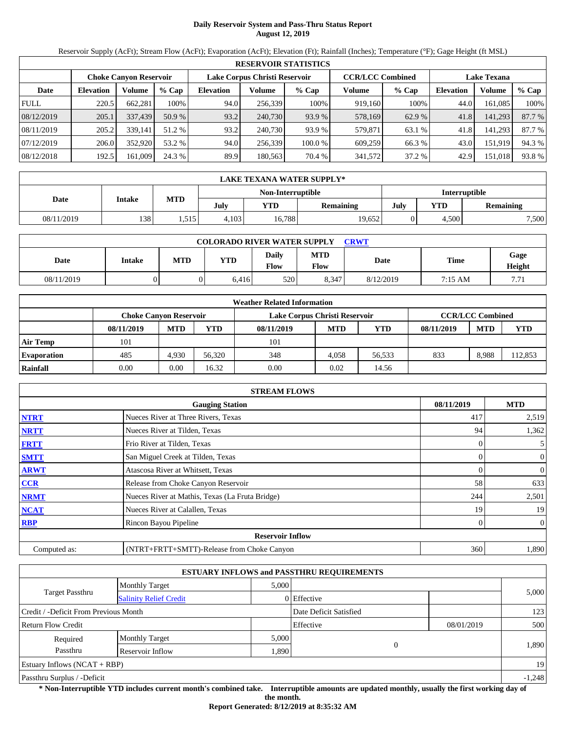# Daily Reservoir System and Pass-Thru Status Report
## August 12, 2019

Reservoir Supply (AcFt); Stream Flow (AcFt); Evaporation (AcFt); Elevation (Ft); Rainfall (Inches); Temperature (°F); Gage Height (ft MSL)

| RESERVOIR STATISTICS | | | | | | | | | | | |
|---|---|---|---|---|---|---|---|---|---|---|---|
| | Choke Canyon Reservoir | | | Lake Corpus Christi Reservoir | | | CCR/LCC Combined | | Lake Texana | | |
| Date | Elevation | Volume | % Cap | Elevation | Volume | % Cap | Volume | % Cap | Elevation | Volume | % Cap |
| FULL | 220.5 | 662,281 | 100% | 94.0 | 256,339 | 100% | 919,160 | 100% | 44.0 | 161,085 | 100% |
| 08/12/2019 | 205.1 | 337,439 | 50.9 % | 93.2 | 240,730 | 93.9 % | 578,169 | 62.9 % | 41.8 | 141,293 | 87.7 % |
| 08/11/2019 | 205.2 | 339,141 | 51.2 % | 93.2 | 240,730 | 93.9 % | 579,871 | 63.1 % | 41.8 | 141,293 | 87.7 % |
| 07/12/2019 | 206.0 | 352,920 | 53.2 % | 94.0 | 256,339 | 100.0 % | 609,259 | 66.3 % | 43.0 | 151,919 | 94.3 % |
| 08/12/2018 | 192.5 | 161,009 | 24.3 % | 89.9 | 180,563 | 70.4 % | 341,572 | 37.2 % | 42.9 | 151,018 | 93.8 % |

| LAKE TEXANA WATER SUPPLY* | | | | | | | | |
|---|---|---|---|---|---|---|---|---|
| Date | Intake | MTD | Non-Interruptible | | | Interruptible | | |
| | | | July | YTD | Remaining | July | YTD | Remaining |
| 08/11/2019 | 138 | 1,515 | 4,103 | 16,788 | 19,652 | 0 | 4,500 | 7,500 |

| COLORADO RIVER WATER SUPPLY CRWT | | | | | | | | |
|---|---|---|---|---|---|---|---|---|
| Date | Intake | MTD | YTD | Daily Flow | MTD Flow | Date | Time | Gage Height |
| 08/11/2019 | 0 | 0 | 6,416 | 520 | 8,347 | 8/12/2019 | 7:15 AM | 7.71 |

| Weather Related Information | | | | | | | | | |
|---|---|---|---|---|---|---|---|---|---|
| | Choke Canyon Reservoir | | | Lake Corpus Christi Reservoir | | | CCR/LCC Combined | | |
| | 08/11/2019 | MTD | YTD | 08/11/2019 | MTD | YTD | 08/11/2019 | MTD | YTD |
| Air Temp | 101 | | | 101 | | | | | |
| Evaporation | 485 | 4,930 | 56,320 | 348 | 4,058 | 56,533 | 833 | 8,988 | 112,853 |
| Rainfall | 0.00 | 0.00 | 16.32 | 0.00 | 0.02 | 14.56 | | | |

| STREAM FLOWS | | | |
|---|---|---|---|
| | Gauging Station | 08/11/2019 | MTD |
| NTRT | Nueces River at Three Rivers, Texas | 417 | 2,519 |
| NRTT | Nueces River at Tilden, Texas | 94 | 1,362 |
| FRTT | Frio River at Tilden, Texas | 0 | 5 |
| SMTT | San Miguel Creek at Tilden, Texas | 0 | 0 |
| ARWT | Atascosa River at Whitsett, Texas | 0 | 0 |
| CCR | Release from Choke Canyon Reservoir | 58 | 633 |
| NRMT | Nueces River at Mathis, Texas (La Fruta Bridge) | 244 | 2,501 |
| NCAT | Nueces River at Calallen, Texas | 19 | 19 |
| RBP | Rincon Bayou Pipeline | 0 | 0 |
| Reservoir Inflow | | | |
| Computed as: | (NTRT+FRTT+SMTT)-Release from Choke Canyon | 360 | 1,890 |

| ESTUARY INFLOWS and PASSTHRU REQUIREMENTS | | | | | |
|---|---|---|---|---|---|
| Target Passthru | Monthly Target | 5,000 | | | 5,000 |
| | Salinity Relief Credit | 0 | Effective | | |
| Credit / -Deficit From Previous Month | | | Date Deficit Satisfied | | 123 |
| Return Flow Credit | | | Effective | 08/01/2019 | 500 |
| Required Passthru | Monthly Target | 5,000 | 0 | | 1,890 |
| | Reservoir Inflow | 1,890 | | | |
| Estuary Inflows (NCAT + RBP) | | | | | 19 |
| Passthru Surplus / -Deficit | | | | | -1,248 |

**\* Non-Interruptible YTD includes current month's combined take. Interruptible amounts are updated monthly, usually the first working day of the month.**

**Report Generated: 8/12/2019 at 8:35:32 AM**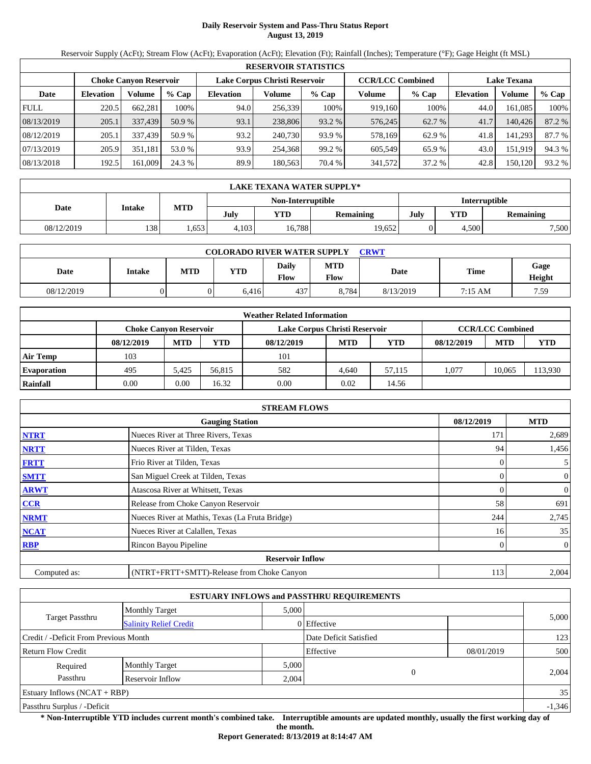# Daily Reservoir System and Pass-Thru Status Report
**August 13, 2019**

Reservoir Supply (AcFt); Stream Flow (AcFt); Evaporation (AcFt); Elevation (Ft); Rainfall (Inches); Temperature (°F); Gage Height (ft MSL)

| RESERVOIR STATISTICS | | | | | | | | | | | |
|---|---|---|---|---|---|---|---|---|---|---|---|
| | Choke Canyon Reservoir | | | Lake Corpus Christi Reservoir | | | CCR/LCC Combined | | Lake Texana | | |
| Date | Elevation | Volume | % Cap | Elevation | Volume | % Cap | Volume | % Cap | Elevation | Volume | % Cap |
| FULL | 220.5 | 662,281 | 100% | 94.0 | 256,339 | 100% | 919,160 | 100% | 44.0 | 161,085 | 100% |
| 08/13/2019 | 205.1 | 337,439 | 50.9 % | 93.1 | 238,806 | 93.2 % | 576,245 | 62.7 % | 41.7 | 140,426 | 87.2 % |
| 08/12/2019 | 205.1 | 337,439 | 50.9 % | 93.2 | 240,730 | 93.9 % | 578,169 | 62.9 % | 41.8 | 141,293 | 87.7 % |
| 07/13/2019 | 205.9 | 351,181 | 53.0 % | 93.9 | 254,368 | 99.2 % | 605,549 | 65.9 % | 43.0 | 151,919 | 94.3 % |
| 08/13/2018 | 192.5 | 161,009 | 24.3 % | 89.9 | 180,563 | 70.4 % | 341,572 | 37.2 % | 42.8 | 150,120 | 93.2 % |

| LAKE TEXANA WATER SUPPLY* | | | | | | | | |
|---|---|---|---|---|---|---|---|---|
| Date | Intake | MTD | Non-Interruptible | | | Interruptible | | |
| | | | July | YTD | Remaining | July | YTD | Remaining |
| 08/12/2019 | 138 | 1,653 | 4,103 | 16,788 | 19,652 | 0 | 4,500 | 7,500 |

| COLORADO RIVER WATER SUPPLY CRWT | | | | | | | | |
|---|---|---|---|---|---|---|---|---|
| Date | Intake | MTD | YTD | Daily Flow | MTD Flow | Date | Time | Gage Height |
| 08/12/2019 | 0 | 0 | 6,416 | 437 | 8,784 | 8/13/2019 | 7:15 AM | 7.59 |

| Weather Related Information | | | | | | | | | |
|---|---|---|---|---|---|---|---|---|---|
| | Choke Canyon Reservoir | | | Lake Corpus Christi Reservoir | | | CCR/LCC Combined | | |
| | 08/12/2019 | MTD | YTD | 08/12/2019 | MTD | YTD | 08/12/2019 | MTD | YTD |
| Air Temp | 103 | | | 101 | | | | | |
| Evaporation | 495 | 5,425 | 56,815 | 582 | 4,640 | 57,115 | 1,077 | 10,065 | 113,930 |
| Rainfall | 0.00 | 0.00 | 16.32 | 0.00 | 0.02 | 14.56 | | | |

| STREAM FLOWS | | | |
|---|---|---|---|
| | Gauging Station | 08/12/2019 | MTD |
| NTRT | Nueces River at Three Rivers, Texas | 171 | 2,689 |
| NRTT | Nueces River at Tilden, Texas | 94 | 1,456 |
| FRTT | Frio River at Tilden, Texas | 0 | 5 |
| SMTT | San Miguel Creek at Tilden, Texas | 0 | 0 |
| ARWT | Atascosa River at Whitsett, Texas | 0 | 0 |
| CCR | Release from Choke Canyon Reservoir | 58 | 691 |
| NRMT | Nueces River at Mathis, Texas (La Fruta Bridge) | 244 | 2,745 |
| NCAT | Nueces River at Calallen, Texas | 16 | 35 |
| RBP | Rincon Bayou Pipeline | 0 | 0 |
| | **Reservoir Inflow** | | |
| Computed as: | (NTRT+FRTT+SMTT)-Release from Choke Canyon | 113 | 2,004 |

| ESTUARY INFLOWS and PASSTHRU REQUIREMENTS | | | | | |
|---|---|---|---|---|---|
| Target Passthru | Monthly Target | 5,000 | | | 5,000 |
| | Salinity Relief Credit | 0 | Effective | | |
| Credit / -Deficit From Previous Month | | | Date Deficit Satisfied | | 123 |
| Return Flow Credit | | | Effective | 08/01/2019 | 500 |
| Required Passthru | Monthly Target | 5,000 | 0 | | 2,004 |
| | Reservoir Inflow | 2,004 | | | |
| Estuary Inflows (NCAT + RBP) | | | | | 35 |
| Passthru Surplus / -Deficit | | | | | -1,346 |

**\* Non-Interruptible YTD includes current month's combined take. Interruptible amounts are updated monthly, usually the first working day of the month.**

**Report Generated: 8/13/2019 at 8:14:47 AM**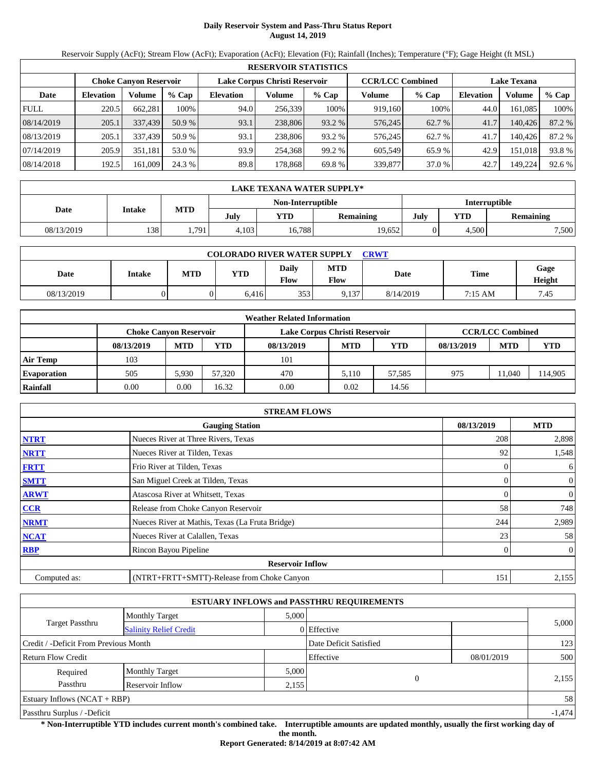# Daily Reservoir System and Pass-Thru Status Report
**August 14, 2019**

Reservoir Supply (AcFt); Stream Flow (AcFt); Evaporation (AcFt); Elevation (Ft); Rainfall (Inches); Temperature (°F); Gage Height (ft MSL)

| RESERVOIR STATISTICS | | | | | | | | | | | |
|---|---|---|---|---|---|---|---|---|---|---|---|
| | Choke Canyon Reservoir | | | Lake Corpus Christi Reservoir | | | CCR/LCC Combined | | Lake Texana | | |
| Date | Elevation | Volume | % Cap | Elevation | Volume | % Cap | Volume | % Cap | Elevation | Volume | % Cap |
| FULL | 220.5 | 662,281 | 100% | 94.0 | 256,339 | 100% | 919,160 | 100% | 44.0 | 161,085 | 100% |
| 08/14/2019 | 205.1 | 337,439 | 50.9 % | 93.1 | 238,806 | 93.2 % | 576,245 | 62.7 % | 41.7 | 140,426 | 87.2 % |
| 08/13/2019 | 205.1 | 337,439 | 50.9 % | 93.1 | 238,806 | 93.2 % | 576,245 | 62.7 % | 41.7 | 140,426 | 87.2 % |
| 07/14/2019 | 205.9 | 351,181 | 53.0 % | 93.9 | 254,368 | 99.2 % | 605,549 | 65.9 % | 42.9 | 151,018 | 93.8 % |
| 08/14/2018 | 192.5 | 161,009 | 24.3 % | 89.8 | 178,868 | 69.8 % | 339,877 | 37.0 % | 42.7 | 149,224 | 92.6 % |

| LAKE TEXANA WATER SUPPLY* | | | | | | | | |
|---|---|---|---|---|---|---|---|---|
| Date | Intake | MTD | Non-Interruptible | | | Interruptible | | |
| | | | July | YTD | Remaining | July | YTD | Remaining |
| 08/13/2019 | 138 | 1,791 | 4,103 | 16,788 | 19,652 | 0 | 4,500 | 7,500 |

| COLORADO RIVER WATER SUPPLY CRWT | | | | | | | | |
|---|---|---|---|---|---|---|---|---|
| Date | Intake | MTD | YTD | Daily Flow | MTD Flow | Date | Time | Gage Height |
| 08/13/2019 | 0 | 0 | 6,416 | 353 | 9,137 | 8/14/2019 | 7:15 AM | 7.45 |

| Weather Related Information | | | | | | | | | |
|---|---|---|---|---|---|---|---|---|---|
| | Choke Canyon Reservoir | | | Lake Corpus Christi Reservoir | | | CCR/LCC Combined | | |
| | 08/13/2019 | MTD | YTD | 08/13/2019 | MTD | YTD | 08/13/2019 | MTD | YTD |
| Air Temp | 103 | | | 101 | | | | | |
| Evaporation | 505 | 5,930 | 57,320 | 470 | 5,110 | 57,585 | 975 | 11,040 | 114,905 |
| Rainfall | 0.00 | 0.00 | 16.32 | 0.00 | 0.02 | 14.56 | | | |

| STREAM FLOWS | | | |
|---|---|---|---|
| | Gauging Station | 08/13/2019 | MTD |
| NTRT | Nueces River at Three Rivers, Texas | 208 | 2,898 |
| NRTT | Nueces River at Tilden, Texas | 92 | 1,548 |
| FRTT | Frio River at Tilden, Texas | 0 | 6 |
| SMTT | San Miguel Creek at Tilden, Texas | 0 | 0 |
| ARWT | Atascosa River at Whitsett, Texas | 0 | 0 |
| CCR | Release from Choke Canyon Reservoir | 58 | 748 |
| NRMT | Nueces River at Mathis, Texas (La Fruta Bridge) | 244 | 2,989 |
| NCAT | Nueces River at Calallen, Texas | 23 | 58 |
| RBP | Rincon Bayou Pipeline | 0 | 0 |
| | Reservoir Inflow | | |
| Computed as: | (NTRT+FRTT+SMTT)-Release from Choke Canyon | 151 | 2,155 |

| ESTUARY INFLOWS and PASSTHRU REQUIREMENTS | | | | | |
|---|---|---|---|---|---|
| Target Passthru | Monthly Target | 5,000 | | | 5,000 |
| | Salinity Relief Credit | 0 | Effective | | |
| Credit / -Deficit From Previous Month | | | Date Deficit Satisfied | | 123 |
| Return Flow Credit | | | Effective | 08/01/2019 | 500 |
| Required Passthru | Monthly Target | 5,000 | 0 | | 2,155 |
| | Reservoir Inflow | 2,155 | | | |
| Estuary Inflows (NCAT + RBP) | | | | | 58 |
| Passthru Surplus / -Deficit | | | | | -1,474 |

**\* Non-Interruptible YTD includes current month's combined take. Interruptible amounts are updated monthly, usually the first working day of the month.**

**Report Generated: 8/14/2019 at 8:07:42 AM**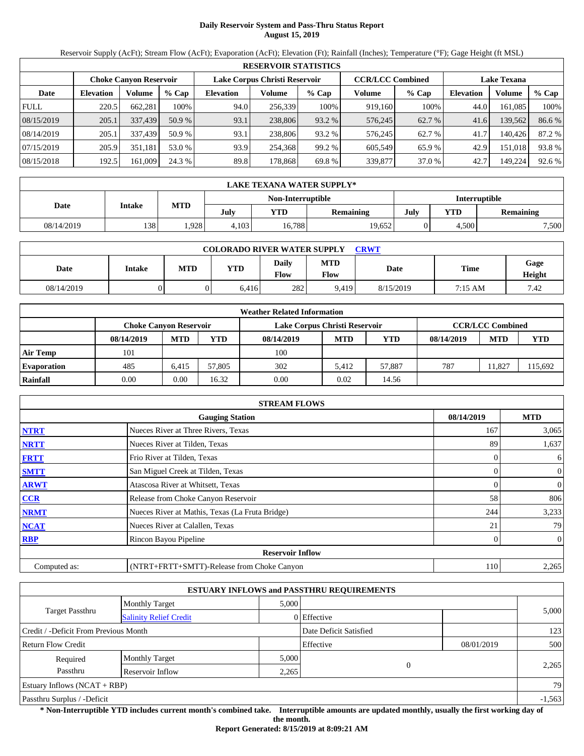# Daily Reservoir System and Pass-Thru Status Report
## August 15, 2019

Reservoir Supply (AcFt); Stream Flow (AcFt); Evaporation (AcFt); Elevation (Ft); Rainfall (Inches); Temperature (°F); Gage Height (ft MSL)

| RESERVOIR STATISTICS | | | | | | | | | | | |
|---|---|---|---|---|---|---|---|---|---|---|---|
| | Choke Canyon Reservoir | | | Lake Corpus Christi Reservoir | | | CCR/LCC Combined | | Lake Texana | | |
| Date | Elevation | Volume | % Cap | Elevation | Volume | % Cap | Volume | % Cap | Elevation | Volume | % Cap |
| FULL | 220.5 | 662,281 | 100% | 94.0 | 256,339 | 100% | 919,160 | 100% | 44.0 | 161,085 | 100% |
| 08/15/2019 | 205.1 | 337,439 | 50.9 % | 93.1 | 238,806 | 93.2 % | 576,245 | 62.7 % | 41.6 | 139,562 | 86.6 % |
| 08/14/2019 | 205.1 | 337,439 | 50.9 % | 93.1 | 238,806 | 93.2 % | 576,245 | 62.7 % | 41.7 | 140,426 | 87.2 % |
| 07/15/2019 | 205.9 | 351,181 | 53.0 % | 93.9 | 254,368 | 99.2 % | 605,549 | 65.9 % | 42.9 | 151,018 | 93.8 % |
| 08/15/2018 | 192.5 | 161,009 | 24.3 % | 89.8 | 178,868 | 69.8 % | 339,877 | 37.0 % | 42.7 | 149,224 | 92.6 % |

| LAKE TEXANA WATER SUPPLY* | | | | | | | | |
|---|---|---|---|---|---|---|---|---|
| Date | Intake | MTD | Non-Interruptible | | | Interruptible | | |
| | | | July | YTD | Remaining | July | YTD | Remaining |
| 08/14/2019 | 138 | 1,928 | 4,103 | 16,788 | 19,652 | 0 | 4,500 | 7,500 |

| COLORADO RIVER WATER SUPPLY CRWT | | | | | | | | |
|---|---|---|---|---|---|---|---|---|
| Date | Intake | MTD | YTD | Daily Flow | MTD Flow | Date | Time | Gage Height |
| 08/14/2019 | 0 | 0 | 6,416 | 282 | 9,419 | 8/15/2019 | 7:15 AM | 7.42 |

| Weather Related Information | | | | | | | | | |
|---|---|---|---|---|---|---|---|---|---|
| | Choke Canyon Reservoir | | | Lake Corpus Christi Reservoir | | | CCR/LCC Combined | | |
| | 08/14/2019 | MTD | YTD | 08/14/2019 | MTD | YTD | 08/14/2019 | MTD | YTD |
| Air Temp | 101 | | | 100 | | | | | |
| Evaporation | 485 | 6,415 | 57,805 | 302 | 5,412 | 57,887 | 787 | 11,827 | 115,692 |
| Rainfall | 0.00 | 0.00 | 16.32 | 0.00 | 0.02 | 14.56 | | | |

| STREAM FLOWS | | | |
|---|---|---|---|
| | Gauging Station | 08/14/2019 | MTD |
| NTRT | Nueces River at Three Rivers, Texas | 167 | 3,065 |
| NRTT | Nueces River at Tilden, Texas | 89 | 1,637 |
| FRTT | Frio River at Tilden, Texas | 0 | 6 |
| SMTT | San Miguel Creek at Tilden, Texas | 0 | 0 |
| ARWT | Atascosa River at Whitsett, Texas | 0 | 0 |
| CCR | Release from Choke Canyon Reservoir | 58 | 806 |
| NRMT | Nueces River at Mathis, Texas (La Fruta Bridge) | 244 | 3,233 |
| NCAT | Nueces River at Calallen, Texas | 21 | 79 |
| RBP | Rincon Bayou Pipeline | 0 | 0 |
| | Reservoir Inflow | | |
| Computed as: | (NTRT+FRTT+SMTT)-Release from Choke Canyon | 110 | 2,265 |

| ESTUARY INFLOWS and PASSTHRU REQUIREMENTS | | | | | |
|---|---|---|---|---|---|
| Target Passthru | Monthly Target | 5,000 | | | 5,000 |
| | Salinity Relief Credit | 0 | Effective | | |
| Credit / -Deficit From Previous Month | | | Date Deficit Satisfied | | 123 |
| Return Flow Credit | | | Effective | 08/01/2019 | 500 |
| Required Passthru | Monthly Target | 5,000 | 0 | | 2,265 |
| | Reservoir Inflow | 2,265 | | | |
| Estuary Inflows (NCAT + RBP) | | | | | 79 |
| Passthru Surplus / -Deficit | | | | | -1,563 |

**\* Non-Interruptible YTD includes current month's combined take. Interruptible amounts are updated monthly, usually the first working day of the month.**

**Report Generated: 8/15/2019 at 8:09:21 AM**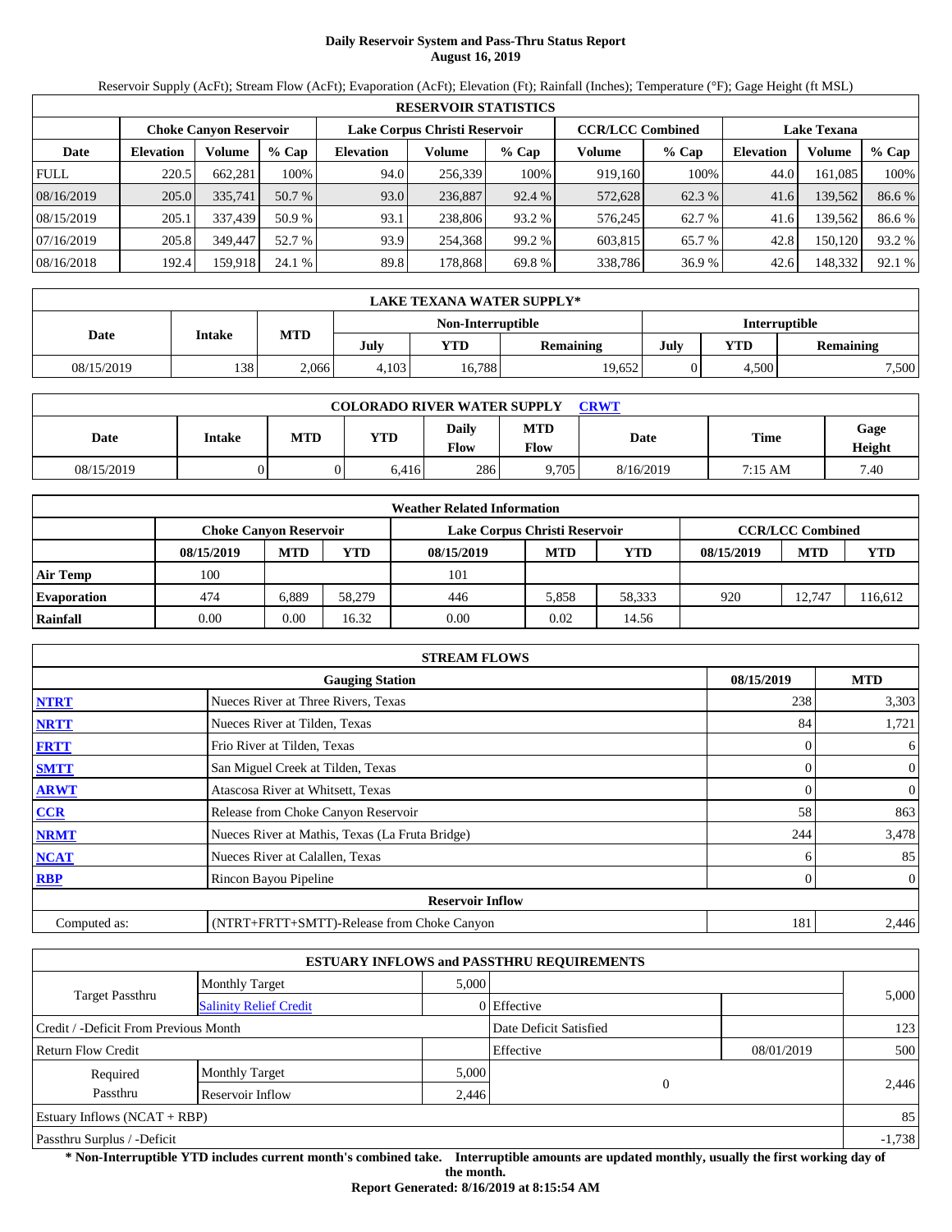# Daily Reservoir System and Pass-Thru Status Report
## August 16, 2019

Reservoir Supply (AcFt); Stream Flow (AcFt); Evaporation (AcFt); Elevation (Ft); Rainfall (Inches); Temperature (°F); Gage Height (ft MSL)

| RESERVOIR STATISTICS | | | | | | | | | | | |
|---|---|---|---|---|---|---|---|---|---|---|---|
| | Choke Canyon Reservoir | | | Lake Corpus Christi Reservoir | | | CCR/LCC Combined | | Lake Texana | | |
| Date | Elevation | Volume | % Cap | Elevation | Volume | % Cap | Volume | % Cap | Elevation | Volume | % Cap |
| FULL | 220.5 | 662,281 | 100% | 94.0 | 256,339 | 100% | 919,160 | 100% | 44.0 | 161,085 | 100% |
| 08/16/2019 | 205.0 | 335,741 | 50.7 % | 93.0 | 236,887 | 92.4 % | 572,628 | 62.3 % | 41.6 | 139,562 | 86.6 % |
| 08/15/2019 | 205.1 | 337,439 | 50.9 % | 93.1 | 238,806 | 93.2 % | 576,245 | 62.7 % | 41.6 | 139,562 | 86.6 % |
| 07/16/2019 | 205.8 | 349,447 | 52.7 % | 93.9 | 254,368 | 99.2 % | 603,815 | 65.7 % | 42.8 | 150,120 | 93.2 % |
| 08/16/2018 | 192.4 | 159,918 | 24.1 % | 89.8 | 178,868 | 69.8 % | 338,786 | 36.9 % | 42.6 | 148,332 | 92.1 % |

| LAKE TEXANA WATER SUPPLY* | | | | | | | | |
|---|---|---|---|---|---|---|---|---|
| Date | Intake | MTD | Non-Interruptible | | | Interruptible | | |
| | | | July | YTD | Remaining | July | YTD | Remaining |
| 08/15/2019 | 138 | 2,066 | 4,103 | 16,788 | 19,652 | 0 | 4,500 | 7,500 |

| COLORADO RIVER WATER SUPPLY CRWT | | | | | | | | |
|---|---|---|---|---|---|---|---|---|
| Date | Intake | MTD | YTD | Daily Flow | MTD Flow | Date | Time | Gage Height |
| 08/15/2019 | 0 | 0 | 6,416 | 286 | 9,705 | 8/16/2019 | 7:15 AM | 7.40 |

| Weather Related Information | | | | | | | | | |
|---|---|---|---|---|---|---|---|---|---|
| | Choke Canyon Reservoir | | | Lake Corpus Christi Reservoir | | | CCR/LCC Combined | | |
| | 08/15/2019 | MTD | YTD | 08/15/2019 | MTD | YTD | 08/15/2019 | MTD | YTD |
| Air Temp | 100 | | | 101 | | | | | |
| Evaporation | 474 | 6,889 | 58,279 | 446 | 5,858 | 58,333 | 920 | 12,747 | 116,612 |
| Rainfall | 0.00 | 0.00 | 16.32 | 0.00 | 0.02 | 14.56 | | | |

| STREAM FLOWS | | | |
|---|---|---|---|
| | Gauging Station | 08/15/2019 | MTD |
| NTRT | Nueces River at Three Rivers, Texas | 238 | 3,303 |
| NRTT | Nueces River at Tilden, Texas | 84 | 1,721 |
| FRTT | Frio River at Tilden, Texas | 0 | 6 |
| SMTT | San Miguel Creek at Tilden, Texas | 0 | 0 |
| ARWT | Atascosa River at Whitsett, Texas | 0 | 0 |
| CCR | Release from Choke Canyon Reservoir | 58 | 863 |
| NRMT | Nueces River at Mathis, Texas (La Fruta Bridge) | 244 | 3,478 |
| NCAT | Nueces River at Calallen, Texas | 6 | 85 |
| RBP | Rincon Bayou Pipeline | 0 | 0 |
| Reservoir Inflow | | | |
| Computed as: | (NTRT+FRTT+SMTT)-Release from Choke Canyon | 181 | 2,446 |

| ESTUARY INFLOWS and PASSTHRU REQUIREMENTS | | | | | |
|---|---|---|---|---|---|
| Target Passthru | Monthly Target | 5,000 | | | 5,000 |
| | Salinity Relief Credit | 0 | Effective | | |
| Credit / -Deficit From Previous Month | | | Date Deficit Satisfied | | 123 |
| Return Flow Credit | | | Effective | 08/01/2019 | 500 |
| Required Passthru | Monthly Target | 5,000 | 0 | | 2,446 |
| | Reservoir Inflow | 2,446 | | | |
| Estuary Inflows (NCAT + RBP) | | | | | 85 |
| Passthru Surplus / -Deficit | | | | | -1,738 |

**\* Non-Interruptible YTD includes current month's combined take. Interruptible amounts are updated monthly, usually the first working day of the month.**

**Report Generated: 8/16/2019 at 8:15:54 AM**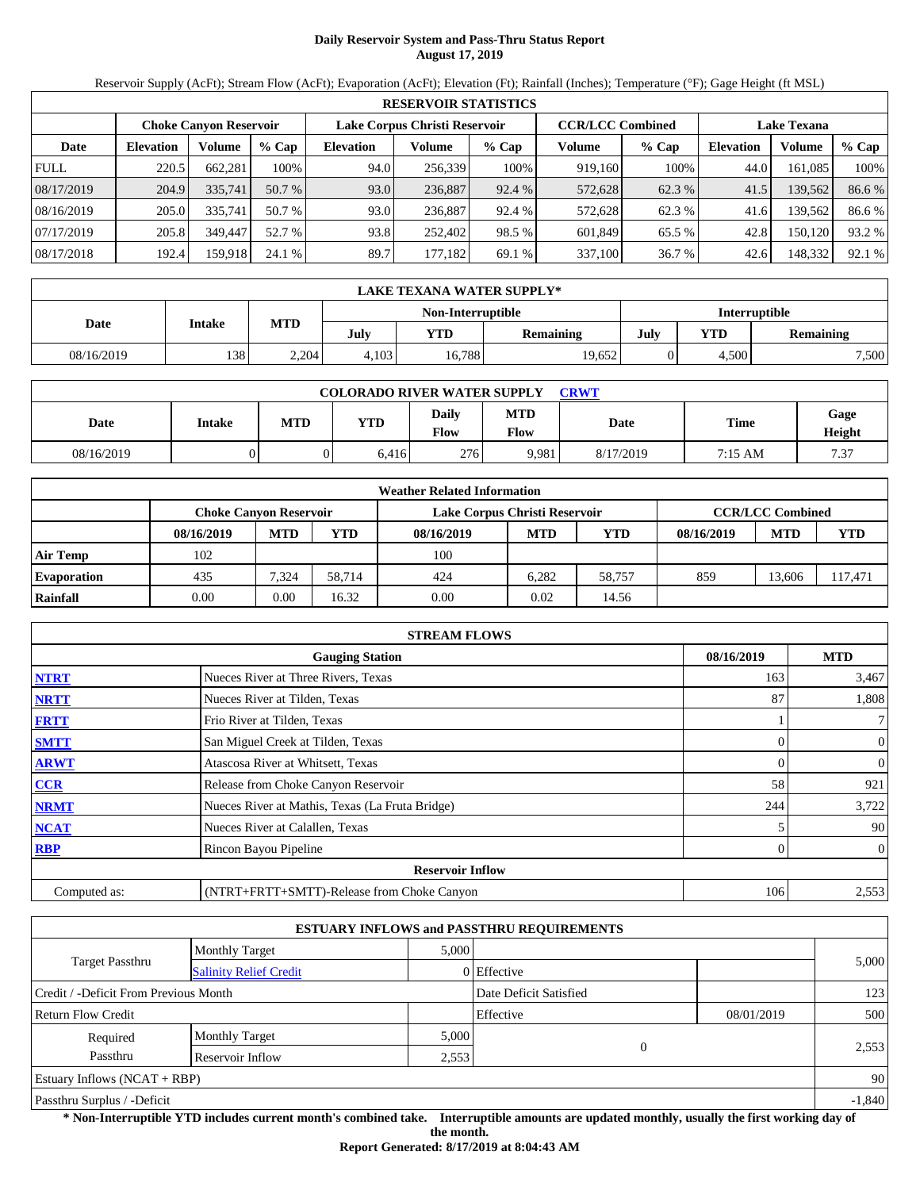# Daily Reservoir System and Pass-Thru Status Report
**August 17, 2019**

Reservoir Supply (AcFt); Stream Flow (AcFt); Evaporation (AcFt); Elevation (Ft); Rainfall (Inches); Temperature (°F); Gage Height (ft MSL)

| RESERVOIR STATISTICS | | | | | | | | | | | |
|---|---|---|---|---|---|---|---|---|---|---|---|
| | Choke Canyon Reservoir | | | Lake Corpus Christi Reservoir | | | CCR/LCC Combined | | Lake Texana | | |
| Date | Elevation | Volume | % Cap | Elevation | Volume | % Cap | Volume | % Cap | Elevation | Volume | % Cap |
| FULL | 220.5 | 662,281 | 100% | 94.0 | 256,339 | 100% | 919,160 | 100% | 44.0 | 161,085 | 100% |
| 08/17/2019 | 204.9 | 335,741 | 50.7 % | 93.0 | 236,887 | 92.4 % | 572,628 | 62.3 % | 41.5 | 139,562 | 86.6 % |
| 08/16/2019 | 205.0 | 335,741 | 50.7 % | 93.0 | 236,887 | 92.4 % | 572,628 | 62.3 % | 41.6 | 139,562 | 86.6 % |
| 07/17/2019 | 205.8 | 349,447 | 52.7 % | 93.8 | 252,402 | 98.5 % | 601,849 | 65.5 % | 42.8 | 150,120 | 93.2 % |
| 08/17/2018 | 192.4 | 159,918 | 24.1 % | 89.7 | 177,182 | 69.1 % | 337,100 | 36.7 % | 42.6 | 148,332 | 92.1 % |

| LAKE TEXANA WATER SUPPLY* | | | | | | | | |
|---|---|---|---|---|---|---|---|---|
| Date | Intake | MTD | Non-Interruptible | | | Interruptible | | |
| | | | July | YTD | Remaining | July | YTD | Remaining |
| 08/16/2019 | 138 | 2,204 | 4,103 | 16,788 | 19,652 | 0 | 4,500 | 7,500 |

| COLORADO RIVER WATER SUPPLY CRWT | | | | | | | | |
|---|---|---|---|---|---|---|---|---|
| Date | Intake | MTD | YTD | Daily Flow | MTD Flow | Date | Time | Gage Height |
| 08/16/2019 | 0 | 0 | 6,416 | 276 | 9,981 | 8/17/2019 | 7:15 AM | 7.37 |

| Weather Related Information | | | | | | | | | |
|---|---|---|---|---|---|---|---|---|---|
| | Choke Canyon Reservoir | | | Lake Corpus Christi Reservoir | | | CCR/LCC Combined | | |
| | 08/16/2019 | MTD | YTD | 08/16/2019 | MTD | YTD | 08/16/2019 | MTD | YTD |
| Air Temp | 102 | | | 100 | | | | | |
| Evaporation | 435 | 7,324 | 58,714 | 424 | 6,282 | 58,757 | 859 | 13,606 | 117,471 |
| Rainfall | 0.00 | 0.00 | 16.32 | 0.00 | 0.02 | 14.56 | | | |

| STREAM FLOWS | | | |
|---|---|---|---|
| | Gauging Station | 08/16/2019 | MTD |
| NTRT | Nueces River at Three Rivers, Texas | 163 | 3,467 |
| NRTT | Nueces River at Tilden, Texas | 87 | 1,808 |
| FRTT | Frio River at Tilden, Texas | 1 | 7 |
| SMTT | San Miguel Creek at Tilden, Texas | 0 | 0 |
| ARWT | Atascosa River at Whitsett, Texas | 0 | 0 |
| CCR | Release from Choke Canyon Reservoir | 58 | 921 |
| NRMT | Nueces River at Mathis, Texas (La Fruta Bridge) | 244 | 3,722 |
| NCAT | Nueces River at Calallen, Texas | 5 | 90 |
| RBP | Rincon Bayou Pipeline | 0 | 0 |
| | **Reservoir Inflow** | | |
| Computed as: | (NTRT+FRTT+SMTT)-Release from Choke Canyon | 106 | 2,553 |

| ESTUARY INFLOWS and PASSTHRU REQUIREMENTS | | | | | |
|---|---|---|---|---|---|
| Target Passthru | Monthly Target | 5,000 | | | 5,000 |
| | Salinity Relief Credit | 0 | Effective | | |
| Credit / -Deficit From Previous Month | | | Date Deficit Satisfied | | 123 |
| Return Flow Credit | | | Effective | 08/01/2019 | 500 |
| Required Passthru | Monthly Target | 5,000 | 0 | | 2,553 |
| | Reservoir Inflow | 2,553 | | | |
| Estuary Inflows (NCAT + RBP) | | | | | 90 |
| Passthru Surplus / -Deficit | | | | | -1,840 |

**\* Non-Interruptible YTD includes current month's combined take. Interruptible amounts are updated monthly, usually the first working day of the month.**

**Report Generated: 8/17/2019 at 8:04:43 AM**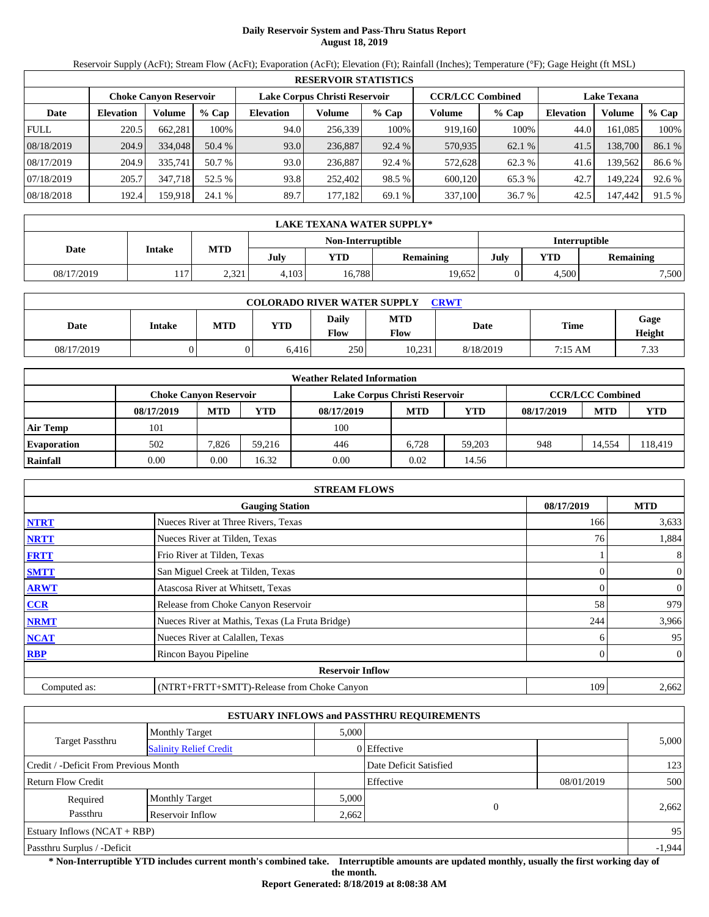# Daily Reservoir System and Pass-Thru Status Report
**August 18, 2019**

Reservoir Supply (AcFt); Stream Flow (AcFt); Evaporation (AcFt); Elevation (Ft); Rainfall (Inches); Temperature (°F); Gage Height (ft MSL)

| RESERVOIR STATISTICS | | | | | | | | | | | |
|---|---|---|---|---|---|---|---|---|---|---|---|
| | Choke Canyon Reservoir | | | Lake Corpus Christi Reservoir | | | CCR/LCC Combined | | Lake Texana | | |
| Date | Elevation | Volume | % Cap | Elevation | Volume | % Cap | Volume | % Cap | Elevation | Volume | % Cap |
| FULL | 220.5 | 662,281 | 100% | 94.0 | 256,339 | 100% | 919,160 | 100% | 44.0 | 161,085 | 100% |
| 08/18/2019 | 204.9 | 334,048 | 50.4 % | 93.0 | 236,887 | 92.4 % | 570,935 | 62.1 % | 41.5 | 138,700 | 86.1 % |
| 08/17/2019 | 204.9 | 335,741 | 50.7 % | 93.0 | 236,887 | 92.4 % | 572,628 | 62.3 % | 41.6 | 139,562 | 86.6 % |
| 07/18/2019 | 205.7 | 347,718 | 52.5 % | 93.8 | 252,402 | 98.5 % | 600,120 | 65.3 % | 42.7 | 149,224 | 92.6 % |
| 08/18/2018 | 192.4 | 159,918 | 24.1 % | 89.7 | 177,182 | 69.1 % | 337,100 | 36.7 % | 42.5 | 147,442 | 91.5 % |

| LAKE TEXANA WATER SUPPLY* | | | | | | | | |
|---|---|---|---|---|---|---|---|---|
| | | | Non-Interruptible | | | Interruptible | | |
| Date | Intake | MTD | July | YTD | Remaining | July | YTD | Remaining |
| 08/17/2019 | 117 | 2,321 | 4,103 | 16,788 | 19,652 | 0 | 4,500 | 7,500 |

| COLORADO RIVER WATER SUPPLY CRWT | | | | | | | | |
|---|---|---|---|---|---|---|---|---|
| Date | Intake | MTD | YTD | Daily Flow | MTD Flow | Date | Time | Gage Height |
| 08/17/2019 | 0 | 0 | 6,416 | 250 | 10,231 | 8/18/2019 | 7:15 AM | 7.33 |

| Weather Related Information | | | | | | | | | |
|---|---|---|---|---|---|---|---|---|---|
| | Choke Canyon Reservoir | | | Lake Corpus Christi Reservoir | | | CCR/LCC Combined | | |
| | 08/17/2019 | MTD | YTD | 08/17/2019 | MTD | YTD | 08/17/2019 | MTD | YTD |
| Air Temp | 101 | | | 100 | | | | | |
| Evaporation | 502 | 7,826 | 59,216 | 446 | 6,728 | 59,203 | 948 | 14,554 | 118,419 |
| Rainfall | 0.00 | 0.00 | 16.32 | 0.00 | 0.02 | 14.56 | | | |

| STREAM FLOWS | | | |
|---|---|---|---|
| | Gauging Station | 08/17/2019 | MTD |
| NTRT | Nueces River at Three Rivers, Texas | 166 | 3,633 |
| NRTT | Nueces River at Tilden, Texas | 76 | 1,884 |
| FRTT | Frio River at Tilden, Texas | 1 | 8 |
| SMTT | San Miguel Creek at Tilden, Texas | 0 | 0 |
| ARWT | Atascosa River at Whitsett, Texas | 0 | 0 |
| CCR | Release from Choke Canyon Reservoir | 58 | 979 |
| NRMT | Nueces River at Mathis, Texas (La Fruta Bridge) | 244 | 3,966 |
| NCAT | Nueces River at Calallen, Texas | 6 | 95 |
| RBP | Rincon Bayou Pipeline | 0 | 0 |
| | Reservoir Inflow | | |
| Computed as: | (NTRT+FRTT+SMTT)-Release from Choke Canyon | 109 | 2,662 |

| ESTUARY INFLOWS and PASSTHRU REQUIREMENTS | | | | | |
|---|---|---|---|---|---|
| Target Passthru | Monthly Target | 5,000 | | | 5,000 |
| | Salinity Relief Credit | 0 | Effective | | |
| Credit / -Deficit From Previous Month | | | Date Deficit Satisfied | | 123 |
| Return Flow Credit | | | Effective | 08/01/2019 | 500 |
| Required Passthru | Monthly Target | 5,000 | 0 | | 2,662 |
| | Reservoir Inflow | 2,662 | | | |
| Estuary Inflows (NCAT + RBP) | | | | | 95 |
| Passthru Surplus / -Deficit | | | | | -1,944 |

**\* Non-Interruptible YTD includes current month's combined take. Interruptible amounts are updated monthly, usually the first working day of the month.**

**Report Generated: 8/18/2019 at 8:08:38 AM**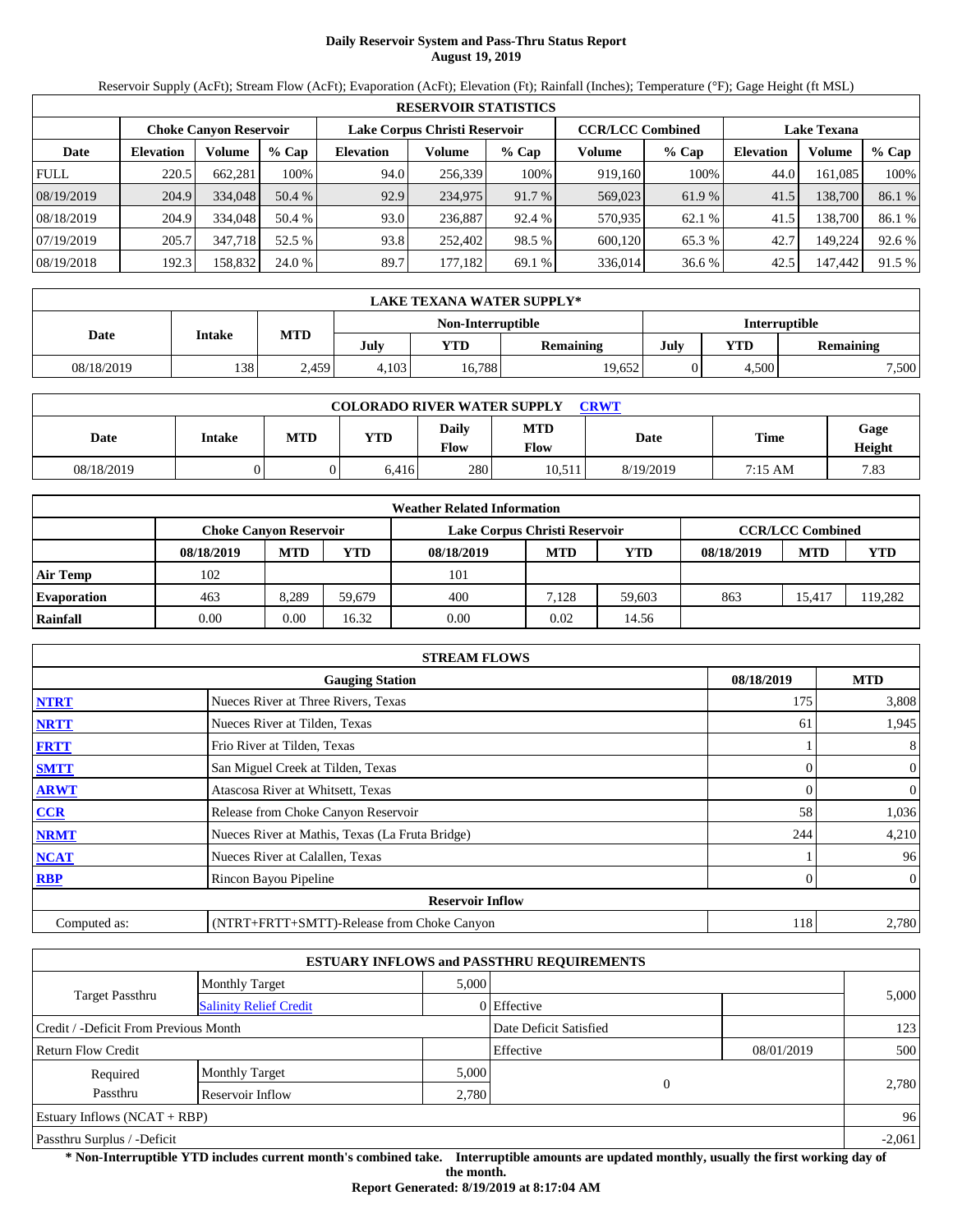# Daily Reservoir System and Pass-Thru Status Report
**August 19, 2019**

Reservoir Supply (AcFt); Stream Flow (AcFt); Evaporation (AcFt); Elevation (Ft); Rainfall (Inches); Temperature (°F); Gage Height (ft MSL)

| RESERVOIR STATISTICS | | | | | | | | | | | |
|---|---|---|---|---|---|---|---|---|---|---|---|
| | Choke Canyon Reservoir | | | Lake Corpus Christi Reservoir | | | CCR/LCC Combined | | Lake Texana | | |
| Date | Elevation | Volume | % Cap | Elevation | Volume | % Cap | Volume | % Cap | Elevation | Volume | % Cap |
| FULL | 220.5 | 662,281 | 100% | 94.0 | 256,339 | 100% | 919,160 | 100% | 44.0 | 161,085 | 100% |
| 08/19/2019 | 204.9 | 334,048 | 50.4 % | 92.9 | 234,975 | 91.7 % | 569,023 | 61.9 % | 41.5 | 138,700 | 86.1 % |
| 08/18/2019 | 204.9 | 334,048 | 50.4 % | 93.0 | 236,887 | 92.4 % | 570,935 | 62.1 % | 41.5 | 138,700 | 86.1 % |
| 07/19/2019 | 205.7 | 347,718 | 52.5 % | 93.8 | 252,402 | 98.5 % | 600,120 | 65.3 % | 42.7 | 149,224 | 92.6 % |
| 08/19/2018 | 192.3 | 158,832 | 24.0 % | 89.7 | 177,182 | 69.1 % | 336,014 | 36.6 % | 42.5 | 147,442 | 91.5 % |

| LAKE TEXANA WATER SUPPLY* | | | | | | | | |
|---|---|---|---|---|---|---|---|---|
| Date | Intake | MTD | Non-Interruptible | | | Interruptible | | |
| | | | July | YTD | Remaining | July | YTD | Remaining |
| 08/18/2019 | 138 | 2,459 | 4,103 | 16,788 | 19,652 | 0 | 4,500 | 7,500 |

| COLORADO RIVER WATER SUPPLY CRWT | | | | | | | | |
|---|---|---|---|---|---|---|---|---|
| Date | Intake | MTD | YTD | Daily Flow | MTD Flow | Date | Time | Gage Height |
| 08/18/2019 | 0 | 0 | 6,416 | 280 | 10,511 | 8/19/2019 | 7:15 AM | 7.83 |

| Weather Related Information | | | | | | | | | |
|---|---|---|---|---|---|---|---|---|---|
| | Choke Canyon Reservoir | | | Lake Corpus Christi Reservoir | | | CCR/LCC Combined | | |
| | 08/18/2019 | MTD | YTD | 08/18/2019 | MTD | YTD | 08/18/2019 | MTD | YTD |
| Air Temp | 102 | | | 101 | | | | | |
| Evaporation | 463 | 8,289 | 59,679 | 400 | 7,128 | 59,603 | 863 | 15,417 | 119,282 |
| Rainfall | 0.00 | 0.00 | 16.32 | 0.00 | 0.02 | 14.56 | | | |

| STREAM FLOWS | | | |
|---|---|---|---|
| | Gauging Station | 08/18/2019 | MTD |
| NTRT | Nueces River at Three Rivers, Texas | 175 | 3,808 |
| NRTT | Nueces River at Tilden, Texas | 61 | 1,945 |
| FRTT | Frio River at Tilden, Texas | 1 | 8 |
| SMTT | San Miguel Creek at Tilden, Texas | 0 | 0 |
| ARWT | Atascosa River at Whitsett, Texas | 0 | 0 |
| CCR | Release from Choke Canyon Reservoir | 58 | 1,036 |
| NRMT | Nueces River at Mathis, Texas (La Fruta Bridge) | 244 | 4,210 |
| NCAT | Nueces River at Calallen, Texas | 1 | 96 |
| RBP | Rincon Bayou Pipeline | 0 | 0 |
| **Reservoir Inflow** | | | |
| Computed as: | (NTRT+FRTT+SMTT)-Release from Choke Canyon | 118 | 2,780 |

| ESTUARY INFLOWS and PASSTHRU REQUIREMENTS | | | | | |
|---|---|---|---|---|---|
| Target Passthru | Monthly Target | 5,000 | | | 5,000 |
| | Salinity Relief Credit | 0 | Effective | | |
| Credit / -Deficit From Previous Month | | | Date Deficit Satisfied | | 123 |
| Return Flow Credit | | | Effective | 08/01/2019 | 500 |
| Required Passthru | Monthly Target | 5,000 | 0 | | 2,780 |
| | Reservoir Inflow | 2,780 | | | |
| Estuary Inflows (NCAT + RBP) | | | | | 96 |
| Passthru Surplus / -Deficit | | | | | -2,061 |

**\* Non-Interruptible YTD includes current month's combined take. Interruptible amounts are updated monthly, usually the first working day of the month.**

**Report Generated: 8/19/2019 at 8:17:04 AM**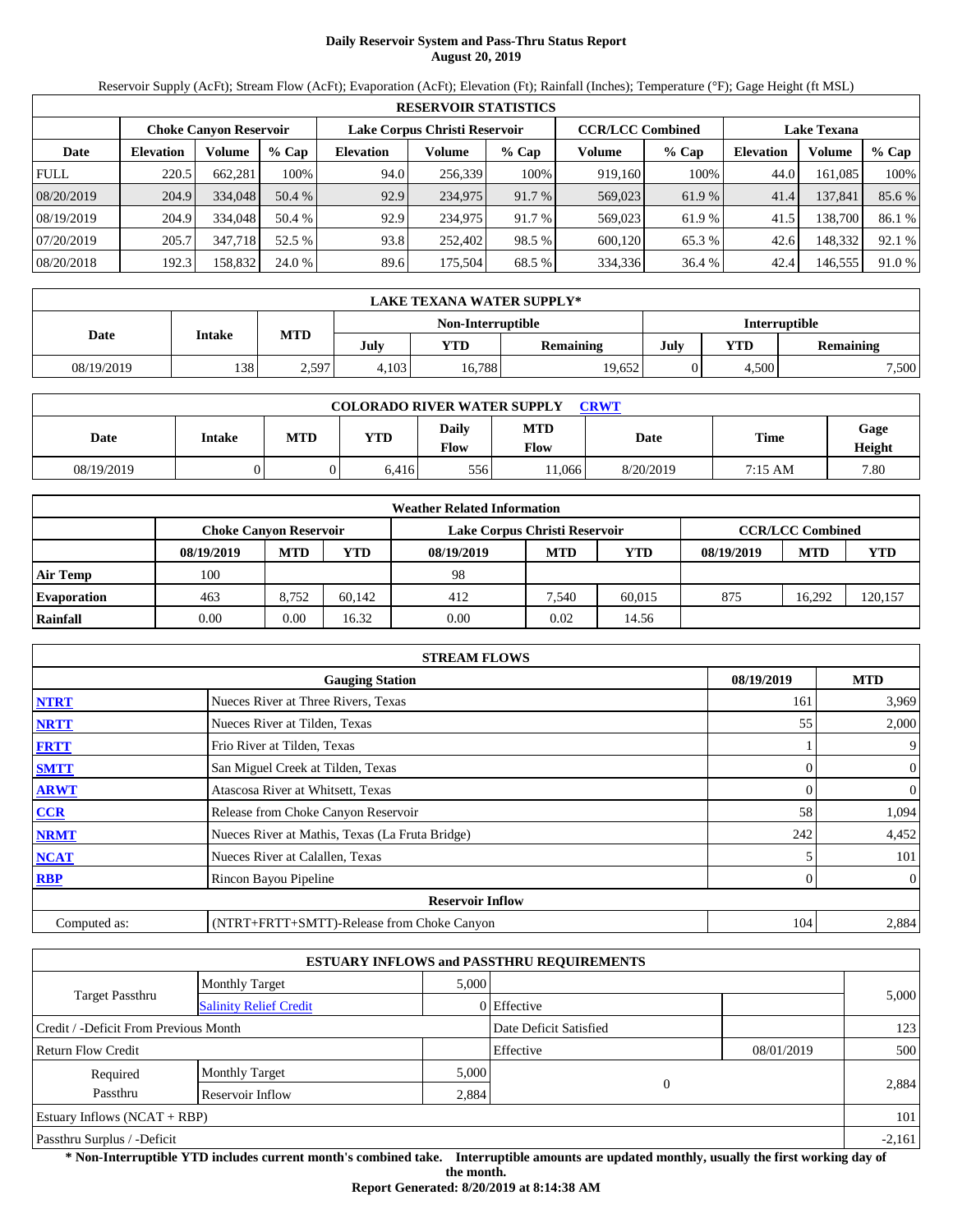# Daily Reservoir System and Pass-Thru Status Report
## August 20, 2019

Reservoir Supply (AcFt); Stream Flow (AcFt); Evaporation (AcFt); Elevation (Ft); Rainfall (Inches); Temperature (°F); Gage Height (ft MSL)

| RESERVOIR STATISTICS | | | | | | | | | | | |
|---|---|---|---|---|---|---|---|---|---|---|---|
| | Choke Canyon Reservoir | | | Lake Corpus Christi Reservoir | | | CCR/LCC Combined | | Lake Texana | | |
| Date | Elevation | Volume | % Cap | Elevation | Volume | % Cap | Volume | % Cap | Elevation | Volume | % Cap |
| FULL | 220.5 | 662,281 | 100% | 94.0 | 256,339 | 100% | 919,160 | 100% | 44.0 | 161,085 | 100% |
| 08/20/2019 | 204.9 | 334,048 | 50.4 % | 92.9 | 234,975 | 91.7 % | 569,023 | 61.9 % | 41.4 | 137,841 | 85.6 % |
| 08/19/2019 | 204.9 | 334,048 | 50.4 % | 92.9 | 234,975 | 91.7 % | 569,023 | 61.9 % | 41.5 | 138,700 | 86.1 % |
| 07/20/2019 | 205.7 | 347,718 | 52.5 % | 93.8 | 252,402 | 98.5 % | 600,120 | 65.3 % | 42.6 | 148,332 | 92.1 % |
| 08/20/2018 | 192.3 | 158,832 | 24.0 % | 89.6 | 175,504 | 68.5 % | 334,336 | 36.4 % | 42.4 | 146,555 | 91.0 % |

| LAKE TEXANA WATER SUPPLY* | | | | | | | | |
|---|---|---|---|---|---|---|---|---|
| Date | Intake | MTD | Non-Interruptible | | | Interruptible | | |
| | | | July | YTD | Remaining | July | YTD | Remaining |
| 08/19/2019 | 138 | 2,597 | 4,103 | 16,788 | 19,652 | 0 | 4,500 | 7,500 |

| COLORADO RIVER WATER SUPPLY CRWT | | | | | | | | |
|---|---|---|---|---|---|---|---|---|
| Date | Intake | MTD | YTD | Daily Flow | MTD Flow | Date | Time | Gage Height |
| 08/19/2019 | 0 | 0 | 6,416 | 556 | 11,066 | 8/20/2019 | 7:15 AM | 7.80 |

| Weather Related Information | | | | | | | | | |
|---|---|---|---|---|---|---|---|---|---|
| | Choke Canyon Reservoir | | | Lake Corpus Christi Reservoir | | | CCR/LCC Combined | | |
| | 08/19/2019 | MTD | YTD | 08/19/2019 | MTD | YTD | 08/19/2019 | MTD | YTD |
| Air Temp | 100 | | | 98 | | | | | |
| Evaporation | 463 | 8,752 | 60,142 | 412 | 7,540 | 60,015 | 875 | 16,292 | 120,157 |
| Rainfall | 0.00 | 0.00 | 16.32 | 0.00 | 0.02 | 14.56 | | | |

| STREAM FLOWS | | | |
|---|---|---|---|
| | Gauging Station | 08/19/2019 | MTD |
| NTRT | Nueces River at Three Rivers, Texas | 161 | 3,969 |
| NRTT | Nueces River at Tilden, Texas | 55 | 2,000 |
| FRTT | Frio River at Tilden, Texas | 1 | 9 |
| SMTT | San Miguel Creek at Tilden, Texas | 0 | 0 |
| ARWT | Atascosa River at Whitsett, Texas | 0 | 0 |
| CCR | Release from Choke Canyon Reservoir | 58 | 1,094 |
| NRMT | Nueces River at Mathis, Texas (La Fruta Bridge) | 242 | 4,452 |
| NCAT | Nueces River at Calallen, Texas | 5 | 101 |
| RBP | Rincon Bayou Pipeline | 0 | 0 |
| | Reservoir Inflow | | |
| Computed as: | (NTRT+FRTT+SMTT)-Release from Choke Canyon | 104 | 2,884 |

| ESTUARY INFLOWS and PASSTHRU REQUIREMENTS | | | | | |
|---|---|---|---|---|---|
| Target Passthru | Monthly Target | 5,000 | | | 5,000 |
| | Salinity Relief Credit | 0 | Effective | | |
| Credit / -Deficit From Previous Month | | | Date Deficit Satisfied | | 123 |
| Return Flow Credit | | | Effective | 08/01/2019 | 500 |
| Required Passthru | Monthly Target | 5,000 | 0 | | 2,884 |
| | Reservoir Inflow | 2,884 | | | |
| Estuary Inflows (NCAT + RBP) | | | | | 101 |
| Passthru Surplus / -Deficit | | | | | -2,161 |

**\* Non-Interruptible YTD includes current month's combined take. Interruptible amounts are updated monthly, usually the first working day of the month.**

**Report Generated: 8/20/2019 at 8:14:38 AM**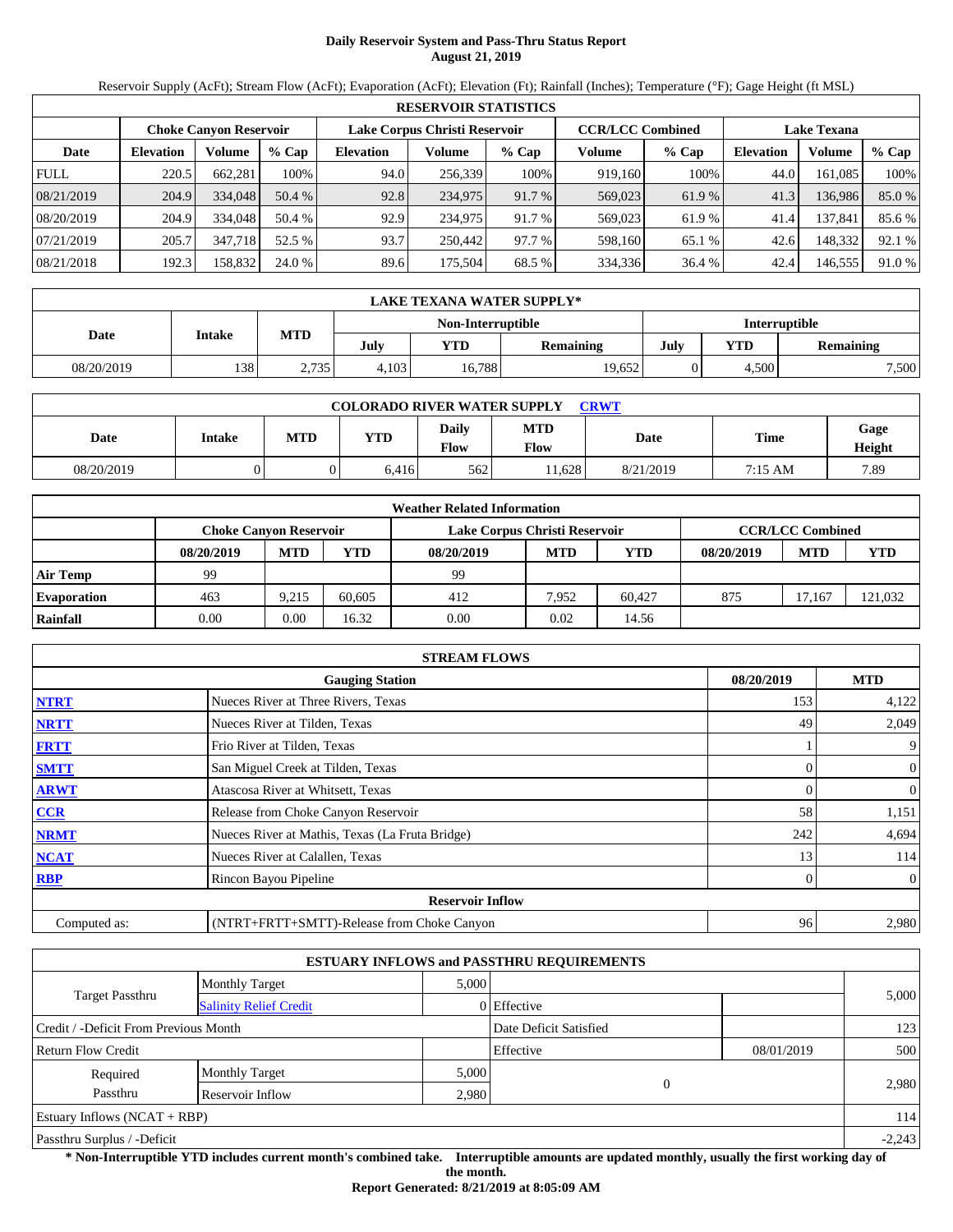# Daily Reservoir System and Pass-Thru Status Report
## August 21, 2019

Reservoir Supply (AcFt); Stream Flow (AcFt); Evaporation (AcFt); Elevation (Ft); Rainfall (Inches); Temperature (°F); Gage Height (ft MSL)

| RESERVOIR STATISTICS | | | | | | | | | | | |
|---|---|---|---|---|---|---|---|---|---|---|---|
| | Choke Canyon Reservoir | | | Lake Corpus Christi Reservoir | | | CCR/LCC Combined | | Lake Texana | | |
| Date | Elevation | Volume | % Cap | Elevation | Volume | % Cap | Volume | % Cap | Elevation | Volume | % Cap |
| FULL | 220.5 | 662,281 | 100% | 94.0 | 256,339 | 100% | 919,160 | 100% | 44.0 | 161,085 | 100% |
| 08/21/2019 | 204.9 | 334,048 | 50.4 % | 92.8 | 234,975 | 91.7 % | 569,023 | 61.9 % | 41.3 | 136,986 | 85.0 % |
| 08/20/2019 | 204.9 | 334,048 | 50.4 % | 92.9 | 234,975 | 91.7 % | 569,023 | 61.9 % | 41.4 | 137,841 | 85.6 % |
| 07/21/2019 | 205.7 | 347,718 | 52.5 % | 93.7 | 250,442 | 97.7 % | 598,160 | 65.1 % | 42.6 | 148,332 | 92.1 % |
| 08/21/2018 | 192.3 | 158,832 | 24.0 % | 89.6 | 175,504 | 68.5 % | 334,336 | 36.4 % | 42.4 | 146,555 | 91.0 % |

| LAKE TEXANA WATER SUPPLY* | | | | | | | | |
|---|---|---|---|---|---|---|---|---|
| Date | Intake | MTD | Non-Interruptible | | | Interruptible | | |
| | | | July | YTD | Remaining | July | YTD | Remaining |
| 08/20/2019 | 138 | 2,735 | 4,103 | 16,788 | 19,652 | 0 | 4,500 | 7,500 |

| COLORADO RIVER WATER SUPPLY CRWT | | | | | | | | |
|---|---|---|---|---|---|---|---|---|
| Date | Intake | MTD | YTD | Daily Flow | MTD Flow | Date | Time | Gage Height |
| 08/20/2019 | 0 | 0 | 6,416 | 562 | 11,628 | 8/21/2019 | 7:15 AM | 7.89 |

| Weather Related Information | | | | | | | | | |
|---|---|---|---|---|---|---|---|---|---|
| | Choke Canyon Reservoir | | | Lake Corpus Christi Reservoir | | | CCR/LCC Combined | | |
| | 08/20/2019 | MTD | YTD | 08/20/2019 | MTD | YTD | 08/20/2019 | MTD | YTD |
| Air Temp | 99 | | | 99 | | | | | |
| Evaporation | 463 | 9,215 | 60,605 | 412 | 7,952 | 60,427 | 875 | 17,167 | 121,032 |
| Rainfall | 0.00 | 0.00 | 16.32 | 0.00 | 0.02 | 14.56 | | | |

| STREAM FLOWS | | | |
|---|---|---|---|
| | Gauging Station | 08/20/2019 | MTD |
| NTRT | Nueces River at Three Rivers, Texas | 153 | 4,122 |
| NRTT | Nueces River at Tilden, Texas | 49 | 2,049 |
| FRTT | Frio River at Tilden, Texas | 1 | 9 |
| SMTT | San Miguel Creek at Tilden, Texas | 0 | 0 |
| ARWT | Atascosa River at Whitsett, Texas | 0 | 0 |
| CCR | Release from Choke Canyon Reservoir | 58 | 1,151 |
| NRMT | Nueces River at Mathis, Texas (La Fruta Bridge) | 242 | 4,694 |
| NCAT | Nueces River at Calallen, Texas | 13 | 114 |
| RBP | Rincon Bayou Pipeline | 0 | 0 |
| Reservoir Inflow | | | |
| Computed as: | (NTRT+FRTT+SMTT)-Release from Choke Canyon | 96 | 2,980 |

| ESTUARY INFLOWS and PASSTHRU REQUIREMENTS | | | | | |
|---|---|---|---|---|---|
| Target Passthru | Monthly Target | 5,000 | | | 5,000 |
| | Salinity Relief Credit | 0 | Effective | | |
| Credit / -Deficit From Previous Month | | | Date Deficit Satisfied | | 123 |
| Return Flow Credit | | | Effective | 08/01/2019 | 500 |
| Required Passthru | Monthly Target | 5,000 | 0 | | 2,980 |
| | Reservoir Inflow | 2,980 | | | |
| Estuary Inflows (NCAT + RBP) | | | | | 114 |
| Passthru Surplus / -Deficit | | | | | -2,243 |

**\* Non-Interruptible YTD includes current month's combined take. Interruptible amounts are updated monthly, usually the first working day of the month.**

**Report Generated: 8/21/2019 at 8:05:09 AM**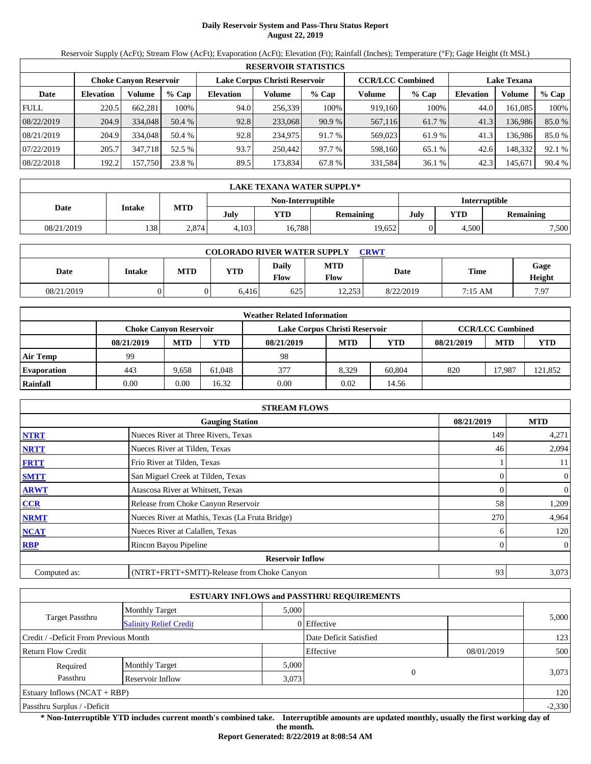# Daily Reservoir System and Pass-Thru Status Report
**August 22, 2019**

Reservoir Supply (AcFt); Stream Flow (AcFt); Evaporation (AcFt); Elevation (Ft); Rainfall (Inches); Temperature (°F); Gage Height (ft MSL)

| RESERVOIR STATISTICS | | | | | | | | | | | |
|---|---|---|---|---|---|---|---|---|---|---|---|
| | Choke Canyon Reservoir | | | Lake Corpus Christi Reservoir | | | CCR/LCC Combined | | Lake Texana | | |
| Date | Elevation | Volume | % Cap | Elevation | Volume | % Cap | Volume | % Cap | Elevation | Volume | % Cap |
| FULL | 220.5 | 662,281 | 100% | 94.0 | 256,339 | 100% | 919,160 | 100% | 44.0 | 161,085 | 100% |
| 08/22/2019 | 204.9 | 334,048 | 50.4 % | 92.8 | 233,068 | 90.9 % | 567,116 | 61.7 % | 41.3 | 136,986 | 85.0 % |
| 08/21/2019 | 204.9 | 334,048 | 50.4 % | 92.8 | 234,975 | 91.7 % | 569,023 | 61.9 % | 41.3 | 136,986 | 85.0 % |
| 07/22/2019 | 205.7 | 347,718 | 52.5 % | 93.7 | 250,442 | 97.7 % | 598,160 | 65.1 % | 42.6 | 148,332 | 92.1 % |
| 08/22/2018 | 192.2 | 157,750 | 23.8 % | 89.5 | 173,834 | 67.8 % | 331,584 | 36.1 % | 42.3 | 145,671 | 90.4 % |

| LAKE TEXANA WATER SUPPLY* | | | | | | | | |
|---|---|---|---|---|---|---|---|---|
| Date | Intake | MTD | Non-Interruptible | | | Interruptible | | |
| | | | July | YTD | Remaining | July | YTD | Remaining |
| 08/21/2019 | 138 | 2,874 | 4,103 | 16,788 | 19,652 | 0 | 4,500 | 7,500 |

| COLORADO RIVER WATER SUPPLY CRWT | | | | | | | | |
|---|---|---|---|---|---|---|---|---|
| Date | Intake | MTD | YTD | Daily Flow | MTD Flow | Date | Time | Gage Height |
| 08/21/2019 | 0 | 0 | 6,416 | 625 | 12,253 | 8/22/2019 | 7:15 AM | 7.97 |

| Weather Related Information | | | | | | | | | |
|---|---|---|---|---|---|---|---|---|---|
| | Choke Canyon Reservoir | | | Lake Corpus Christi Reservoir | | | CCR/LCC Combined | | |
| | 08/21/2019 | MTD | YTD | 08/21/2019 | MTD | YTD | 08/21/2019 | MTD | YTD |
| Air Temp | 99 | | | 98 | | | | | |
| Evaporation | 443 | 9,658 | 61,048 | 377 | 8,329 | 60,804 | 820 | 17,987 | 121,852 |
| Rainfall | 0.00 | 0.00 | 16.32 | 0.00 | 0.02 | 14.56 | | | |

| STREAM FLOWS | | | |
|---|---|---|---|
| | Gauging Station | 08/21/2019 | MTD |
| NTRT | Nueces River at Three Rivers, Texas | 149 | 4,271 |
| NRTT | Nueces River at Tilden, Texas | 46 | 2,094 |
| FRTT | Frio River at Tilden, Texas | 1 | 11 |
| SMTT | San Miguel Creek at Tilden, Texas | 0 | 0 |
| ARWT | Atascosa River at Whitsett, Texas | 0 | 0 |
| CCR | Release from Choke Canyon Reservoir | 58 | 1,209 |
| NRMT | Nueces River at Mathis, Texas (La Fruta Bridge) | 270 | 4,964 |
| NCAT | Nueces River at Calallen, Texas | 6 | 120 |
| RBP | Rincon Bayou Pipeline | 0 | 0 |
| | **Reservoir Inflow** | | |
| Computed as: | (NTRT+FRTT+SMTT)-Release from Choke Canyon | 93 | 3,073 |

| ESTUARY INFLOWS and PASSTHRU REQUIREMENTS | | | | | |
|---|---|---|---|---|---|
| Target Passthru | Monthly Target | 5,000 | | | 5,000 |
| | Salinity Relief Credit | 0 | Effective | | |
| Credit / -Deficit From Previous Month | | | Date Deficit Satisfied | | 123 |
| Return Flow Credit | | | Effective | 08/01/2019 | 500 |
| Required Passthru | Monthly Target | 5,000 | 0 | | 3,073 |
| | Reservoir Inflow | 3,073 | | | |
| Estuary Inflows (NCAT + RBP) | | | | | 120 |
| Passthru Surplus / -Deficit | | | | | -2,330 |

**\* Non-Interruptible YTD includes current month's combined take. Interruptible amounts are updated monthly, usually the first working day of the month.**

**Report Generated: 8/22/2019 at 8:08:54 AM**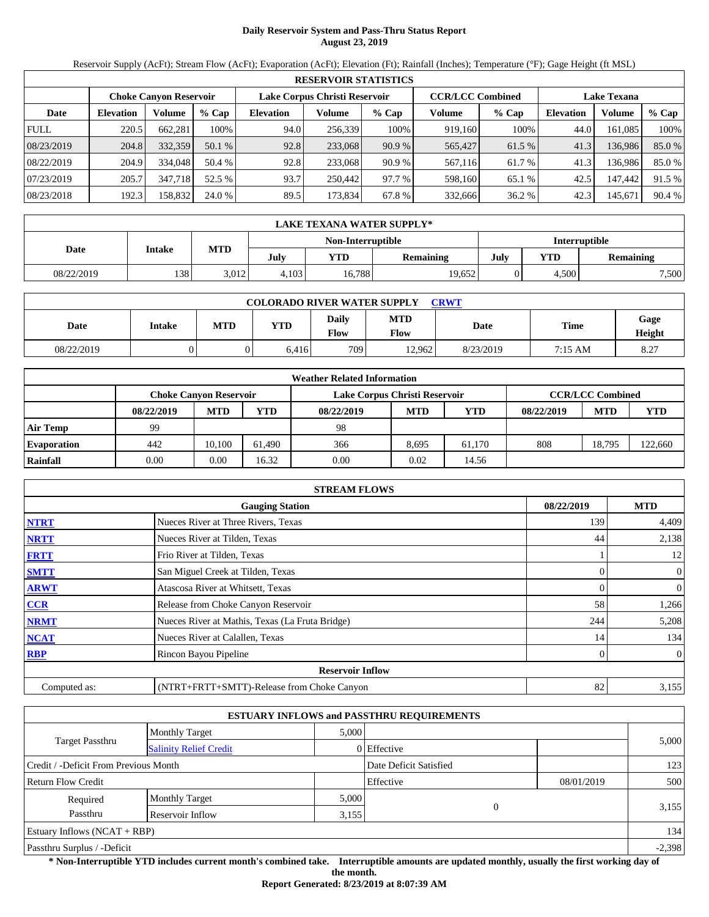# Daily Reservoir System and Pass-Thru Status Report
## August 23, 2019

Reservoir Supply (AcFt); Stream Flow (AcFt); Evaporation (AcFt); Elevation (Ft); Rainfall (Inches); Temperature (°F); Gage Height (ft MSL)

| RESERVOIR STATISTICS | | | | | | | | | | | |
|---|---|---|---|---|---|---|---|---|---|---|---|
| | Choke Canyon Reservoir | | | Lake Corpus Christi Reservoir | | | CCR/LCC Combined | | Lake Texana | | |
| Date | Elevation | Volume | % Cap | Elevation | Volume | % Cap | Volume | % Cap | Elevation | Volume | % Cap |
| FULL | 220.5 | 662,281 | 100% | 94.0 | 256,339 | 100% | 919,160 | 100% | 44.0 | 161,085 | 100% |
| 08/23/2019 | 204.8 | 332,359 | 50.1 % | 92.8 | 233,068 | 90.9 % | 565,427 | 61.5 % | 41.3 | 136,986 | 85.0 % |
| 08/22/2019 | 204.9 | 334,048 | 50.4 % | 92.8 | 233,068 | 90.9 % | 567,116 | 61.7 % | 41.3 | 136,986 | 85.0 % |
| 07/23/2019 | 205.7 | 347,718 | 52.5 % | 93.7 | 250,442 | 97.7 % | 598,160 | 65.1 % | 42.5 | 147,442 | 91.5 % |
| 08/23/2018 | 192.3 | 158,832 | 24.0 % | 89.5 | 173,834 | 67.8 % | 332,666 | 36.2 % | 42.3 | 145,671 | 90.4 % |

| LAKE TEXANA WATER SUPPLY* | | | | | | | | |
|---|---|---|---|---|---|---|---|---|
| Date | Intake | MTD | Non-Interruptible | | | Interruptible | | |
| | | | July | YTD | Remaining | July | YTD | Remaining |
| 08/22/2019 | 138 | 3,012 | 4,103 | 16,788 | 19,652 | 0 | 4,500 | 7,500 |

| COLORADO RIVER WATER SUPPLY CRWT | | | | | | | | |
|---|---|---|---|---|---|---|---|---|
| Date | Intake | MTD | YTD | Daily Flow | MTD Flow | Date | Time | Gage Height |
| 08/22/2019 | 0 | 0 | 6,416 | 709 | 12,962 | 8/23/2019 | 7:15 AM | 8.27 |

| Weather Related Information | | | | | | | | | |
|---|---|---|---|---|---|---|---|---|---|
| | Choke Canyon Reservoir | | | Lake Corpus Christi Reservoir | | | CCR/LCC Combined | | |
| | 08/22/2019 | MTD | YTD | 08/22/2019 | MTD | YTD | 08/22/2019 | MTD | YTD |
| Air Temp | 99 | | | 98 | | | | | |
| Evaporation | 442 | 10,100 | 61,490 | 366 | 8,695 | 61,170 | 808 | 18,795 | 122,660 |
| Rainfall | 0.00 | 0.00 | 16.32 | 0.00 | 0.02 | 14.56 | | | |

| STREAM FLOWS | | | |
|---|---|---|---|
| | Gauging Station | 08/22/2019 | MTD |
| NTRT | Nueces River at Three Rivers, Texas | 139 | 4,409 |
| NRTT | Nueces River at Tilden, Texas | 44 | 2,138 |
| FRTT | Frio River at Tilden, Texas | 1 | 12 |
| SMTT | San Miguel Creek at Tilden, Texas | 0 | 0 |
| ARWT | Atascosa River at Whitsett, Texas | 0 | 0 |
| CCR | Release from Choke Canyon Reservoir | 58 | 1,266 |
| NRMT | Nueces River at Mathis, Texas (La Fruta Bridge) | 244 | 5,208 |
| NCAT | Nueces River at Calallen, Texas | 14 | 134 |
| RBP | Rincon Bayou Pipeline | 0 | 0 |
| **Reservoir Inflow** | | | |
| Computed as: | (NTRT+FRTT+SMTT)-Release from Choke Canyon | 82 | 3,155 |

| ESTUARY INFLOWS and PASSTHRU REQUIREMENTS | | | | | |
|---|---|---|---|---|---|
| Target Passthru | Monthly Target | 5,000 | | | 5,000 |
| | Salinity Relief Credit | 0 | Effective | | |
| Credit / -Deficit From Previous Month | | | Date Deficit Satisfied | | 123 |
| Return Flow Credit | | | Effective | 08/01/2019 | 500 |
| Required Passthru | Monthly Target | 5,000 | 0 | | 3,155 |
| | Reservoir Inflow | 3,155 | | | |
| Estuary Inflows (NCAT + RBP) | | | | | 134 |
| Passthru Surplus / -Deficit | | | | | -2,398 |

**\* Non-Interruptible YTD includes current month's combined take. Interruptible amounts are updated monthly, usually the first working day of the month.**

**Report Generated: 8/23/2019 at 8:07:39 AM**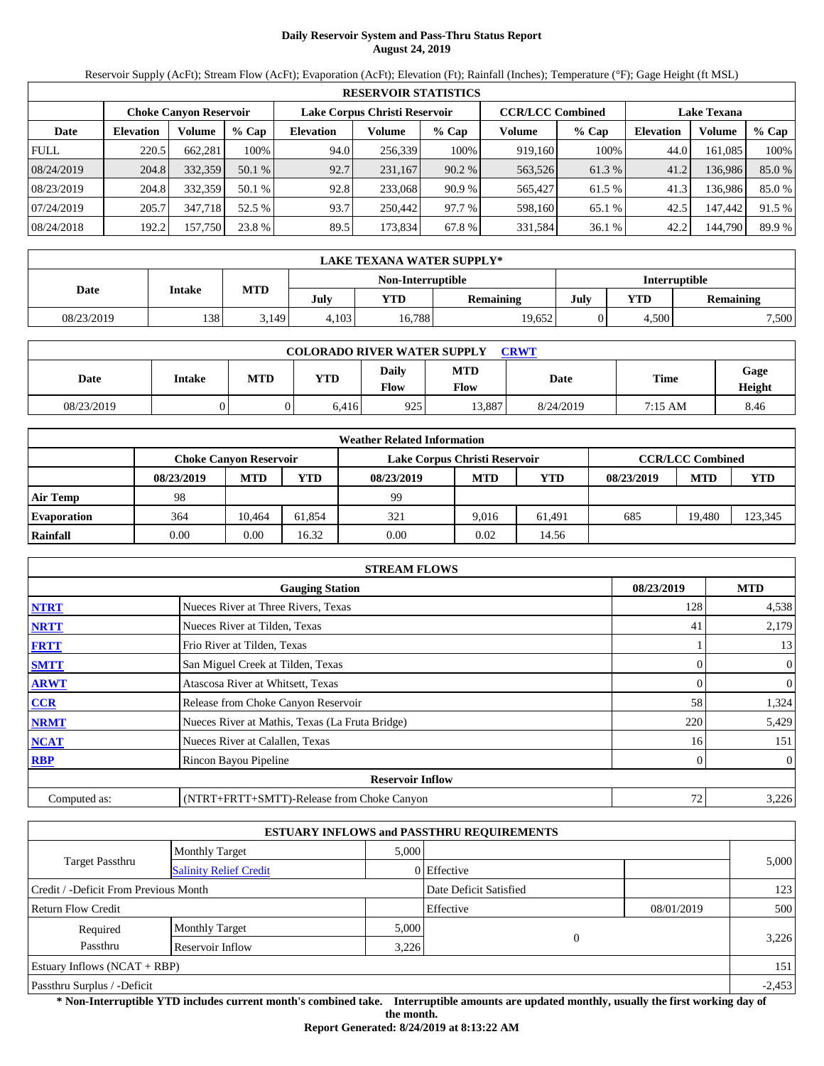# Daily Reservoir System and Pass-Thru Status Report
## August 24, 2019

Reservoir Supply (AcFt); Stream Flow (AcFt); Evaporation (AcFt); Elevation (Ft); Rainfall (Inches); Temperature (°F); Gage Height (ft MSL)

| RESERVOIR STATISTICS | | | | | | | | | | | |
|---|---|---|---|---|---|---|---|---|---|---|---|
| | Choke Canyon Reservoir | | | Lake Corpus Christi Reservoir | | | CCR/LCC Combined | | Lake Texana | | |
| Date | Elevation | Volume | % Cap | Elevation | Volume | % Cap | Volume | % Cap | Elevation | Volume | % Cap |
| FULL | 220.5 | 662,281 | 100% | 94.0 | 256,339 | 100% | 919,160 | 100% | 44.0 | 161,085 | 100% |
| 08/24/2019 | 204.8 | 332,359 | 50.1 % | 92.7 | 231,167 | 90.2 % | 563,526 | 61.3 % | 41.2 | 136,986 | 85.0 % |
| 08/23/2019 | 204.8 | 332,359 | 50.1 % | 92.8 | 233,068 | 90.9 % | 565,427 | 61.5 % | 41.3 | 136,986 | 85.0 % |
| 07/24/2019 | 205.7 | 347,718 | 52.5 % | 93.7 | 250,442 | 97.7 % | 598,160 | 65.1 % | 42.5 | 147,442 | 91.5 % |
| 08/24/2018 | 192.2 | 157,750 | 23.8 % | 89.5 | 173,834 | 67.8 % | 331,584 | 36.1 % | 42.2 | 144,790 | 89.9 % |

| LAKE TEXANA WATER SUPPLY* | | | | | | | | |
|---|---|---|---|---|---|---|---|---|
| Date | Intake | MTD | Non-Interruptible | | | Interruptible | | |
| | | | July | YTD | Remaining | July | YTD | Remaining |
| 08/23/2019 | 138 | 3,149 | 4,103 | 16,788 | 19,652 | 0 | 4,500 | 7,500 |

| COLORADO RIVER WATER SUPPLY CRWT | | | | | | | | |
|---|---|---|---|---|---|---|---|---|
| Date | Intake | MTD | YTD | Daily Flow | MTD Flow | Date | Time | Gage Height |
| 08/23/2019 | 0 | 0 | 6,416 | 925 | 13,887 | 8/24/2019 | 7:15 AM | 8.46 |

| Weather Related Information | | | | | | | | | |
|---|---|---|---|---|---|---|---|---|---|
| | Choke Canyon Reservoir | | | Lake Corpus Christi Reservoir | | | CCR/LCC Combined | | |
| | 08/23/2019 | MTD | YTD | 08/23/2019 | MTD | YTD | 08/23/2019 | MTD | YTD |
| Air Temp | 98 | | | 99 | | | | | |
| Evaporation | 364 | 10,464 | 61,854 | 321 | 9,016 | 61,491 | 685 | 19,480 | 123,345 |
| Rainfall | 0.00 | 0.00 | 16.32 | 0.00 | 0.02 | 14.56 | | | |

| STREAM FLOWS | | | |
|---|---|---|---|
| | Gauging Station | 08/23/2019 | MTD |
| NTRT | Nueces River at Three Rivers, Texas | 128 | 4,538 |
| NRTT | Nueces River at Tilden, Texas | 41 | 2,179 |
| FRTT | Frio River at Tilden, Texas | 1 | 13 |
| SMTT | San Miguel Creek at Tilden, Texas | 0 | 0 |
| ARWT | Atascosa River at Whitsett, Texas | 0 | 0 |
| CCR | Release from Choke Canyon Reservoir | 58 | 1,324 |
| NRMT | Nueces River at Mathis, Texas (La Fruta Bridge) | 220 | 5,429 |
| NCAT | Nueces River at Calallen, Texas | 16 | 151 |
| RBP | Rincon Bayou Pipeline | 0 | 0 |
| | **Reservoir Inflow** | | |
| Computed as: | (NTRT+FRTT+SMTT)-Release from Choke Canyon | 72 | 3,226 |

| ESTUARY INFLOWS and PASSTHRU REQUIREMENTS | | | | | |
|---|---|---|---|---|---|
| Target Passthru | Monthly Target | 5,000 | | | 5,000 |
| | Salinity Relief Credit | 0 | Effective | | |
| Credit / -Deficit From Previous Month | | | Date Deficit Satisfied | | 123 |
| Return Flow Credit | | | Effective | 08/01/2019 | 500 |
| Required Passthru | Monthly Target | 5,000 | 0 | | 3,226 |
| | Reservoir Inflow | 3,226 | | | |
| Estuary Inflows (NCAT + RBP) | | | | | 151 |
| Passthru Surplus / -Deficit | | | | | -2,453 |

**\* Non-Interruptible YTD includes current month's combined take. Interruptible amounts are updated monthly, usually the first working day of the month.**

**Report Generated: 8/24/2019 at 8:13:22 AM**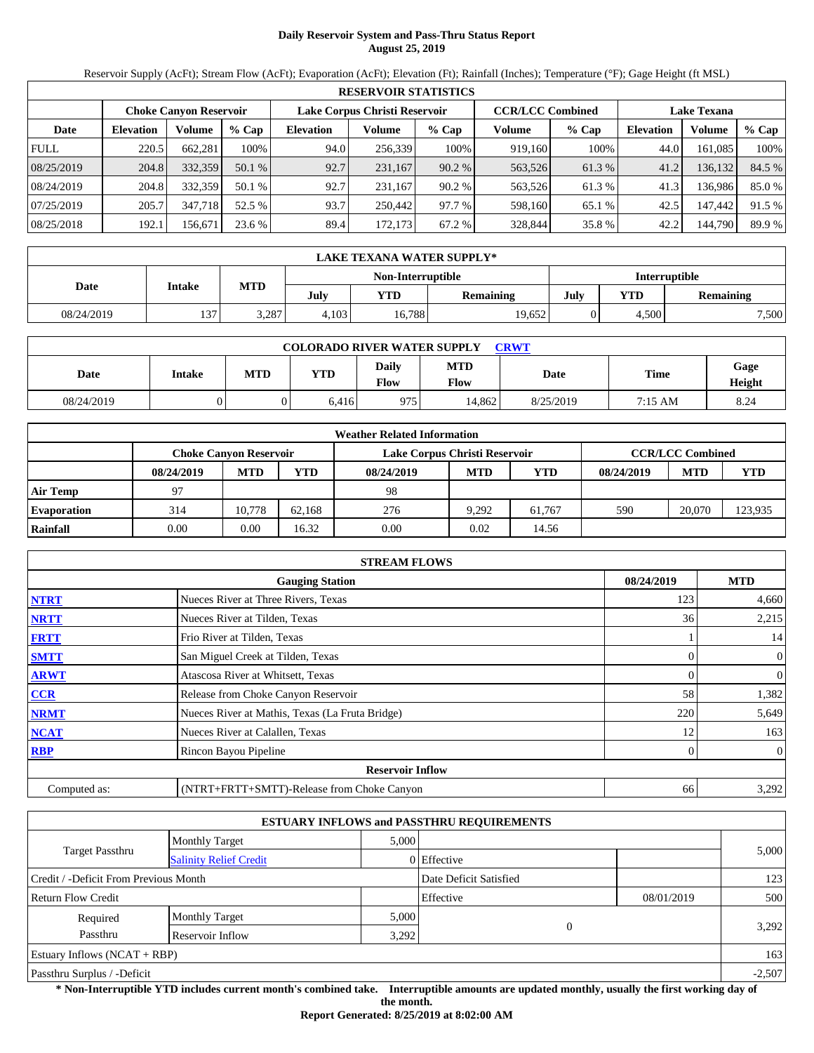# Daily Reservoir System and Pass-Thru Status Report
**August 25, 2019**

Reservoir Supply (AcFt); Stream Flow (AcFt); Evaporation (AcFt); Elevation (Ft); Rainfall (Inches); Temperature (°F); Gage Height (ft MSL)

| RESERVOIR STATISTICS | | | | | | | | | | | |
|---|---|---|---|---|---|---|---|---|---|---|---|
| | Choke Canyon Reservoir | | | Lake Corpus Christi Reservoir | | | CCR/LCC Combined | | Lake Texana | | |
| Date | Elevation | Volume | % Cap | Elevation | Volume | % Cap | Volume | % Cap | Elevation | Volume | % Cap |
| FULL | 220.5 | 662,281 | 100% | 94.0 | 256,339 | 100% | 919,160 | 100% | 44.0 | 161,085 | 100% |
| 08/25/2019 | 204.8 | 332,359 | 50.1 % | 92.7 | 231,167 | 90.2 % | 563,526 | 61.3 % | 41.2 | 136,132 | 84.5 % |
| 08/24/2019 | 204.8 | 332,359 | 50.1 % | 92.7 | 231,167 | 90.2 % | 563,526 | 61.3 % | 41.3 | 136,986 | 85.0 % |
| 07/25/2019 | 205.7 | 347,718 | 52.5 % | 93.7 | 250,442 | 97.7 % | 598,160 | 65.1 % | 42.5 | 147,442 | 91.5 % |
| 08/25/2018 | 192.1 | 156,671 | 23.6 % | 89.4 | 172,173 | 67.2 % | 328,844 | 35.8 % | 42.2 | 144,790 | 89.9 % |

| LAKE TEXANA WATER SUPPLY* | | | | | | | | |
|---|---|---|---|---|---|---|---|---|
| Date | Intake | MTD | Non-Interruptible | | | Interruptible | | |
| | | | July | YTD | Remaining | July | YTD | Remaining |
| 08/24/2019 | 137 | 3,287 | 4,103 | 16,788 | 19,652 | 0 | 4,500 | 7,500 |

| COLORADO RIVER WATER SUPPLY CRWT | | | | | | | | |
|---|---|---|---|---|---|---|---|---|
| Date | Intake | MTD | YTD | Daily Flow | MTD Flow | Date | Time | Gage Height |
| 08/24/2019 | 0 | 0 | 6,416 | 975 | 14,862 | 8/25/2019 | 7:15 AM | 8.24 |

| Weather Related Information | | | | | | | | | |
|---|---|---|---|---|---|---|---|---|---|
| | Choke Canyon Reservoir | | | Lake Corpus Christi Reservoir | | | CCR/LCC Combined | | |
| | 08/24/2019 | MTD | YTD | 08/24/2019 | MTD | YTD | 08/24/2019 | MTD | YTD |
| Air Temp | 97 | | | 98 | | | | | |
| Evaporation | 314 | 10,778 | 62,168 | 276 | 9,292 | 61,767 | 590 | 20,070 | 123,935 |
| Rainfall | 0.00 | 0.00 | 16.32 | 0.00 | 0.02 | 14.56 | | | |

| STREAM FLOWS | | | |
|---|---|---|---|
| | Gauging Station | 08/24/2019 | MTD |
| NTRT | Nueces River at Three Rivers, Texas | 123 | 4,660 |
| NRTT | Nueces River at Tilden, Texas | 36 | 2,215 |
| FRTT | Frio River at Tilden, Texas | 1 | 14 |
| SMTT | San Miguel Creek at Tilden, Texas | 0 | 0 |
| ARWT | Atascosa River at Whitsett, Texas | 0 | 0 |
| CCR | Release from Choke Canyon Reservoir | 58 | 1,382 |
| NRMT | Nueces River at Mathis, Texas (La Fruta Bridge) | 220 | 5,649 |
| NCAT | Nueces River at Calallen, Texas | 12 | 163 |
| RBP | Rincon Bayou Pipeline | 0 | 0 |
| | **Reservoir Inflow** | | |
| Computed as: | (NTRT+FRTT+SMTT)-Release from Choke Canyon | 66 | 3,292 |

| ESTUARY INFLOWS and PASSTHRU REQUIREMENTS | | | | | |
|---|---|---|---|---|---|
| Target Passthru | Monthly Target | 5,000 | | | 5,000 |
| | Salinity Relief Credit | 0 | Effective | | |
| Credit / -Deficit From Previous Month | | | Date Deficit Satisfied | | 123 |
| Return Flow Credit | | | Effective | 08/01/2019 | 500 |
| Required Passthru | Monthly Target | 5,000 | 0 | | 3,292 |
| | Reservoir Inflow | 3,292 | | | |
| Estuary Inflows (NCAT + RBP) | | | | | 163 |
| Passthru Surplus / -Deficit | | | | | -2,507 |

**\* Non-Interruptible YTD includes current month's combined take. Interruptible amounts are updated monthly, usually the first working day of the month.**

**Report Generated: 8/25/2019 at 8:02:00 AM**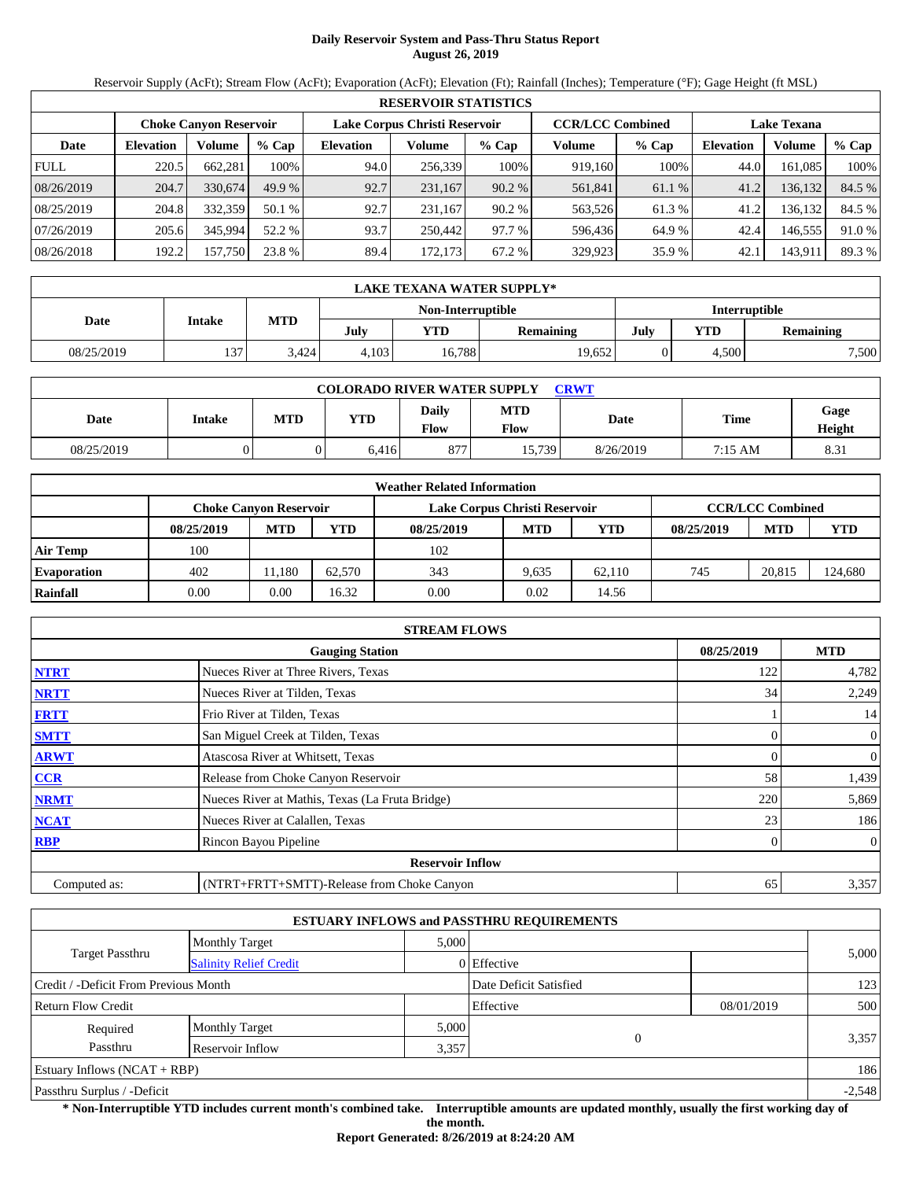# Daily Reservoir System and Pass-Thru Status Report
## August 26, 2019

Reservoir Supply (AcFt); Stream Flow (AcFt); Evaporation (AcFt); Elevation (Ft); Rainfall (Inches); Temperature (°F); Gage Height (ft MSL)

| RESERVOIR STATISTICS | | | | | | | | | | | |
|---|---|---|---|---|---|---|---|---|---|---|---|
| | Choke Canyon Reservoir | | | Lake Corpus Christi Reservoir | | | CCR/LCC Combined | | Lake Texana | | |
| Date | Elevation | Volume | % Cap | Elevation | Volume | % Cap | Volume | % Cap | Elevation | Volume | % Cap |
| FULL | 220.5 | 662,281 | 100% | 94.0 | 256,339 | 100% | 919,160 | 100% | 44.0 | 161,085 | 100% |
| 08/26/2019 | 204.7 | 330,674 | 49.9 % | 92.7 | 231,167 | 90.2 % | 561,841 | 61.1 % | 41.2 | 136,132 | 84.5 % |
| 08/25/2019 | 204.8 | 332,359 | 50.1 % | 92.7 | 231,167 | 90.2 % | 563,526 | 61.3 % | 41.2 | 136,132 | 84.5 % |
| 07/26/2019 | 205.6 | 345,994 | 52.2 % | 93.7 | 250,442 | 97.7 % | 596,436 | 64.9 % | 42.4 | 146,555 | 91.0 % |
| 08/26/2018 | 192.2 | 157,750 | 23.8 % | 89.4 | 172,173 | 67.2 % | 329,923 | 35.9 % | 42.1 | 143,911 | 89.3 % |

| LAKE TEXANA WATER SUPPLY* | | | | | | | | |
|---|---|---|---|---|---|---|---|---|
| Date | Intake | MTD | Non-Interruptible | | | Interruptible | | |
| | | | July | YTD | Remaining | July | YTD | Remaining |
| 08/25/2019 | 137 | 3,424 | 4,103 | 16,788 | 19,652 | 0 | 4,500 | 7,500 |

| COLORADO RIVER WATER SUPPLY CRWT | | | | | | | | |
|---|---|---|---|---|---|---|---|---|
| Date | Intake | MTD | YTD | Daily Flow | MTD Flow | Date | Time | Gage Height |
| 08/25/2019 | 0 | 0 | 6,416 | 877 | 15,739 | 8/26/2019 | 7:15 AM | 8.31 |

| Weather Related Information | | | | | | | | | |
|---|---|---|---|---|---|---|---|---|---|
| | Choke Canyon Reservoir | | | Lake Corpus Christi Reservoir | | | CCR/LCC Combined | | |
| | 08/25/2019 | MTD | YTD | 08/25/2019 | MTD | YTD | 08/25/2019 | MTD | YTD |
| Air Temp | 100 | | | 102 | | | | | |
| Evaporation | 402 | 11,180 | 62,570 | 343 | 9,635 | 62,110 | 745 | 20,815 | 124,680 |
| Rainfall | 0.00 | 0.00 | 16.32 | 0.00 | 0.02 | 14.56 | | | |

| STREAM FLOWS | | | |
|---|---|---|---|
| | Gauging Station | 08/25/2019 | MTD |
| NTRT | Nueces River at Three Rivers, Texas | 122 | 4,782 |
| NRTT | Nueces River at Tilden, Texas | 34 | 2,249 |
| FRTT | Frio River at Tilden, Texas | 1 | 14 |
| SMTT | San Miguel Creek at Tilden, Texas | 0 | 0 |
| ARWT | Atascosa River at Whitsett, Texas | 0 | 0 |
| CCR | Release from Choke Canyon Reservoir | 58 | 1,439 |
| NRMT | Nueces River at Mathis, Texas (La Fruta Bridge) | 220 | 5,869 |
| NCAT | Nueces River at Calallen, Texas | 23 | 186 |
| RBP | Rincon Bayou Pipeline | 0 | 0 |
| **Reservoir Inflow** | | | |
| Computed as: | (NTRT+FRTT+SMTT)-Release from Choke Canyon | 65 | 3,357 |

| ESTUARY INFLOWS and PASSTHRU REQUIREMENTS | | | | | |
|---|---|---|---|---|---|
| Target Passthru | Monthly Target | 5,000 | | | 5,000 |
| | Salinity Relief Credit | 0 | Effective | | |
| Credit / -Deficit From Previous Month | | | Date Deficit Satisfied | | 123 |
| Return Flow Credit | | | Effective | 08/01/2019 | 500 |
| Required Passthru | Monthly Target | 5,000 | 0 | | 3,357 |
| | Reservoir Inflow | 3,357 | | | |
| Estuary Inflows (NCAT + RBP) | | | | | 186 |
| Passthru Surplus / -Deficit | | | | | -2,548 |

**\* Non-Interruptible YTD includes current month's combined take. Interruptible amounts are updated monthly, usually the first working day of the month.**

**Report Generated: 8/26/2019 at 8:24:20 AM**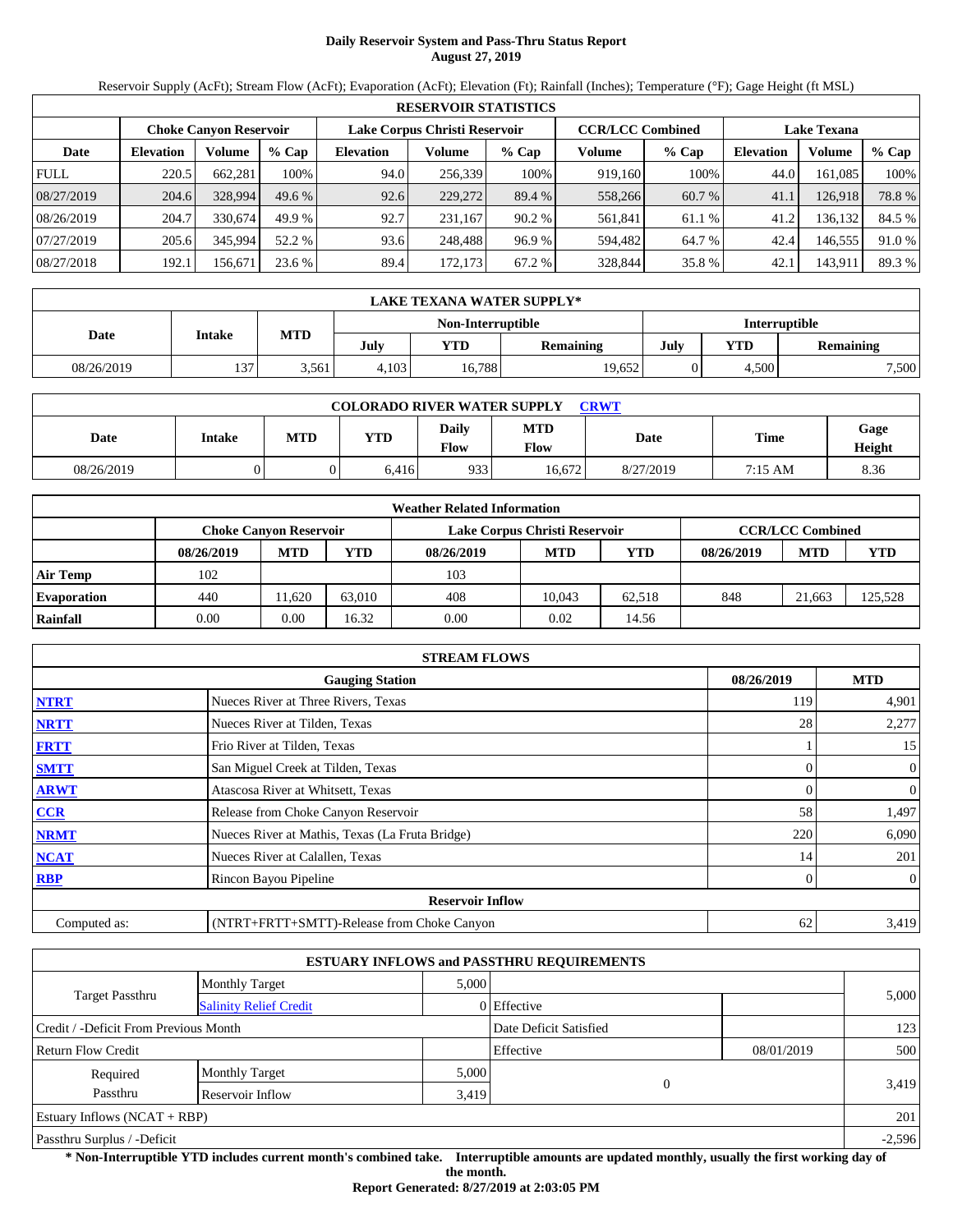# Daily Reservoir System and Pass-Thru Status Report
## August 27, 2019

Reservoir Supply (AcFt); Stream Flow (AcFt); Evaporation (AcFt); Elevation (Ft); Rainfall (Inches); Temperature (°F); Gage Height (ft MSL)

| RESERVOIR STATISTICS | | | | | | | | | | | |
|---|---|---|---|---|---|---|---|---|---|---|---|
| | Choke Canyon Reservoir | | | Lake Corpus Christi Reservoir | | | CCR/LCC Combined | | Lake Texana | | |
| Date | Elevation | Volume | % Cap | Elevation | Volume | % Cap | Volume | % Cap | Elevation | Volume | % Cap |
| FULL | 220.5 | 662,281 | 100% | 94.0 | 256,339 | 100% | 919,160 | 100% | 44.0 | 161,085 | 100% |
| 08/27/2019 | 204.6 | 328,994 | 49.6 % | 92.6 | 229,272 | 89.4 % | 558,266 | 60.7 % | 41.1 | 126,918 | 78.8 % |
| 08/26/2019 | 204.7 | 330,674 | 49.9 % | 92.7 | 231,167 | 90.2 % | 561,841 | 61.1 % | 41.2 | 136,132 | 84.5 % |
| 07/27/2019 | 205.6 | 345,994 | 52.2 % | 93.6 | 248,488 | 96.9 % | 594,482 | 64.7 % | 42.4 | 146,555 | 91.0 % |
| 08/27/2018 | 192.1 | 156,671 | 23.6 % | 89.4 | 172,173 | 67.2 % | 328,844 | 35.8 % | 42.1 | 143,911 | 89.3 % |

| LAKE TEXANA WATER SUPPLY* | | | | | | | | |
|---|---|---|---|---|---|---|---|---|
| Date | Intake | MTD | Non-Interruptible | | | Interruptible | | |
| | | | July | YTD | Remaining | July | YTD | Remaining |
| 08/26/2019 | 137 | 3,561 | 4,103 | 16,788 | 19,652 | 0 | 4,500 | 7,500 |

| COLORADO RIVER WATER SUPPLY CRWT | | | | | | | | |
|---|---|---|---|---|---|---|---|---|
| Date | Intake | MTD | YTD | Daily Flow | MTD Flow | Date | Time | Gage Height |
| 08/26/2019 | 0 | 0 | 6,416 | 933 | 16,672 | 8/27/2019 | 7:15 AM | 8.36 |

| Weather Related Information | | | | | | | | | |
|---|---|---|---|---|---|---|---|---|---|
| | Choke Canyon Reservoir | | | Lake Corpus Christi Reservoir | | | CCR/LCC Combined | | |
| | 08/26/2019 | MTD | YTD | 08/26/2019 | MTD | YTD | 08/26/2019 | MTD | YTD |
| Air Temp | 102 | | | 103 | | | | | |
| Evaporation | 440 | 11,620 | 63,010 | 408 | 10,043 | 62,518 | 848 | 21,663 | 125,528 |
| Rainfall | 0.00 | 0.00 | 16.32 | 0.00 | 0.02 | 14.56 | | | |

| STREAM FLOWS | | | |
|---|---|---|---|
| | Gauging Station | 08/26/2019 | MTD |
| NTRT | Nueces River at Three Rivers, Texas | 119 | 4,901 |
| NRTT | Nueces River at Tilden, Texas | 28 | 2,277 |
| FRTT | Frio River at Tilden, Texas | 1 | 15 |
| SMTT | San Miguel Creek at Tilden, Texas | 0 | 0 |
| ARWT | Atascosa River at Whitsett, Texas | 0 | 0 |
| CCR | Release from Choke Canyon Reservoir | 58 | 1,497 |
| NRMT | Nueces River at Mathis, Texas (La Fruta Bridge) | 220 | 6,090 |
| NCAT | Nueces River at Calallen, Texas | 14 | 201 |
| RBP | Rincon Bayou Pipeline | 0 | 0 |
| Reservoir Inflow | | | |
| Computed as: | (NTRT+FRTT+SMTT)-Release from Choke Canyon | 62 | 3,419 |

| ESTUARY INFLOWS and PASSTHRU REQUIREMENTS | | | | | |
|---|---|---|---|---|---|
| Target Passthru | Monthly Target | 5,000 | | | 5,000 |
| | Salinity Relief Credit | 0 | Effective | | |
| Credit / -Deficit From Previous Month | | | Date Deficit Satisfied | | 123 |
| Return Flow Credit | | | Effective | 08/01/2019 | 500 |
| Required Passthru | Monthly Target | 5,000 | 0 | | 3,419 |
| | Reservoir Inflow | 3,419 | | | |
| Estuary Inflows (NCAT + RBP) | | | | | 201 |
| Passthru Surplus / -Deficit | | | | | -2,596 |

**\* Non-Interruptible YTD includes current month's combined take. Interruptible amounts are updated monthly, usually the first working day of the month.**

**Report Generated: 8/27/2019 at 2:03:05 PM**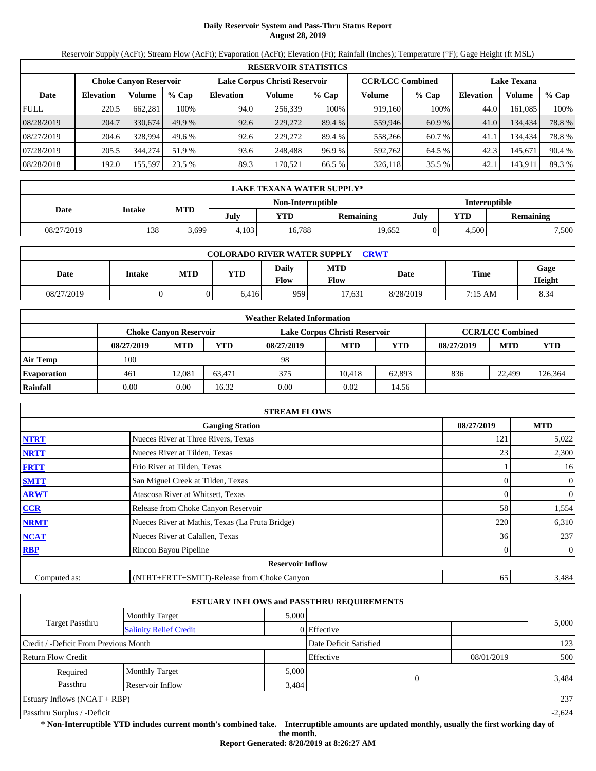# Daily Reservoir System and Pass-Thru Status Report
**August 28, 2019**

Reservoir Supply (AcFt); Stream Flow (AcFt); Evaporation (AcFt); Elevation (Ft); Rainfall (Inches); Temperature (°F); Gage Height (ft MSL)

| RESERVOIR STATISTICS | | | | | | | | | | | |
|---|---|---|---|---|---|---|---|---|---|---|---|
| | Choke Canyon Reservoir | | | Lake Corpus Christi Reservoir | | | CCR/LCC Combined | | Lake Texana | | |
| Date | Elevation | Volume | % Cap | Elevation | Volume | % Cap | Volume | % Cap | Elevation | Volume | % Cap |
| FULL | 220.5 | 662,281 | 100% | 94.0 | 256,339 | 100% | 919,160 | 100% | 44.0 | 161,085 | 100% |
| 08/28/2019 | 204.7 | 330,674 | 49.9 % | 92.6 | 229,272 | 89.4 % | 559,946 | 60.9 % | 41.0 | 134,434 | 78.8 % |
| 08/27/2019 | 204.6 | 328,994 | 49.6 % | 92.6 | 229,272 | 89.4 % | 558,266 | 60.7 % | 41.1 | 134,434 | 78.8 % |
| 07/28/2019 | 205.5 | 344,274 | 51.9 % | 93.6 | 248,488 | 96.9 % | 592,762 | 64.5 % | 42.3 | 145,671 | 90.4 % |
| 08/28/2018 | 192.0 | 155,597 | 23.5 % | 89.3 | 170,521 | 66.5 % | 326,118 | 35.5 % | 42.1 | 143,911 | 89.3 % |

| LAKE TEXANA WATER SUPPLY* | | | | | | | | |
|---|---|---|---|---|---|---|---|---|
| Date | Intake | MTD | Non-Interruptible | | | Interruptible | | |
| | | | July | YTD | Remaining | July | YTD | Remaining |
| 08/27/2019 | 138 | 3,699 | 4,103 | 16,788 | 19,652 | 0 | 4,500 | 7,500 |

| COLORADO RIVER WATER SUPPLY CRWT | | | | | | | | |
|---|---|---|---|---|---|---|---|---|
| Date | Intake | MTD | YTD | Daily Flow | MTD Flow | Date | Time | Gage Height |
| 08/27/2019 | 0 | 0 | 6,416 | 959 | 17,631 | 8/28/2019 | 7:15 AM | 8.34 |

| Weather Related Information | | | | | | | | | |
|---|---|---|---|---|---|---|---|---|---|
| | Choke Canyon Reservoir | | | Lake Corpus Christi Reservoir | | | CCR/LCC Combined | | |
| | 08/27/2019 | MTD | YTD | 08/27/2019 | MTD | YTD | 08/27/2019 | MTD | YTD |
| Air Temp | 100 | | | 98 | | | | | |
| Evaporation | 461 | 12,081 | 63,471 | 375 | 10,418 | 62,893 | 836 | 22,499 | 126,364 |
| Rainfall | 0.00 | 0.00 | 16.32 | 0.00 | 0.02 | 14.56 | | | |

| STREAM FLOWS | | | |
|---|---|---|---|
| | Gauging Station | 08/27/2019 | MTD |
| NTRT | Nueces River at Three Rivers, Texas | 121 | 5,022 |
| NRTT | Nueces River at Tilden, Texas | 23 | 2,300 |
| FRTT | Frio River at Tilden, Texas | 1 | 16 |
| SMTT | San Miguel Creek at Tilden, Texas | 0 | 0 |
| ARWT | Atascosa River at Whitsett, Texas | 0 | 0 |
| CCR | Release from Choke Canyon Reservoir | 58 | 1,554 |
| NRMT | Nueces River at Mathis, Texas (La Fruta Bridge) | 220 | 6,310 |
| NCAT | Nueces River at Calallen, Texas | 36 | 237 |
| RBP | Rincon Bayou Pipeline | 0 | 0 |
| **Reservoir Inflow** | | | |
| Computed as: | (NTRT+FRTT+SMTT)-Release from Choke Canyon | 65 | 3,484 |

| ESTUARY INFLOWS and PASSTHRU REQUIREMENTS | | | | | |
|---|---|---|---|---|---|
| Target Passthru | Monthly Target | 5,000 | | | 5,000 |
| | Salinity Relief Credit | 0 | Effective | | |
| Credit / -Deficit From Previous Month | | | Date Deficit Satisfied | | 123 |
| Return Flow Credit | | | Effective | 08/01/2019 | 500 |
| Required Passthru | Monthly Target | 5,000 | 0 | | 3,484 |
| | Reservoir Inflow | 3,484 | | | |
| Estuary Inflows (NCAT + RBP) | | | | | 237 |
| Passthru Surplus / -Deficit | | | | | -2,624 |

**\* Non-Interruptible YTD includes current month's combined take. Interruptible amounts are updated monthly, usually the first working day of the month.**

**Report Generated: 8/28/2019 at 8:26:27 AM**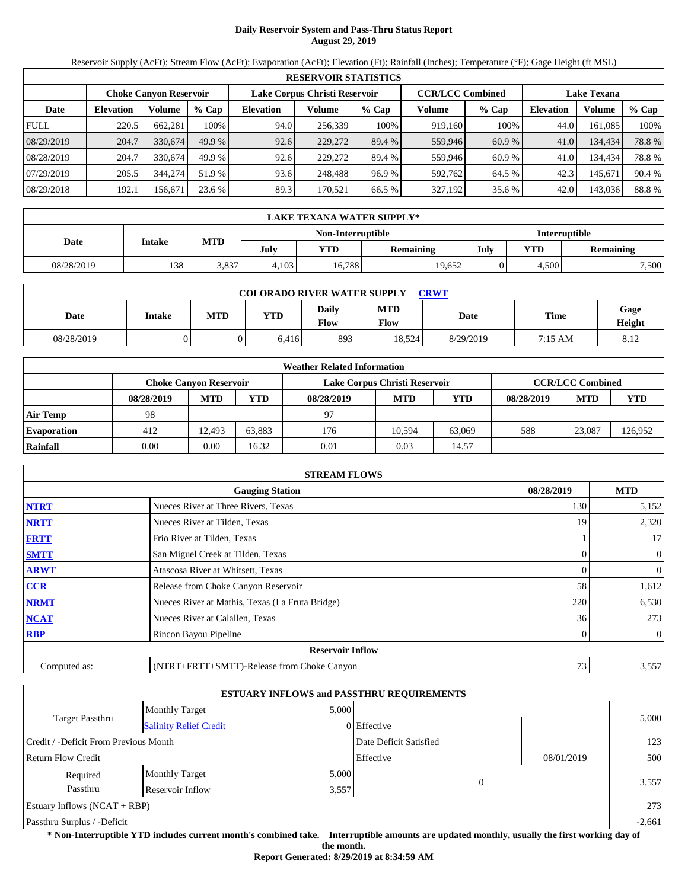# Daily Reservoir System and Pass-Thru Status Report
## August 29, 2019

Reservoir Supply (AcFt); Stream Flow (AcFt); Evaporation (AcFt); Elevation (Ft); Rainfall (Inches); Temperature (°F); Gage Height (ft MSL)

| RESERVOIR STATISTICS | | | | | | | | | | | |
|---|---|---|---|---|---|---|---|---|---|---|---|
| | Choke Canyon Reservoir | | | Lake Corpus Christi Reservoir | | | CCR/LCC Combined | | Lake Texana | | |
| Date | Elevation | Volume | % Cap | Elevation | Volume | % Cap | Volume | % Cap | Elevation | Volume | % Cap |
| FULL | 220.5 | 662,281 | 100% | 94.0 | 256,339 | 100% | 919,160 | 100% | 44.0 | 161,085 | 100% |
| 08/29/2019 | 204.7 | 330,674 | 49.9 % | 92.6 | 229,272 | 89.4 % | 559,946 | 60.9 % | 41.0 | 134,434 | 78.8 % |
| 08/28/2019 | 204.7 | 330,674 | 49.9 % | 92.6 | 229,272 | 89.4 % | 559,946 | 60.9 % | 41.0 | 134,434 | 78.8 % |
| 07/29/2019 | 205.5 | 344,274 | 51.9 % | 93.6 | 248,488 | 96.9 % | 592,762 | 64.5 % | 42.3 | 145,671 | 90.4 % |
| 08/29/2018 | 192.1 | 156,671 | 23.6 % | 89.3 | 170,521 | 66.5 % | 327,192 | 35.6 % | 42.0 | 143,036 | 88.8 % |

| LAKE TEXANA WATER SUPPLY* | | | | | | | | |
|---|---|---|---|---|---|---|---|---|
| Date | Intake | MTD | Non-Interruptible | | | Interruptible | | |
| | | | July | YTD | Remaining | July | YTD | Remaining |
| 08/28/2019 | 138 | 3,837 | 4,103 | 16,788 | 19,652 | 0 | 4,500 | 7,500 |

| COLORADO RIVER WATER SUPPLY CRWT | | | | | | | | |
|---|---|---|---|---|---|---|---|---|
| Date | Intake | MTD | YTD | Daily Flow | MTD Flow | Date | Time | Gage Height |
| 08/28/2019 | 0 | 0 | 6,416 | 893 | 18,524 | 8/29/2019 | 7:15 AM | 8.12 |

| Weather Related Information | | | | | | | | | |
|---|---|---|---|---|---|---|---|---|---|
| | Choke Canyon Reservoir | | | Lake Corpus Christi Reservoir | | | CCR/LCC Combined | | |
| | 08/28/2019 | MTD | YTD | 08/28/2019 | MTD | YTD | 08/28/2019 | MTD | YTD |
| Air Temp | 98 | | | 97 | | | | | |
| Evaporation | 412 | 12,493 | 63,883 | 176 | 10,594 | 63,069 | 588 | 23,087 | 126,952 |
| Rainfall | 0.00 | 0.00 | 16.32 | 0.01 | 0.03 | 14.57 | | | |

| STREAM FLOWS | | | |
|---|---|---|---|
| | Gauging Station | 08/28/2019 | MTD |
| NTRT | Nueces River at Three Rivers, Texas | 130 | 5,152 |
| NRTT | Nueces River at Tilden, Texas | 19 | 2,320 |
| FRTT | Frio River at Tilden, Texas | 1 | 17 |
| SMTT | San Miguel Creek at Tilden, Texas | 0 | 0 |
| ARWT | Atascosa River at Whitsett, Texas | 0 | 0 |
| CCR | Release from Choke Canyon Reservoir | 58 | 1,612 |
| NRMT | Nueces River at Mathis, Texas (La Fruta Bridge) | 220 | 6,530 |
| NCAT | Nueces River at Calallen, Texas | 36 | 273 |
| RBP | Rincon Bayou Pipeline | 0 | 0 |
| | Reservoir Inflow | | |
| Computed as: | (NTRT+FRTT+SMTT)-Release from Choke Canyon | 73 | 3,557 |

| ESTUARY INFLOWS and PASSTHRU REQUIREMENTS | | | | | |
|---|---|---|---|---|---|
| Target Passthru | Monthly Target | 5,000 | | | 5,000 |
| | Salinity Relief Credit | 0 | Effective | | |
| Credit / -Deficit From Previous Month | | | Date Deficit Satisfied | | 123 |
| Return Flow Credit | | | Effective | 08/01/2019 | 500 |
| Required Passthru | Monthly Target | 5,000 | 0 | | 3,557 |
| | Reservoir Inflow | 3,557 | | | |
| Estuary Inflows (NCAT + RBP) | | | | | 273 |
| Passthru Surplus / -Deficit | | | | | -2,661 |

**\* Non-Interruptible YTD includes current month's combined take. Interruptible amounts are updated monthly, usually the first working day of the month.**

**Report Generated: 8/29/2019 at 8:34:59 AM**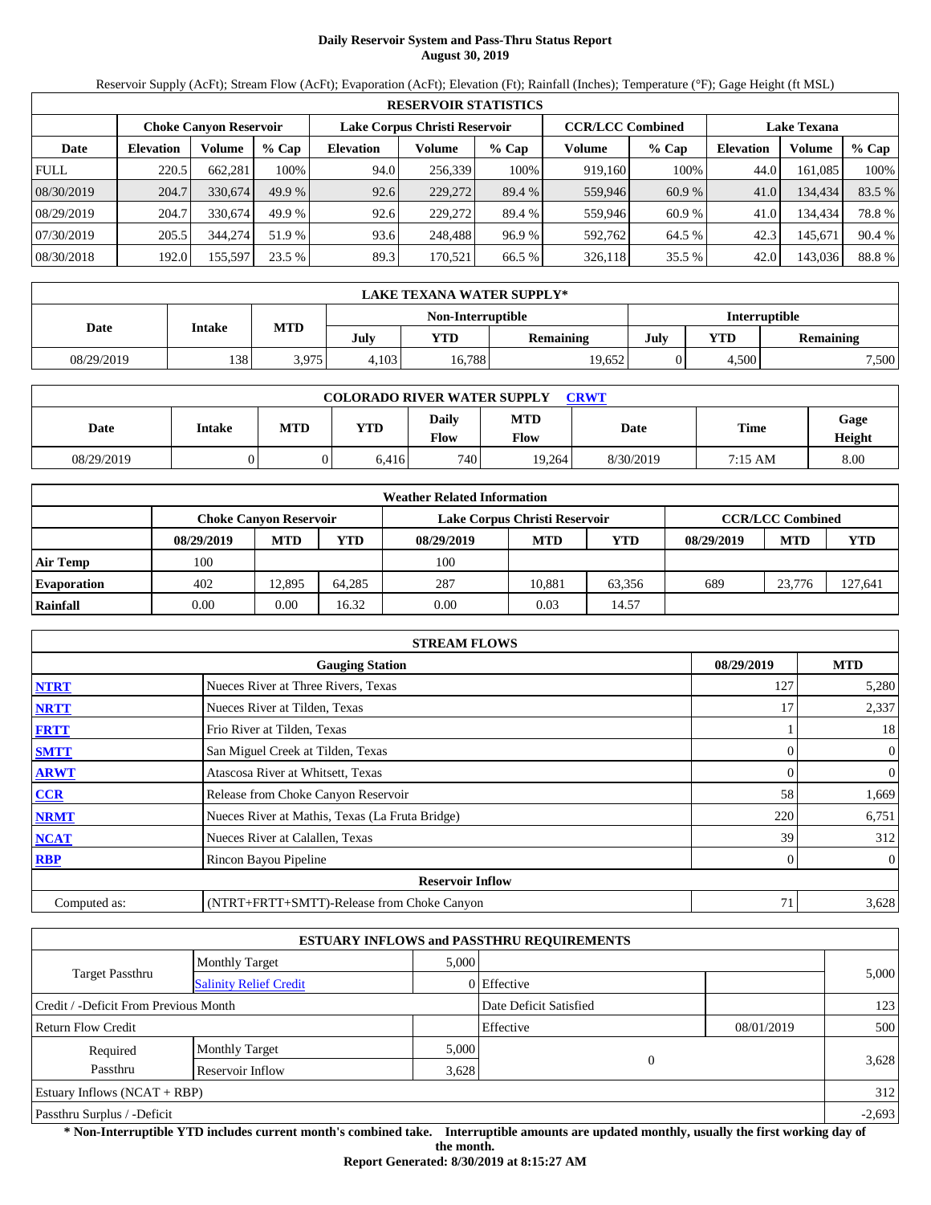# Daily Reservoir System and Pass-Thru Status Report
**August 30, 2019**

Reservoir Supply (AcFt); Stream Flow (AcFt); Evaporation (AcFt); Elevation (Ft); Rainfall (Inches); Temperature (°F); Gage Height (ft MSL)

| RESERVOIR STATISTICS | | | | | | | | | | | |
|---|---|---|---|---|---|---|---|---|---|---|---|
| | Choke Canyon Reservoir | | | Lake Corpus Christi Reservoir | | | CCR/LCC Combined | | Lake Texana | | |
| Date | Elevation | Volume | % Cap | Elevation | Volume | % Cap | Volume | % Cap | Elevation | Volume | % Cap |
| FULL | 220.5 | 662,281 | 100% | 94.0 | 256,339 | 100% | 919,160 | 100% | 44.0 | 161,085 | 100% |
| 08/30/2019 | 204.7 | 330,674 | 49.9 % | 92.6 | 229,272 | 89.4 % | 559,946 | 60.9 % | 41.0 | 134,434 | 83.5 % |
| 08/29/2019 | 204.7 | 330,674 | 49.9 % | 92.6 | 229,272 | 89.4 % | 559,946 | 60.9 % | 41.0 | 134,434 | 78.8 % |
| 07/30/2019 | 205.5 | 344,274 | 51.9 % | 93.6 | 248,488 | 96.9 % | 592,762 | 64.5 % | 42.3 | 145,671 | 90.4 % |
| 08/30/2018 | 192.0 | 155,597 | 23.5 % | 89.3 | 170,521 | 66.5 % | 326,118 | 35.5 % | 42.0 | 143,036 | 88.8 % |

| LAKE TEXANA WATER SUPPLY* | | | | | | | | |
|---|---|---|---|---|---|---|---|---|
| Date | Intake | MTD | Non-Interruptible | | | Interruptible | | |
| | | | July | YTD | Remaining | July | YTD | Remaining |
| 08/29/2019 | 138 | 3,975 | 4,103 | 16,788 | 19,652 | 0 | 4,500 | 7,500 |

| COLORADO RIVER WATER SUPPLY CRWT | | | | | | | | |
|---|---|---|---|---|---|---|---|---|
| Date | Intake | MTD | YTD | Daily Flow | MTD Flow | Date | Time | Gage Height |
| 08/29/2019 | 0 | 0 | 6,416 | 740 | 19,264 | 8/30/2019 | 7:15 AM | 8.00 |

| Weather Related Information | | | | | | | | | |
|---|---|---|---|---|---|---|---|---|---|
| | Choke Canyon Reservoir | | | Lake Corpus Christi Reservoir | | | CCR/LCC Combined | | |
| | 08/29/2019 | MTD | YTD | 08/29/2019 | MTD | YTD | 08/29/2019 | MTD | YTD |
| Air Temp | 100 | | | 100 | | | | | |
| Evaporation | 402 | 12,895 | 64,285 | 287 | 10,881 | 63,356 | 689 | 23,776 | 127,641 |
| Rainfall | 0.00 | 0.00 | 16.32 | 0.00 | 0.03 | 14.57 | | | |

| STREAM FLOWS | | | |
|---|---|---|---|
| | Gauging Station | 08/29/2019 | MTD |
| NTRT | Nueces River at Three Rivers, Texas | 127 | 5,280 |
| NRTT | Nueces River at Tilden, Texas | 17 | 2,337 |
| FRTT | Frio River at Tilden, Texas | 1 | 18 |
| SMTT | San Miguel Creek at Tilden, Texas | 0 | 0 |
| ARWT | Atascosa River at Whitsett, Texas | 0 | 0 |
| CCR | Release from Choke Canyon Reservoir | 58 | 1,669 |
| NRMT | Nueces River at Mathis, Texas (La Fruta Bridge) | 220 | 6,751 |
| NCAT | Nueces River at Calallen, Texas | 39 | 312 |
| RBP | Rincon Bayou Pipeline | 0 | 0 |
| **Reservoir Inflow** | | | |
| Computed as: | (NTRT+FRTT+SMTT)-Release from Choke Canyon | 71 | 3,628 |

| ESTUARY INFLOWS and PASSTHRU REQUIREMENTS | | | | | |
|---|---|---|---|---|---|
| Target Passthru | Monthly Target | 5,000 | | | 5,000 |
| | Salinity Relief Credit | 0 | Effective | | |
| Credit / -Deficit From Previous Month | | | Date Deficit Satisfied | | 123 |
| Return Flow Credit | | | Effective | 08/01/2019 | 500 |
| Required Passthru | Monthly Target | 5,000 | 0 | | 3,628 |
| | Reservoir Inflow | 3,628 | | | |
| Estuary Inflows (NCAT + RBP) | | | | | 312 |
| Passthru Surplus / -Deficit | | | | | -2,693 |

**\* Non-Interruptible YTD includes current month's combined take. Interruptible amounts are updated monthly, usually the first working day of the month.**

**Report Generated: 8/30/2019 at 8:15:27 AM**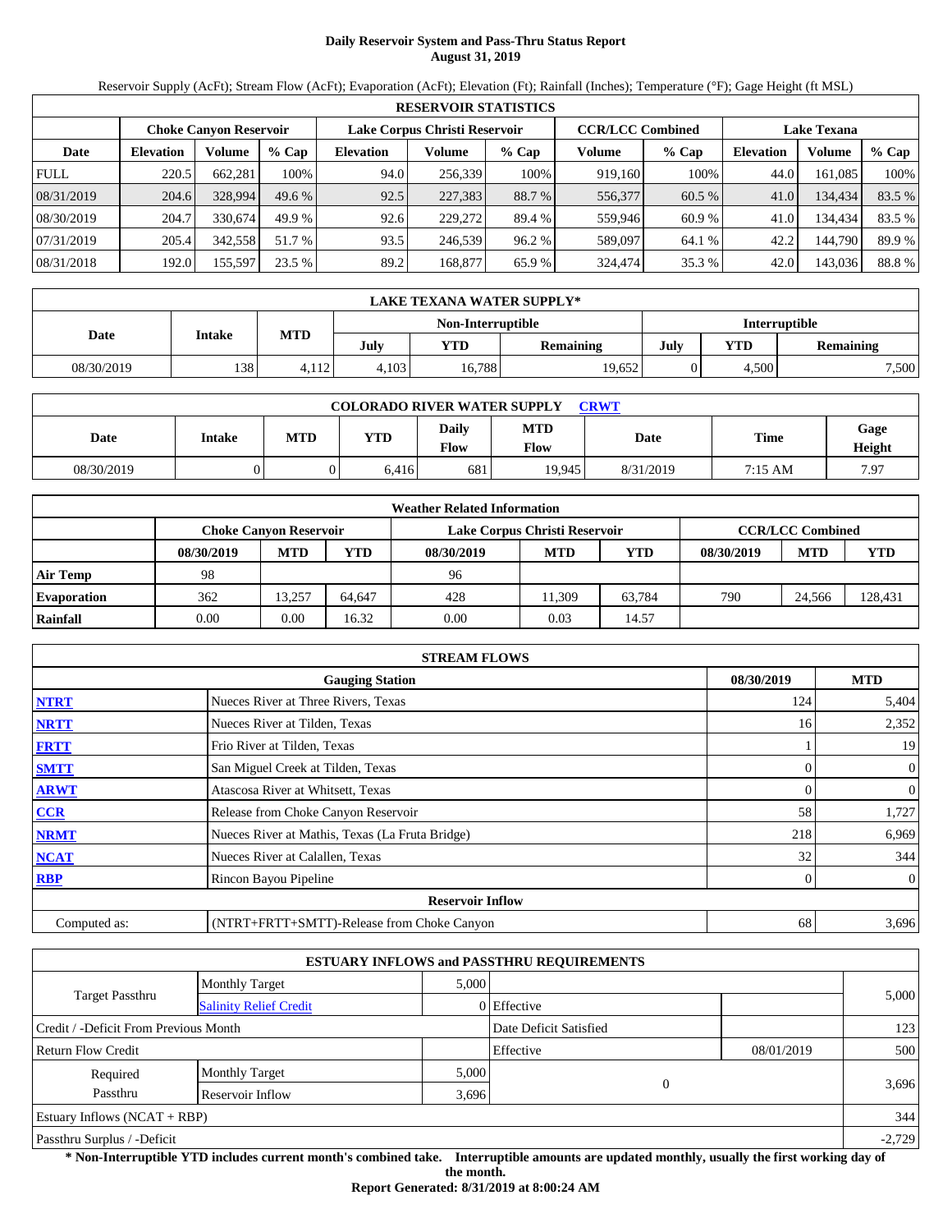# Daily Reservoir System and Pass-Thru Status Report
## August 31, 2019

Reservoir Supply (AcFt); Stream Flow (AcFt); Evaporation (AcFt); Elevation (Ft); Rainfall (Inches); Temperature (°F); Gage Height (ft MSL)

| RESERVOIR STATISTICS | | | | | | | | | | | |
|---|---|---|---|---|---|---|---|---|---|---|---|
| | Choke Canyon Reservoir | | | Lake Corpus Christi Reservoir | | | CCR/LCC Combined | | Lake Texana | | |
| Date | Elevation | Volume | % Cap | Elevation | Volume | % Cap | Volume | % Cap | Elevation | Volume | % Cap |
| FULL | 220.5 | 662,281 | 100% | 94.0 | 256,339 | 100% | 919,160 | 100% | 44.0 | 161,085 | 100% |
| 08/31/2019 | 204.6 | 328,994 | 49.6 % | 92.5 | 227,383 | 88.7 % | 556,377 | 60.5 % | 41.0 | 134,434 | 83.5 % |
| 08/30/2019 | 204.7 | 330,674 | 49.9 % | 92.6 | 229,272 | 89.4 % | 559,946 | 60.9 % | 41.0 | 134,434 | 83.5 % |
| 07/31/2019 | 205.4 | 342,558 | 51.7 % | 93.5 | 246,539 | 96.2 % | 589,097 | 64.1 % | 42.2 | 144,790 | 89.9 % |
| 08/31/2018 | 192.0 | 155,597 | 23.5 % | 89.2 | 168,877 | 65.9 % | 324,474 | 35.3 % | 42.0 | 143,036 | 88.8 % |

| LAKE TEXANA WATER SUPPLY* | | | | | | | | |
|---|---|---|---|---|---|---|---|---|
| Date | Intake | MTD | Non-Interruptible | | | Interruptible | | |
| | | | July | YTD | Remaining | July | YTD | Remaining |
| 08/30/2019 | 138 | 4,112 | 4,103 | 16,788 | 19,652 | 0 | 4,500 | 7,500 |

| COLORADO RIVER WATER SUPPLY CRWT | | | | | | | | |
|---|---|---|---|---|---|---|---|---|
| Date | Intake | MTD | YTD | Daily Flow | MTD Flow | Date | Time | Gage Height |
| 08/30/2019 | 0 | 0 | 6,416 | 681 | 19,945 | 8/31/2019 | 7:15 AM | 7.97 |

| Weather Related Information | | | | | | | | | |
|---|---|---|---|---|---|---|---|---|---|
| | Choke Canyon Reservoir | | | Lake Corpus Christi Reservoir | | | CCR/LCC Combined | | |
| | 08/30/2019 | MTD | YTD | 08/30/2019 | MTD | YTD | 08/30/2019 | MTD | YTD |
| Air Temp | 98 | | | 96 | | | | | |
| Evaporation | 362 | 13,257 | 64,647 | 428 | 11,309 | 63,784 | 790 | 24,566 | 128,431 |
| Rainfall | 0.00 | 0.00 | 16.32 | 0.00 | 0.03 | 14.57 | | | |

| STREAM FLOWS | | | |
|---|---|---|---|
| | Gauging Station | 08/30/2019 | MTD |
| NTRT | Nueces River at Three Rivers, Texas | 124 | 5,404 |
| NRTT | Nueces River at Tilden, Texas | 16 | 2,352 |
| FRTT | Frio River at Tilden, Texas | 1 | 19 |
| SMTT | San Miguel Creek at Tilden, Texas | 0 | 0 |
| ARWT | Atascosa River at Whitsett, Texas | 0 | 0 |
| CCR | Release from Choke Canyon Reservoir | 58 | 1,727 |
| NRMT | Nueces River at Mathis, Texas (La Fruta Bridge) | 218 | 6,969 |
| NCAT | Nueces River at Calallen, Texas | 32 | 344 |
| RBP | Rincon Bayou Pipeline | 0 | 0 |
| Reservoir Inflow | | | |
| Computed as: | (NTRT+FRTT+SMTT)-Release from Choke Canyon | 68 | 3,696 |

| ESTUARY INFLOWS and PASSTHRU REQUIREMENTS | | | | | |
|---|---|---|---|---|---|
| Target Passthru | Monthly Target | 5,000 | | | 5,000 |
| | Salinity Relief Credit | 0 | Effective | | |
| Credit / -Deficit From Previous Month | | | Date Deficit Satisfied | | 123 |
| Return Flow Credit | | | Effective | 08/01/2019 | 500 |
| Required Passthru | Monthly Target | 5,000 | 0 | | 3,696 |
| | Reservoir Inflow | 3,696 | | | |
| Estuary Inflows (NCAT + RBP) | | | | | 344 |
| Passthru Surplus / -Deficit | | | | | -2,729 |

**\* Non-Interruptible YTD includes current month's combined take. Interruptible amounts are updated monthly, usually the first working day of the month.**

**Report Generated: 8/31/2019 at 8:00:24 AM**